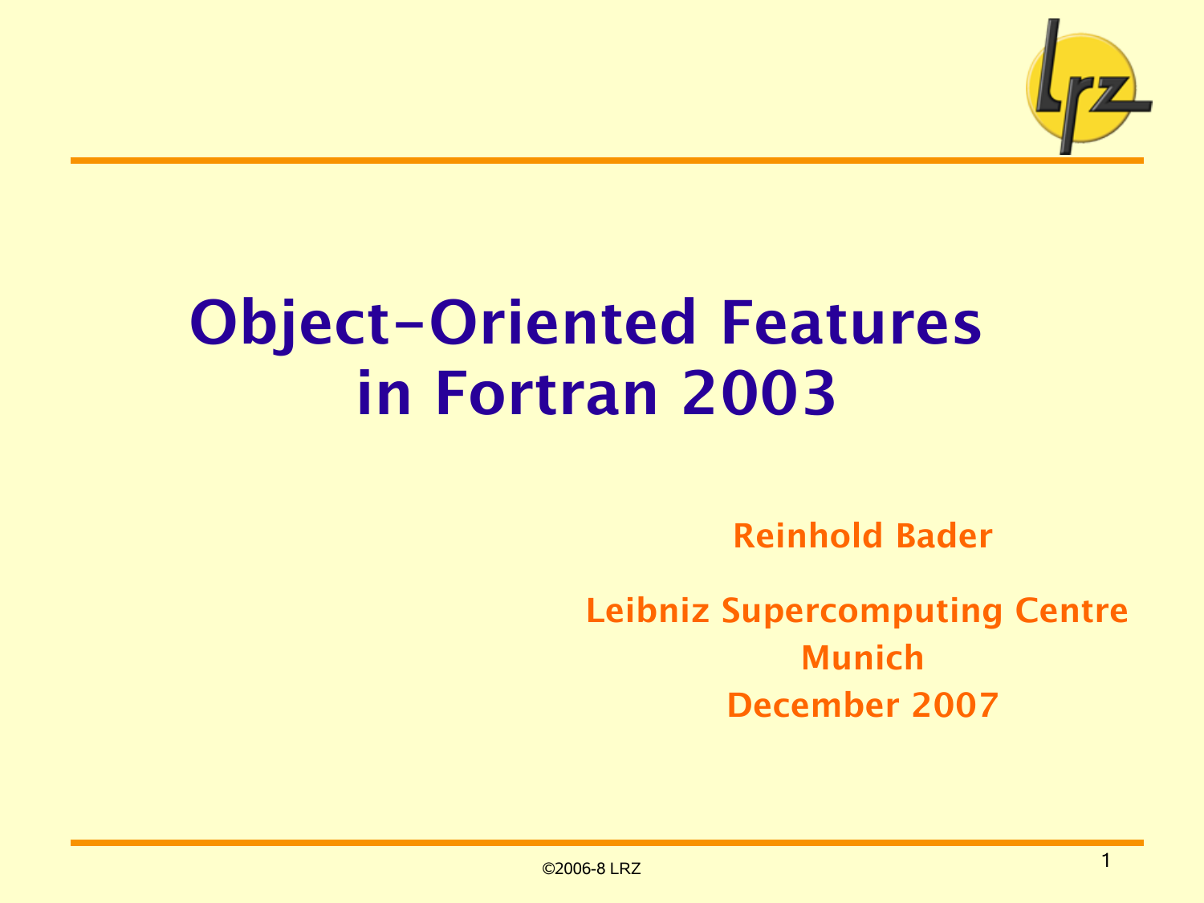# Object-Oriented Features in Fortran 2003

**Reinhold Bader**

**Leibniz Supercomputing Centre**
**Munich**
**December 2007**

©2006-8 LRZ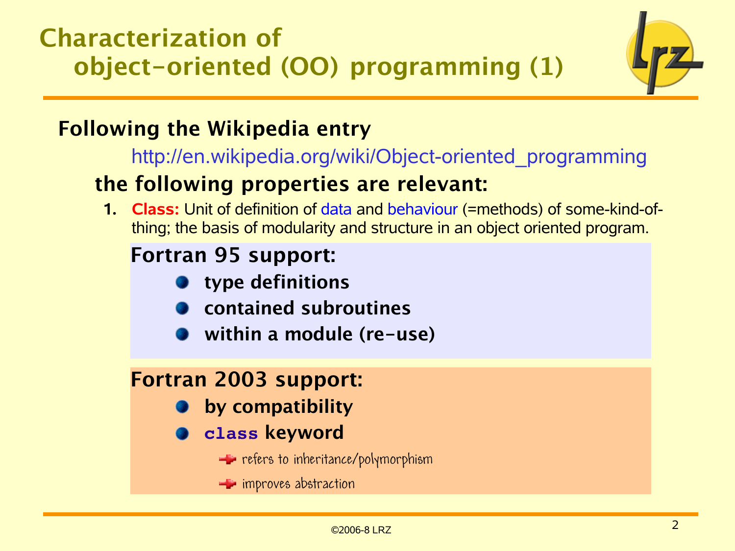# Characterization of object-oriented (OO) programming (1)

**Following the Wikipedia entry**

http://en.wikipedia.org/wiki/Object-oriented_programming

**the following properties are relevant:**

1. **Class:** Unit of definition of data and behaviour (=methods) of some-kind-of-thing; the basis of modularity and structure in an object oriented program.

**Fortran 95 support:**

- **type definitions**
- **contained subroutines**
- **within a module (re-use)**

**Fortran 2003 support:**

- **by compatibility**
- **`class` keyword**
  - refers to inheritance/polymorphism
  - improves abstraction

©2006-8 LRZ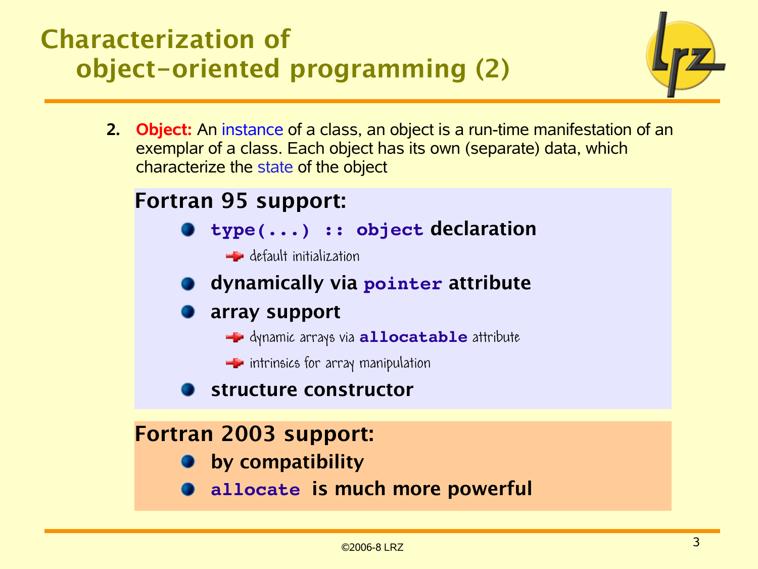# Characterization of object-oriented programming (2)

2. **Object:** An instance of a class, an object is a run-time manifestation of an exemplar of a class. Each object has its own (separate) data, which characterize the state of the object

**Fortran 95 support:**

- **`type(...) :: object` declaration**
  - default initialization
- **dynamically via `pointer` attribute**
- **array support**
  - dynamic arrays via **`allocatable`** attribute
  - intrinsics for array manipulation
- **structure constructor**

**Fortran 2003 support:**

- **by compatibility**
- **`allocate` is much more powerful**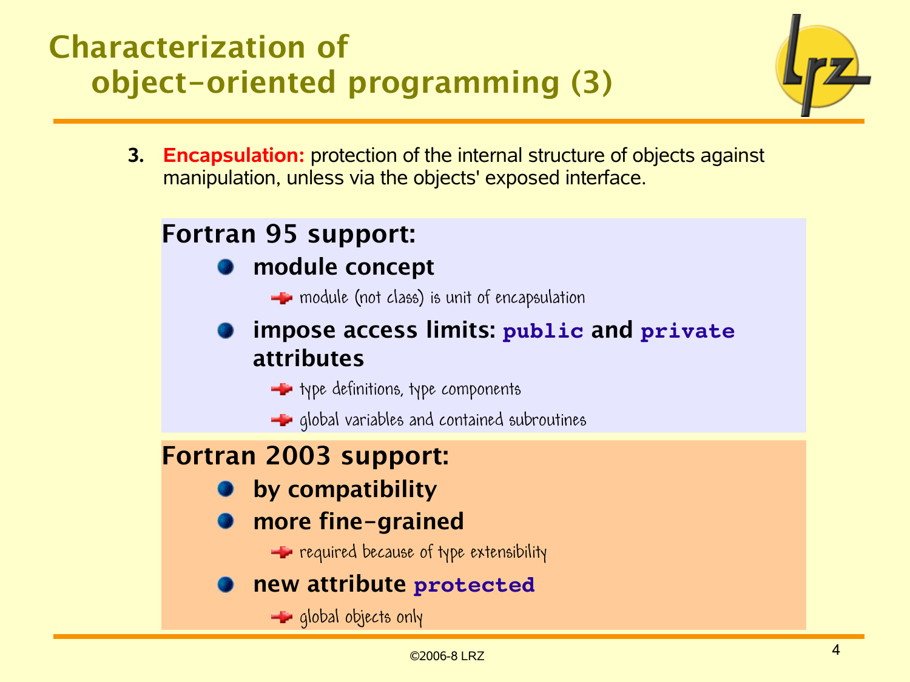# Characterization of object-oriented programming (3)

3. **Encapsulation:** protection of the internal structure of objects against manipulation, unless via the objects' exposed interface.

## Fortran 95 support:

- **module concept**
  - module (not class) is unit of encapsulation
- **impose access limits: `public` and `private` attributes**
  - type definitions, type components
  - global variables and contained subroutines

## Fortran 2003 support:

- **by compatibility**
- **more fine-grained**
  - required because of type extensibility
- **new attribute `protected`**
  - global objects only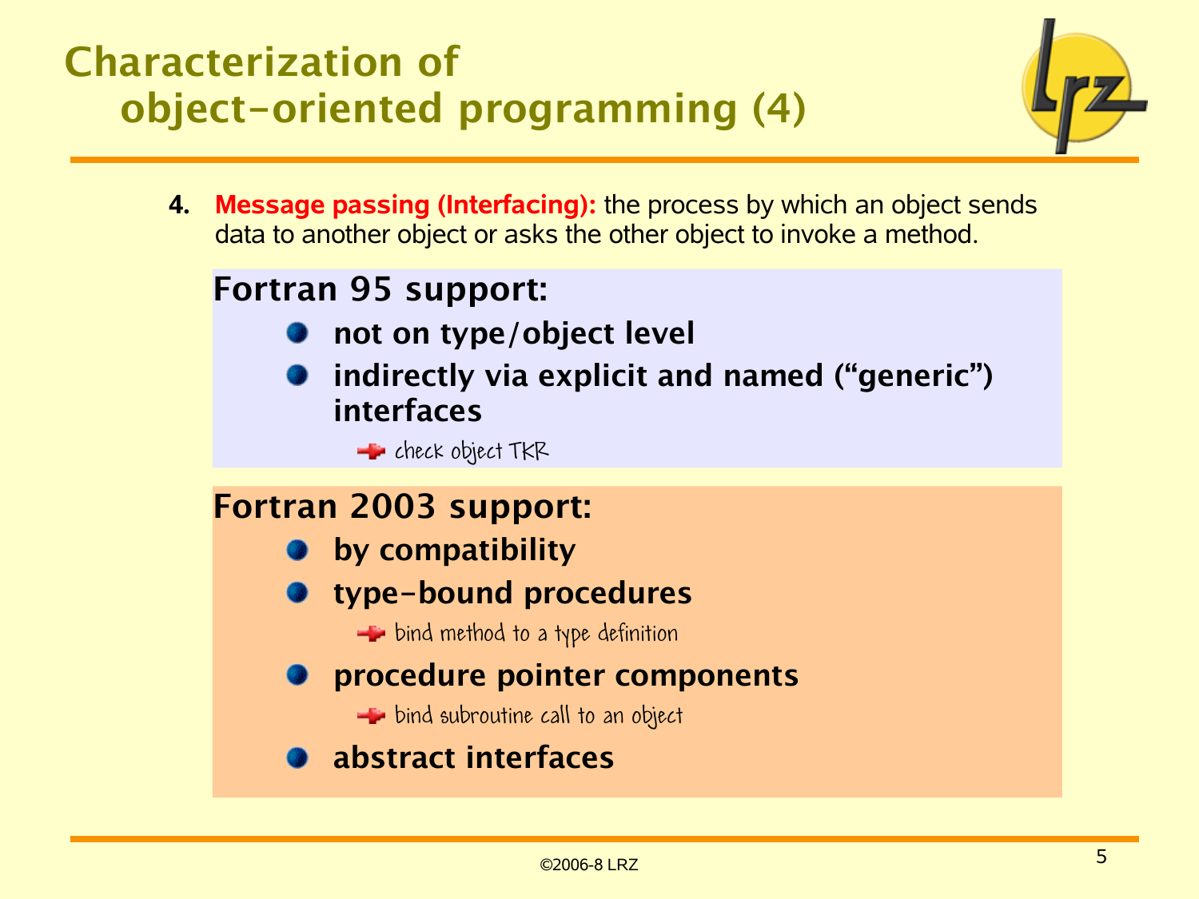# Characterization of object-oriented programming (4)

4. **Message passing (Interfacing):** the process by which an object sends data to another object or asks the other object to invoke a method.

**Fortran 95 support:**

- **not on type/object level**
- **indirectly via explicit and named ("generic") interfaces**
  - check object TKR

**Fortran 2003 support:**

- **by compatibility**
- **type-bound procedures**
  - bind method to a type definition
- **procedure pointer components**
  - bind subroutine call to an object
- **abstract interfaces**

©2006-8 LRZ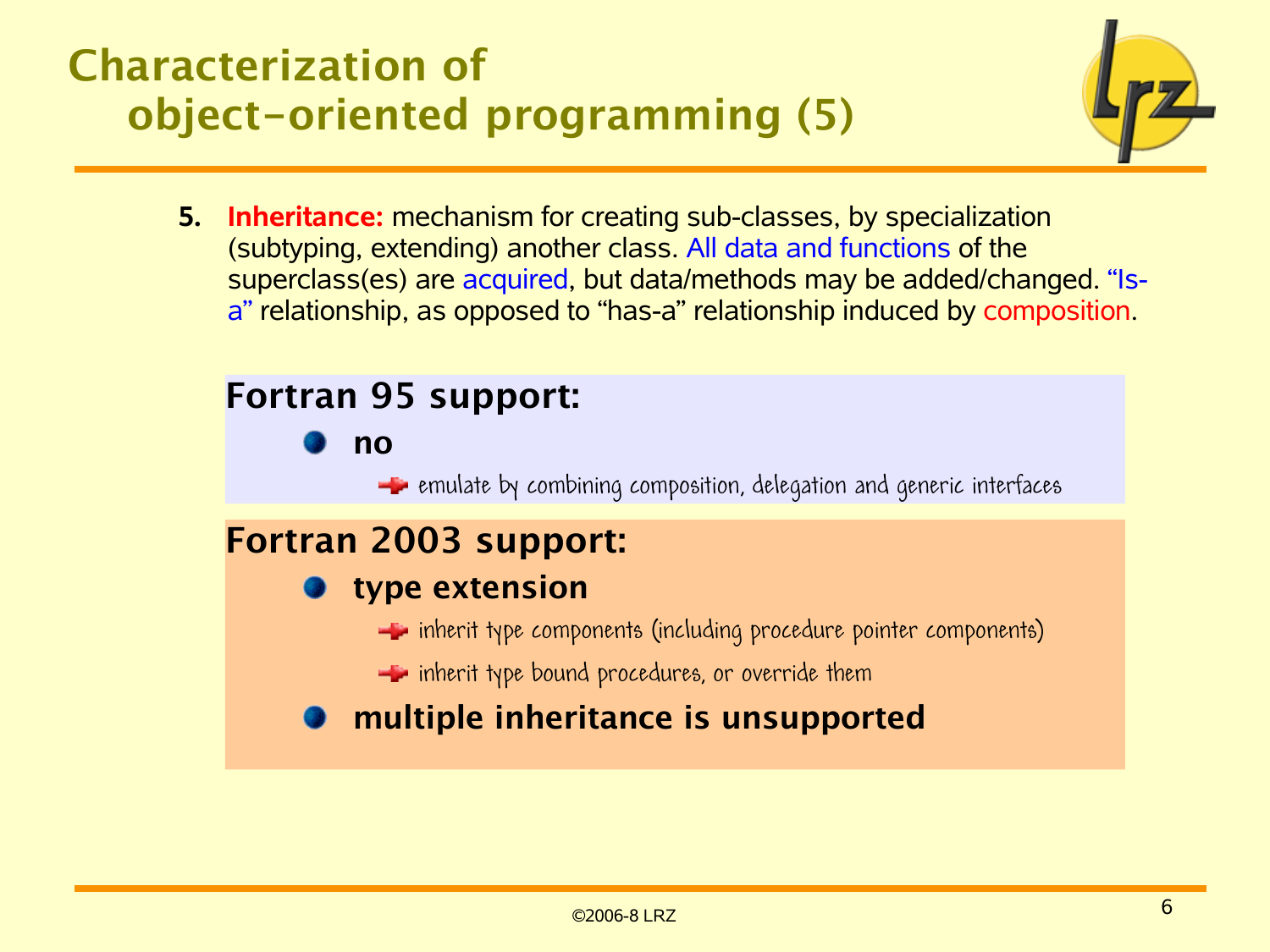# Characterization of object-oriented programming (5)

5. **Inheritance:** mechanism for creating sub-classes, by specialization (subtyping, extending) another class. All data and functions of the superclass(es) are acquired, but data/methods may be added/changed. "Is-a" relationship, as opposed to "has-a" relationship induced by composition.

## Fortran 95 support:

- **no**
  - emulate by combining composition, delegation and generic interfaces

## Fortran 2003 support:

- **type extension**
  - inherit type components (including procedure pointer components)
  - inherit type bound procedures, or override them
- **multiple inheritance is unsupported**

©2006-8 LRZ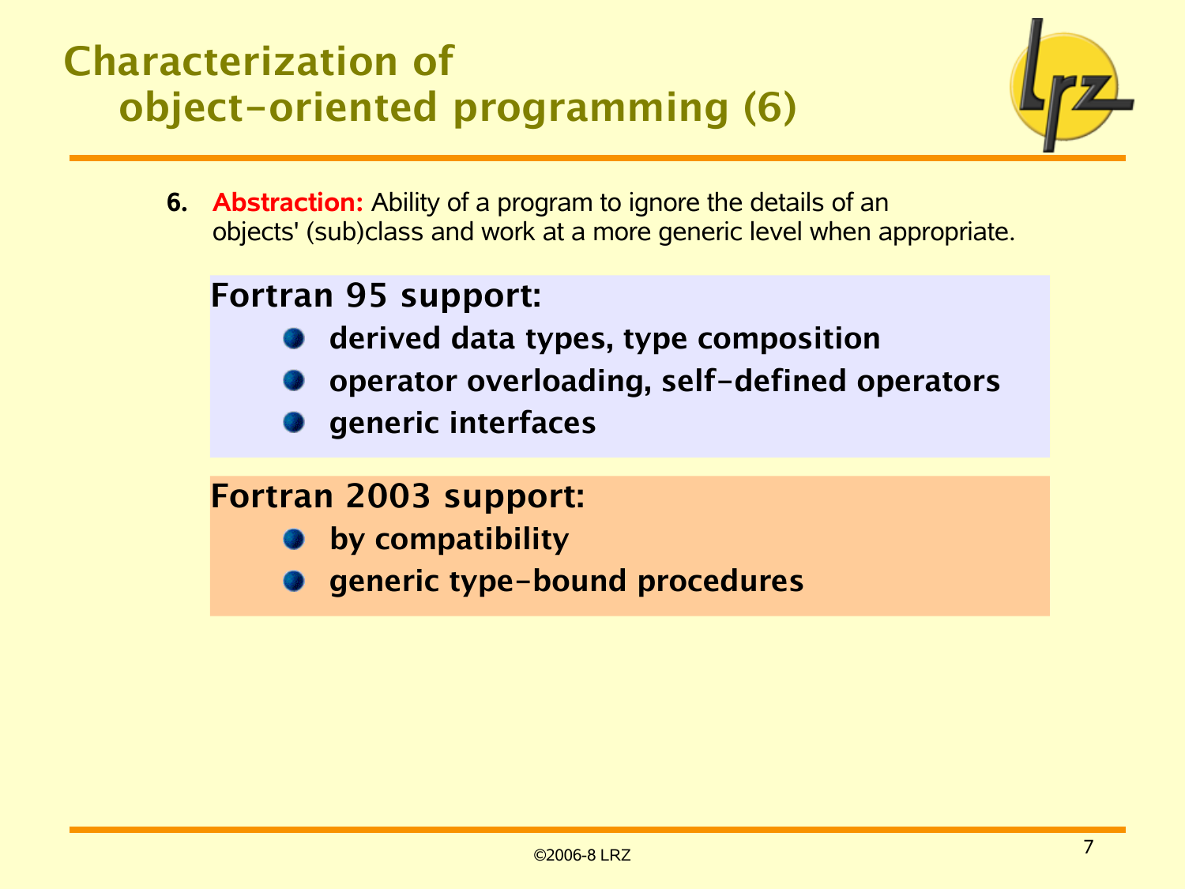# Characterization of object-oriented programming (6)

6. **Abstraction:** Ability of a program to ignore the details of an objects' (sub)class and work at a more generic level when appropriate.

**Fortran 95 support:**

- **derived data types, type composition**
- **operator overloading, self-defined operators**
- **generic interfaces**

**Fortran 2003 support:**

- **by compatibility**
- **generic type-bound procedures**

©2006-8 LRZ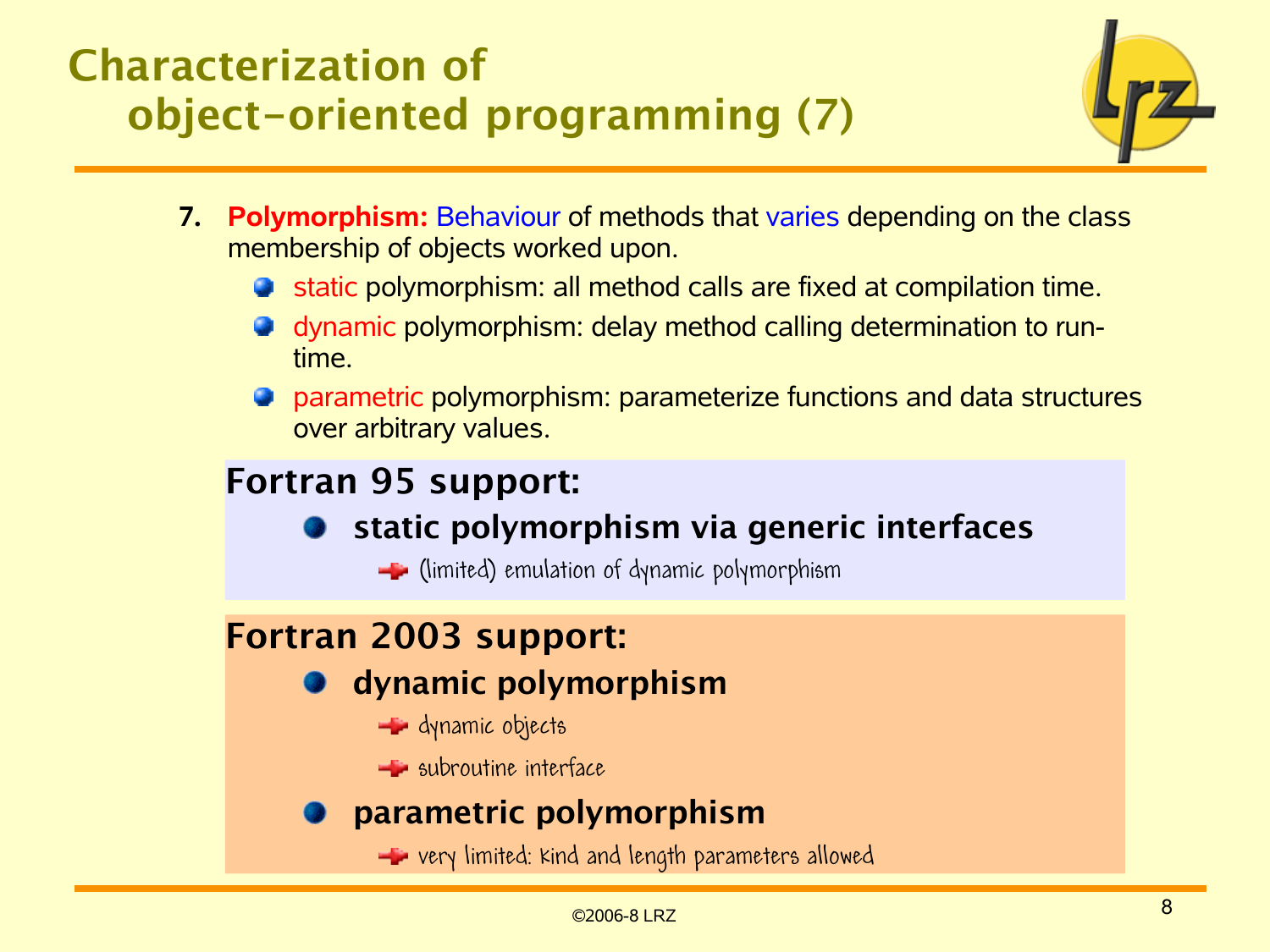# Characterization of object-oriented programming (7)

7. **Polymorphism:** Behaviour of methods that varies depending on the class membership of objects worked upon.
   - static polymorphism: all method calls are fixed at compilation time.
   - dynamic polymorphism: delay method calling determination to run-time.
   - parametric polymorphism: parameterize functions and data structures over arbitrary values.

**Fortran 95 support:**

- **static polymorphism via generic interfaces**
  - (limited) emulation of dynamic polymorphism

**Fortran 2003 support:**

- **dynamic polymorphism**
  - dynamic objects
  - subroutine interface
- **parametric polymorphism**
  - very limited: kind and length parameters allowed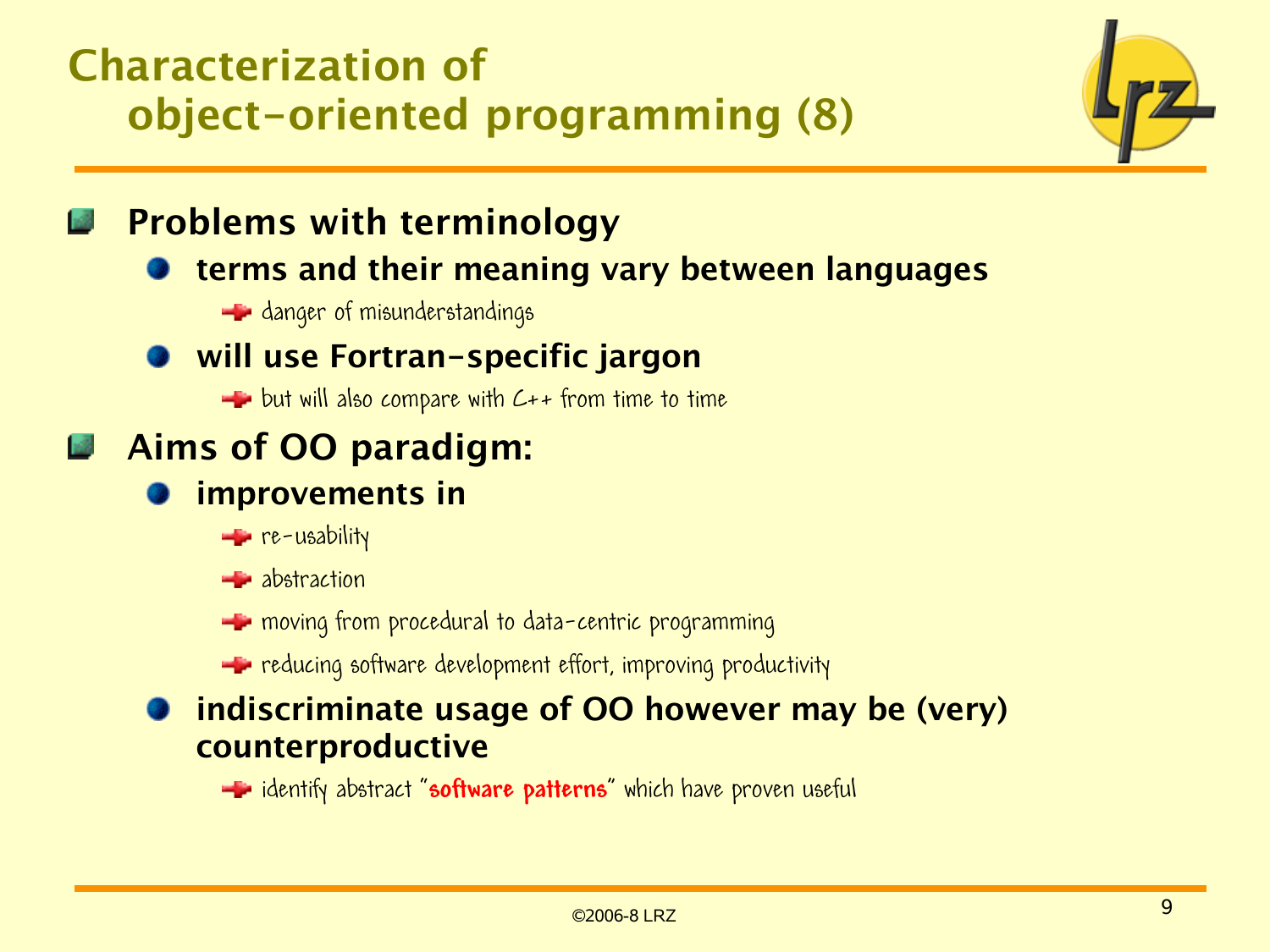# Characterization of object-oriented programming (8)

- **Problems with terminology**
  - **terms and their meaning vary between languages**
    - danger of misunderstandings
  - **will use Fortran-specific jargon**
    - but will also compare with C++ from time to time
- **Aims of OO paradigm:**
  - **improvements in**
    - re-usability
    - abstraction
    - moving from procedural to data-centric programming
    - reducing software development effort, improving productivity
  - **indiscriminate usage of OO however may be (very) counterproductive**
    - identify abstract "**software patterns**" which have proven useful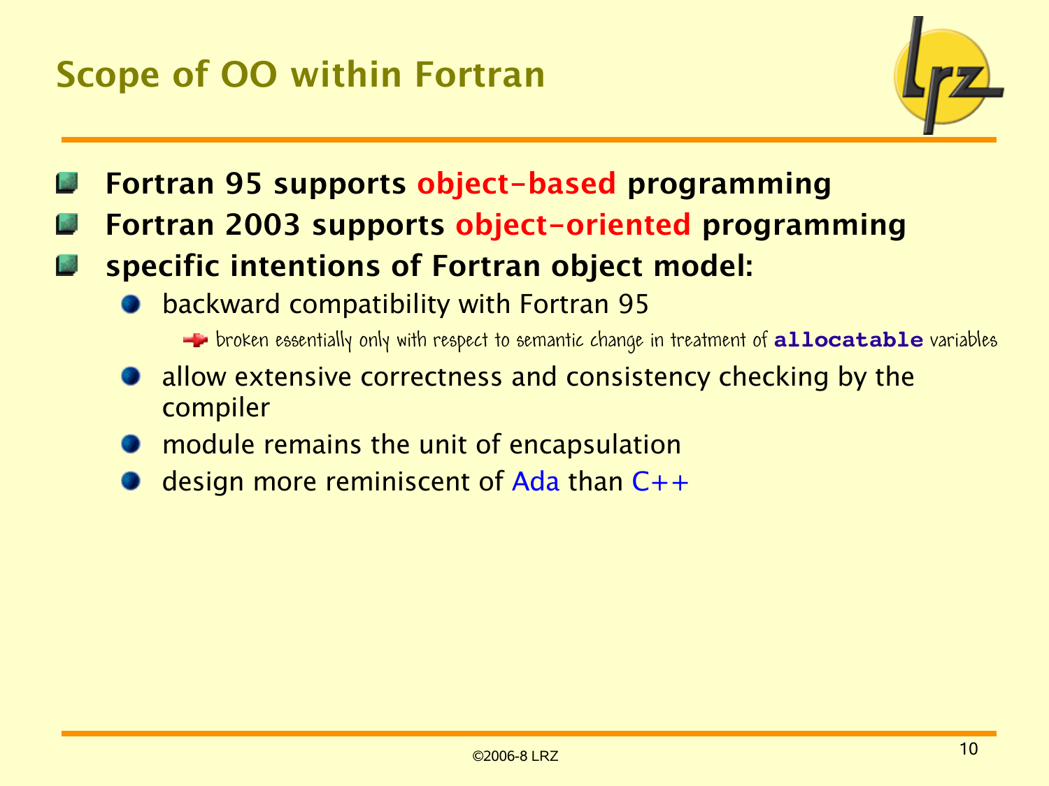# Scope of OO within Fortran

- **Fortran 95 supports object-based programming**
- **Fortran 2003 supports object-oriented programming**
- **specific intentions of Fortran object model:**
  - backward compatibility with Fortran 95
    - broken essentially only with respect to semantic change in treatment of **`allocatable`** variables
  - allow extensive correctness and consistency checking by the compiler
  - module remains the unit of encapsulation
  - design more reminiscent of Ada than C++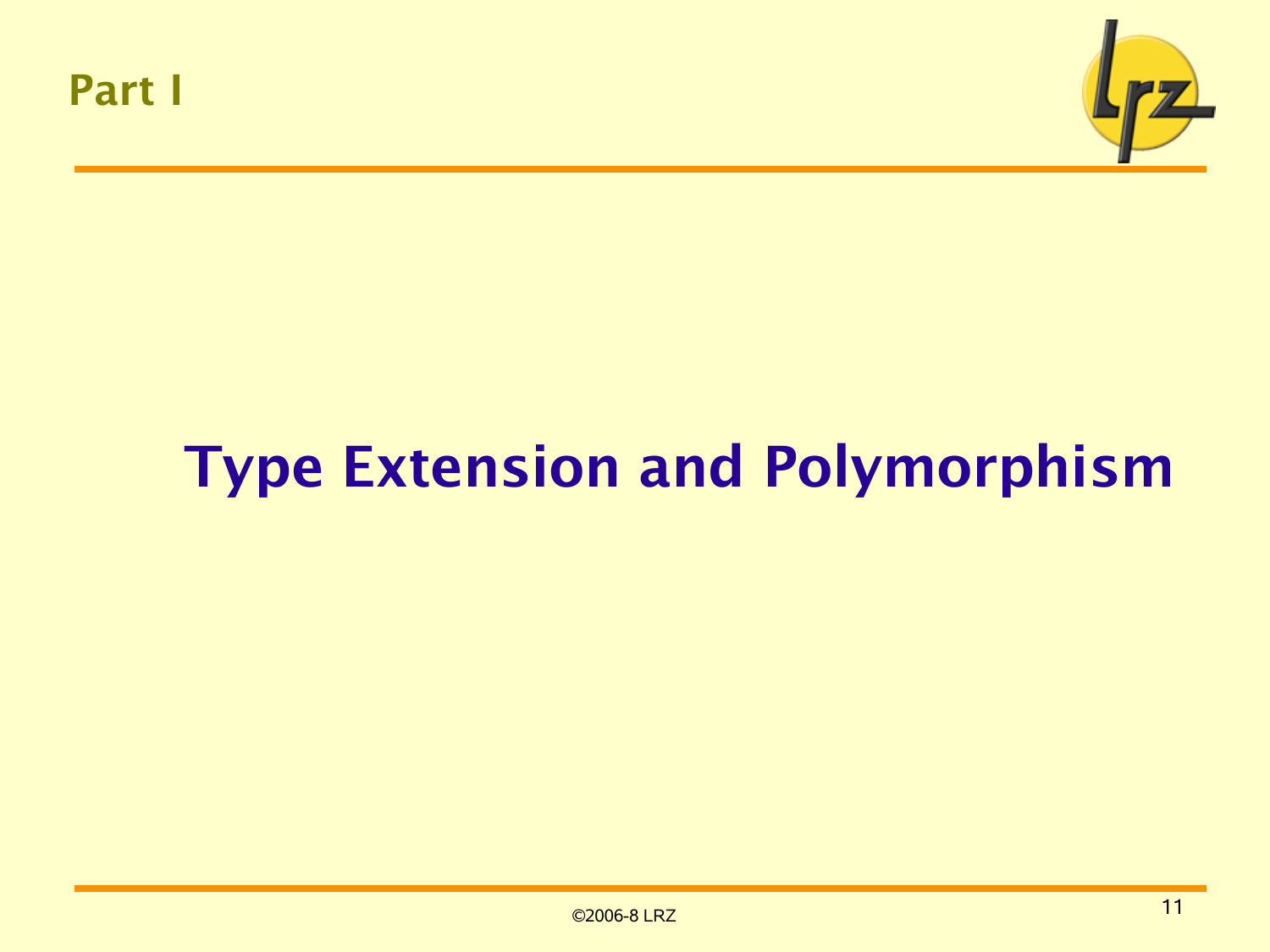## Part I

# Type Extension and Polymorphism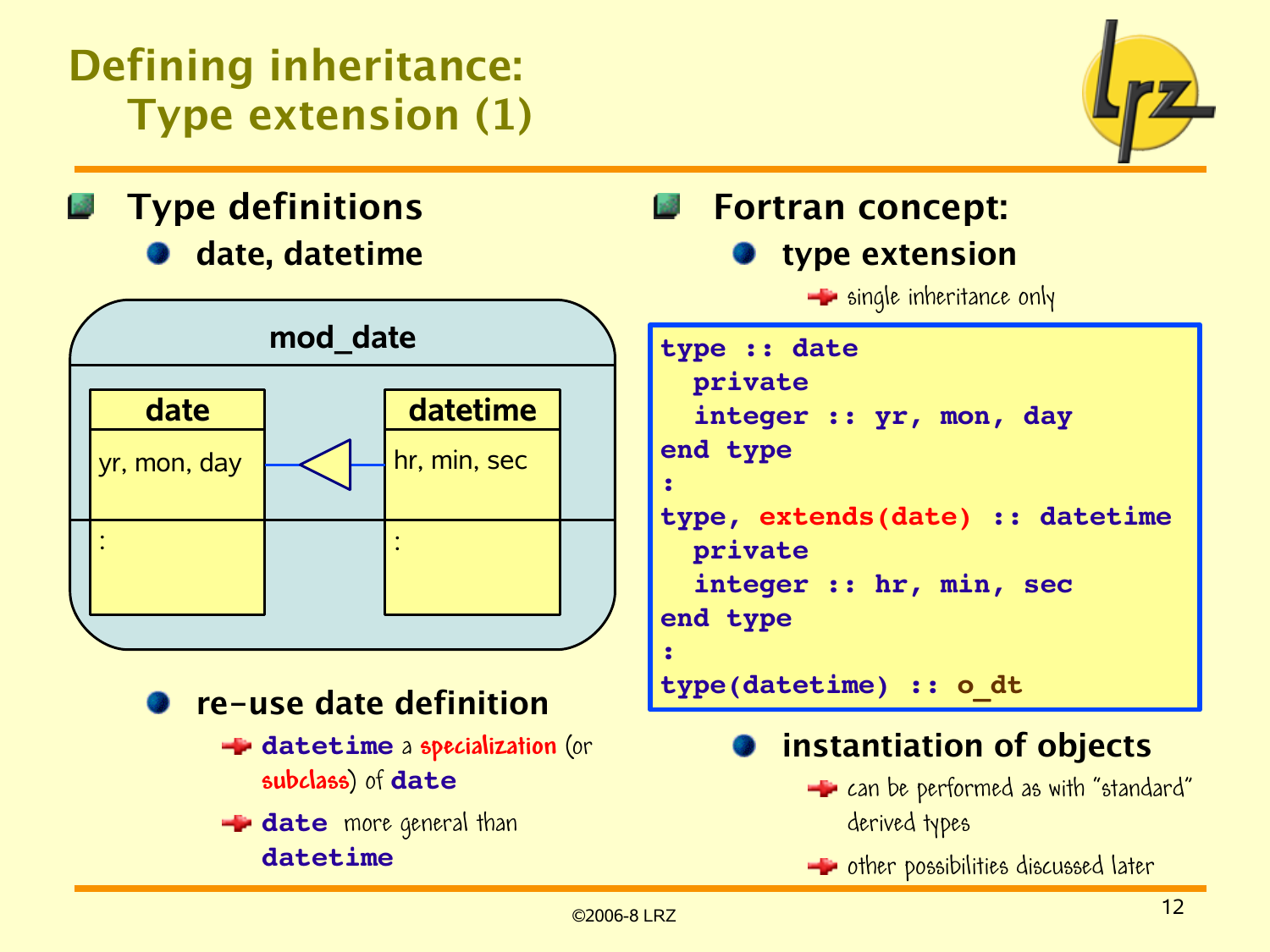# Defining inheritance: Type extension (1)

- **Type definitions**
  - **date, datetime**

mod_date

| date | | datetime |
|---|---|---|
| yr, mon, day | ◁— | hr, min, sec |
| : | | : |

- **re-use date definition**
  - `datetime` a specialization (or subclass) of `date`
  - `date` more general than `datetime`

- **Fortran concept:**
  - **type extension**
    - single inheritance only

```
type :: date
  private
  integer :: yr, mon, day
end type
:
type, extends(date) :: datetime
  private
  integer :: hr, min, sec
end type
:
type(datetime) :: o_dt
```

  - **instantiation of objects**
    - can be performed as with "standard" derived types
    - other possibilities discussed later

©2006-8 LRZ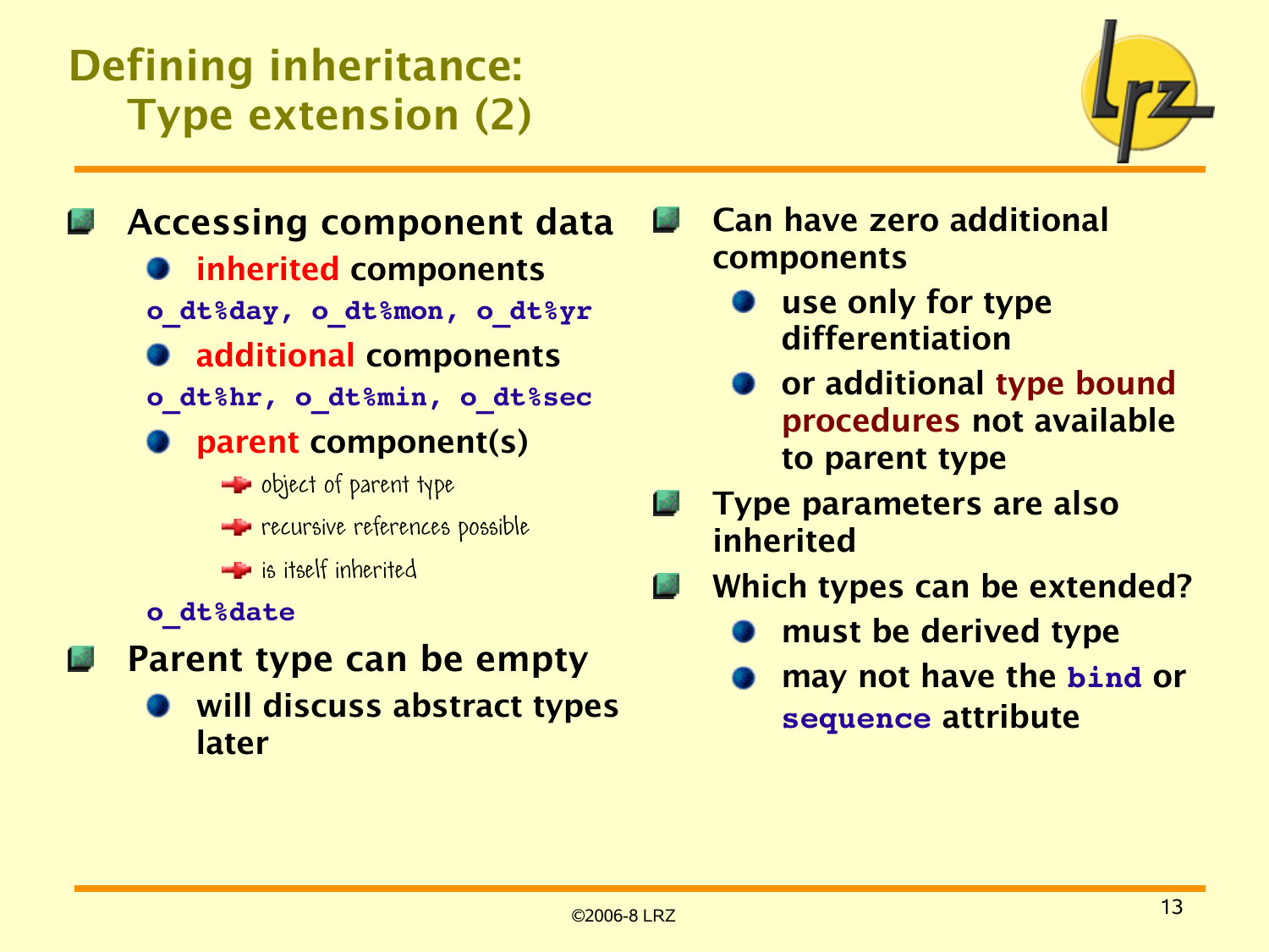# Defining inheritance: Type extension (2)

- **Accessing component data**
  - **inherited components**

    `o_dt%day, o_dt%mon, o_dt%yr`
  - **additional components**

    `o_dt%hr, o_dt%min, o_dt%sec`
  - **parent component(s)**
    - object of parent type
    - recursive references possible
    - is itself inherited

    `o_dt%date`
- **Parent type can be empty**
  - **will discuss abstract types later**
- **Can have zero additional components**
  - **use only for type differentiation**
  - **or additional type bound procedures not available to parent type**
- **Type parameters are also inherited**
- **Which types can be extended?**
  - **must be derived type**
  - **may not have the `bind` or `sequence` attribute**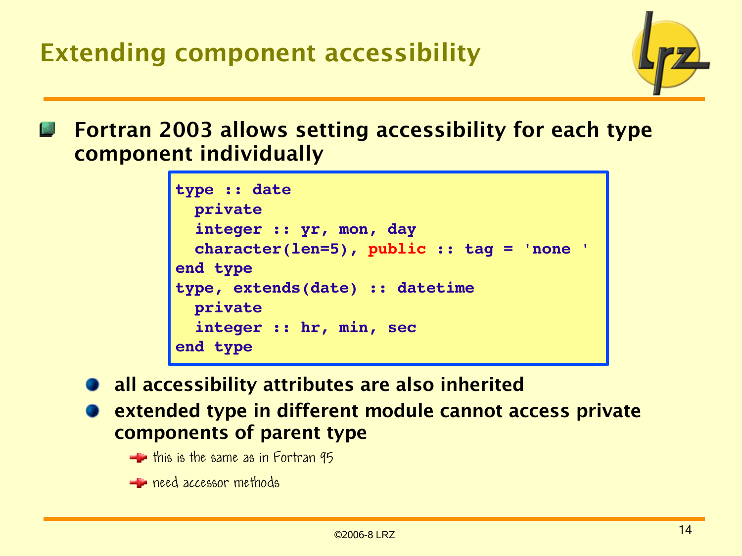# Extending component accessibility

- **Fortran 2003 allows setting accessibility for each type component individually**

```
type :: date
  private
  integer :: yr, mon, day
  character(len=5), public :: tag = 'none '
end type
type, extends(date) :: datetime
  private
  integer :: hr, min, sec
end type
```

  - **all accessibility attributes are also inherited**
  - **extended type in different module cannot access private components of parent type**
    - this is the same as in Fortran 95
    - need accessor methods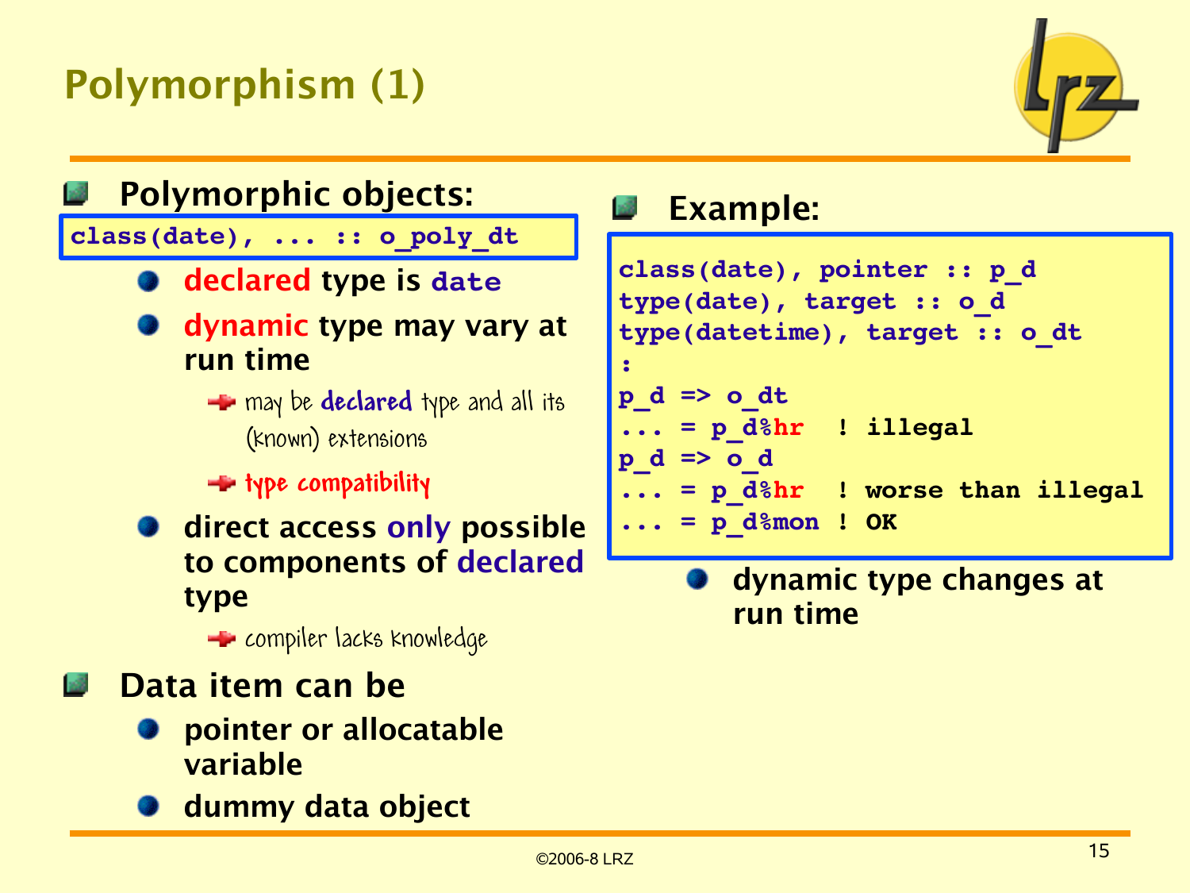# Polymorphism (1)

- **Polymorphic objects:**

```
class(date), ... :: o_poly_dt
```

  - **declared** type is `date`
  - **dynamic** type may vary at run time
    - may be **declared** type and all its (known) extensions
    - type compatibility
  - direct access **only** possible to components of **declared** type
    - compiler lacks knowledge

- **Data item can be**
  - pointer or allocatable variable
  - dummy data object

- **Example:**

```
class(date), pointer :: p_d
type(date), target :: o_d
type(datetime), target :: o_dt
:
p_d => o_dt
... = p_d%hr   ! illegal
p_d => o_d
... = p_d%hr   ! worse than illegal
... = p_d%mon ! OK
```

  - dynamic type changes at run time

©2006-8 LRZ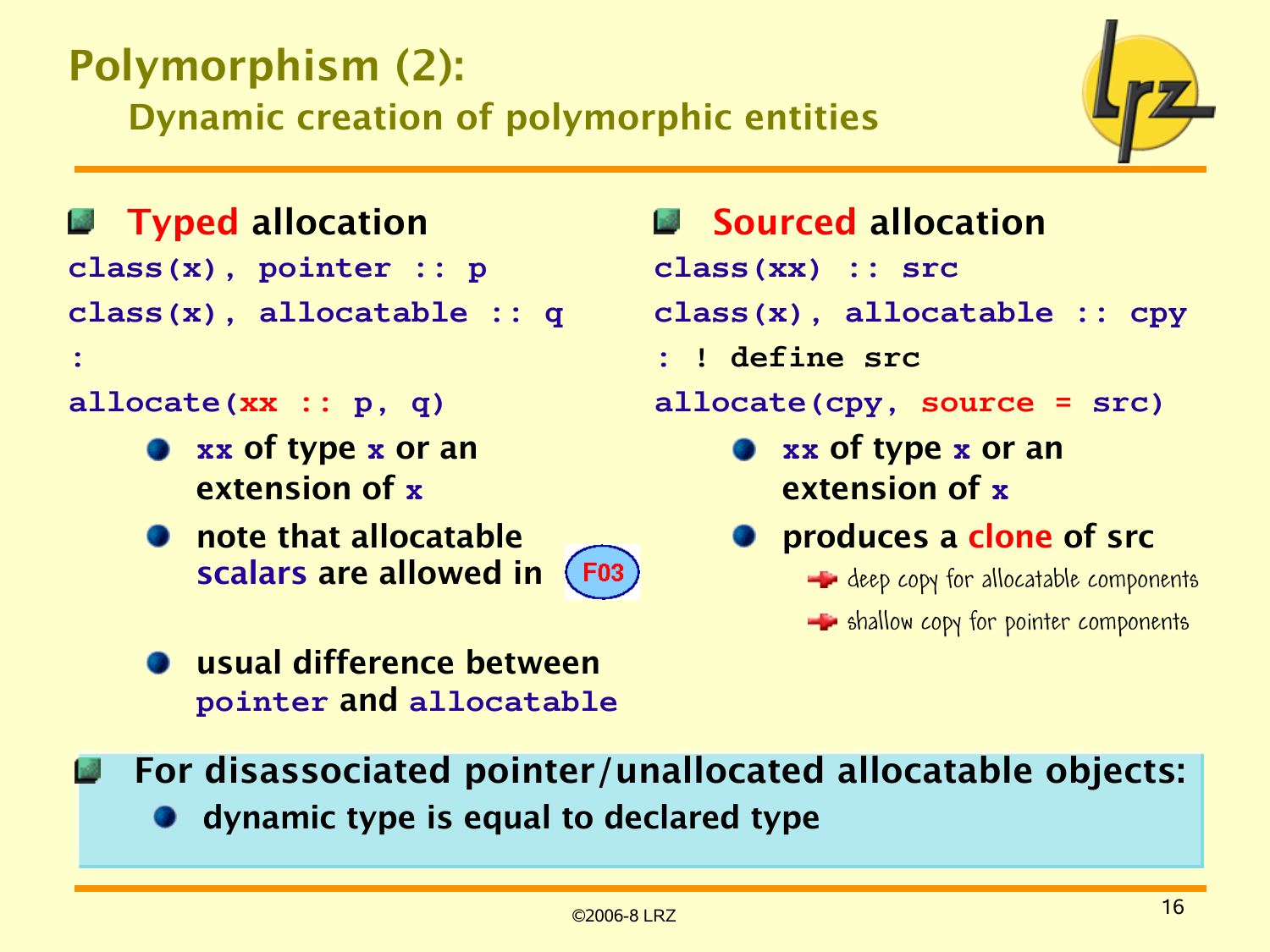# Polymorphism (2):

## Dynamic creation of polymorphic entities

### Typed allocation

```
class(x), pointer :: p
class(x), allocatable :: q
:
allocate(xx :: p, q)
```

- `xx` of type `x` or an extension of `x`
- note that allocatable **scalars** are allowed in F03
- usual difference between `pointer` and `allocatable`

### Sourced allocation

```
class(xx) :: src
class(x), allocatable :: cpy
: ! define src
allocate(cpy, source = src)
```

- `xx` of type `x` or an extension of `x`
- produces a **clone** of src
  - deep copy for allocatable components
  - shallow copy for pointer components

### For disassociated pointer/unallocated allocatable objects:

- dynamic type is equal to declared type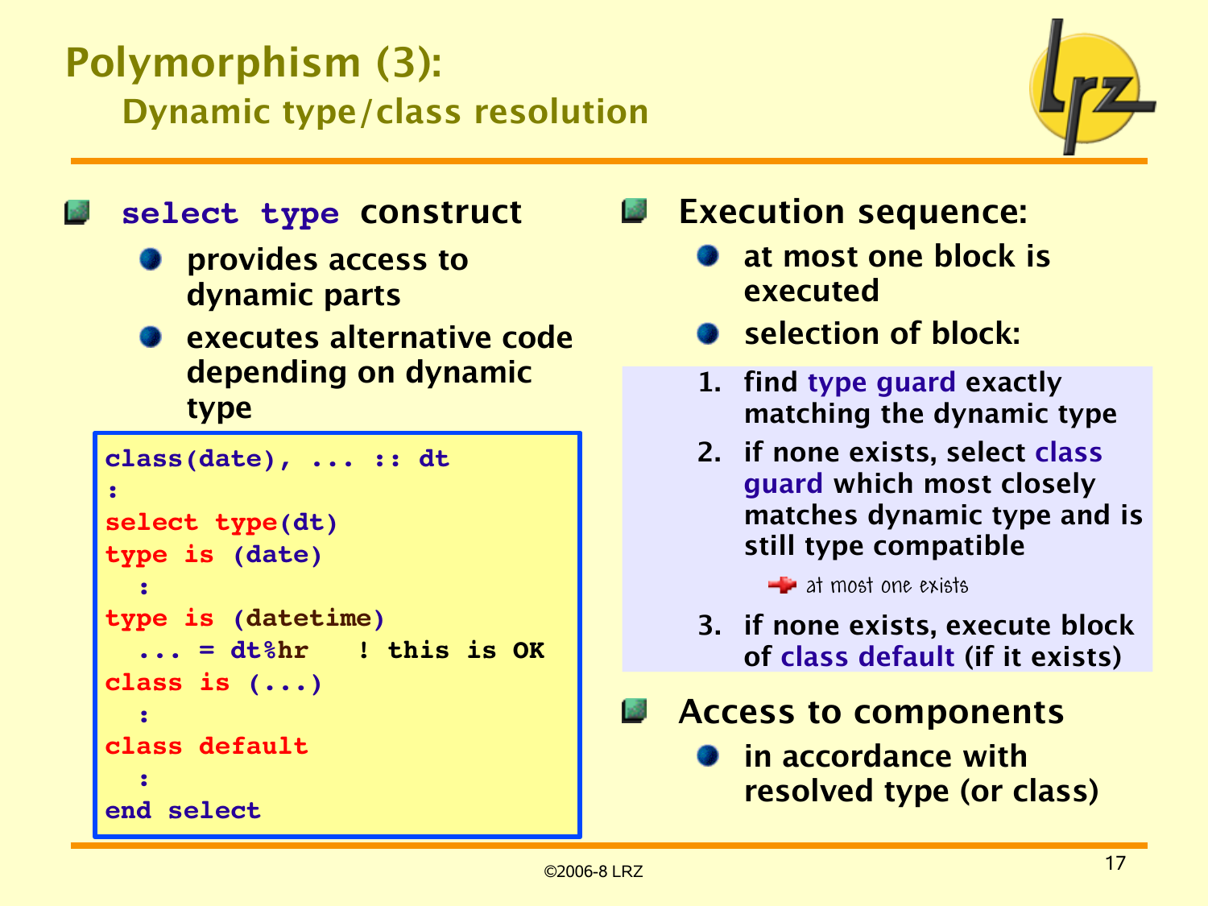# Polymorphism (3):

## Dynamic type/class resolution

- **select type construct**
  - provides access to dynamic parts
  - executes alternative code depending on dynamic type

```
class(date), ... :: dt
:
select type(dt)
type is (date)
  :
type is (datetime)
  ... = dt%hr   ! this is OK
class is (...)
  :
class default
  :
end select
```

- **Execution sequence:**
  - at most one block is executed
  - selection of block:

1. find type guard exactly matching the dynamic type
2. if none exists, select class guard which most closely matches dynamic type and is still type compatible
   - at most one exists
3. if none exists, execute block of class default (if it exists)

- **Access to components**
  - in accordance with resolved type (or class)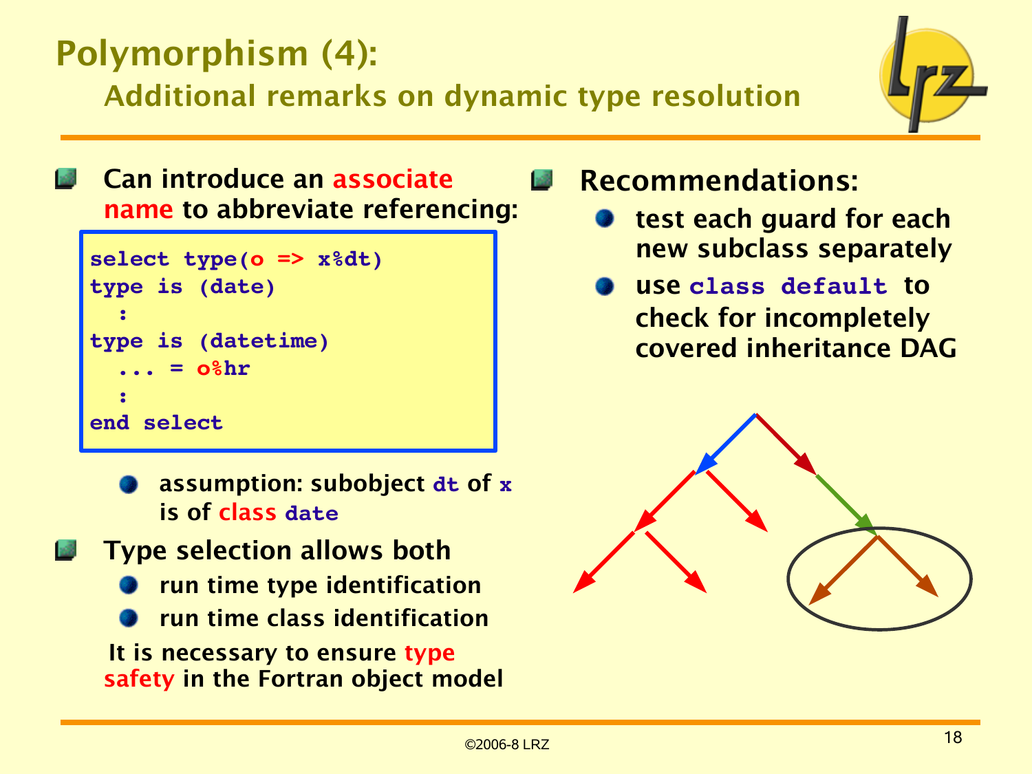# Polymorphism (4):

## Additional remarks on dynamic type resolution

- Can introduce an associate name to abbreviate referencing:

```
select type(o => x%dt)
type is (date)
  :
type is (datetime)
  ... = o%hr
  :
end select
```

  - assumption: subobject `dt` of `x` is of class `date`

- Type selection allows both
  - run time type identification
  - run time class identification

  It is necessary to ensure type safety in the Fortran object model

- Recommendations:
  - test each guard for each new subclass separately
  - use `class default` to check for incompletely covered inheritance DAG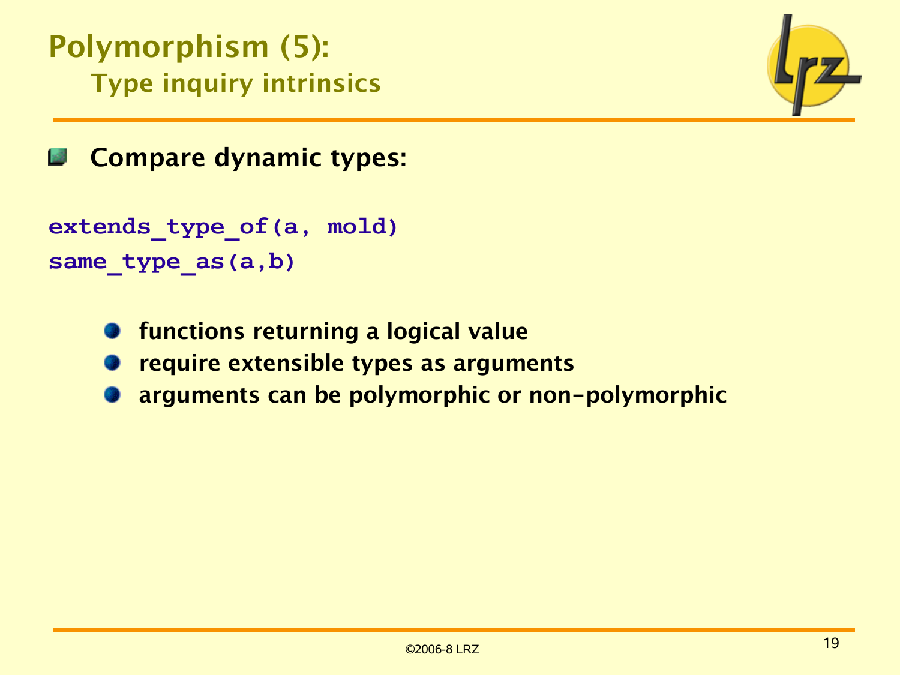# Polymorphism (5):

## Type inquiry intrinsics

- **Compare dynamic types:**

```
extends_type_of(a, mold)
same_type_as(a,b)
```

- **functions returning a logical value**
- **require extensible types as arguments**
- **arguments can be polymorphic or non-polymorphic**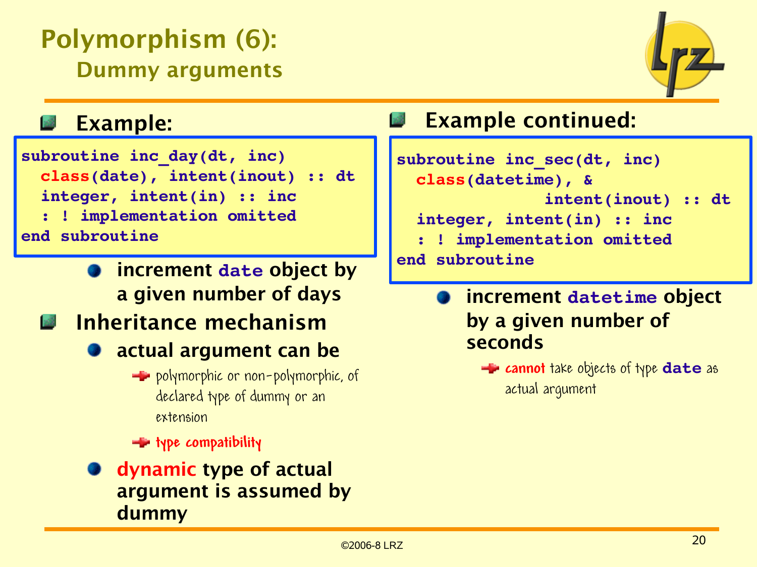# Polymorphism (6):

## Dummy arguments

- **Example:**

```
subroutine inc_day(dt, inc)
  class(date), intent(inout) :: dt
  integer, intent(in) :: inc
  : ! implementation omitted
end subroutine
```

  - increment `date` object by a given number of days

- **Inheritance mechanism**
  - actual argument can be
    - polymorphic or non-polymorphic, of declared type of dummy or an extension
    - type compatibility
  - **dynamic** type of actual argument is assumed by dummy

- **Example continued:**

```
subroutine inc_sec(dt, inc)
  class(datetime), &
               intent(inout) :: dt
  integer, intent(in) :: inc
  : ! implementation omitted
end subroutine
```

  - increment `datetime` object by a given number of seconds
    - **cannot** take objects of type `date` as actual argument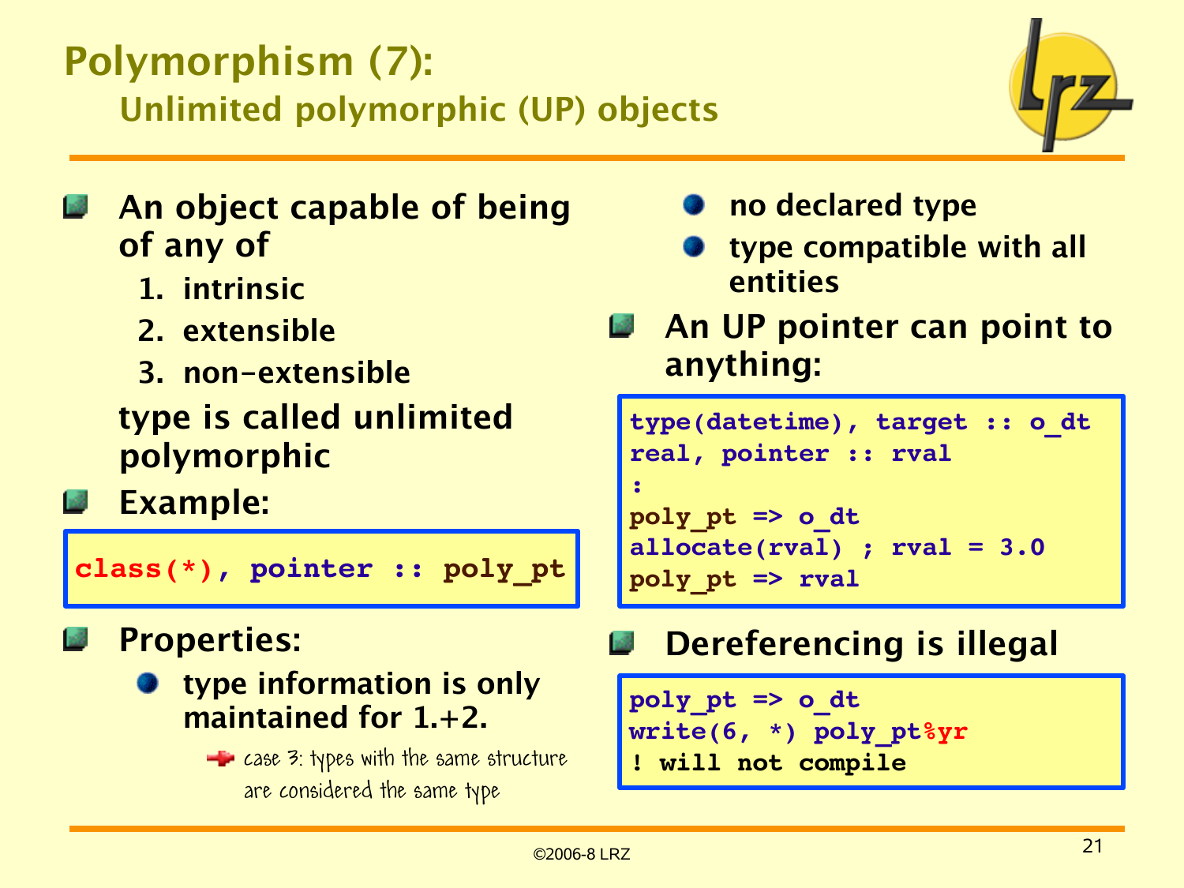# Polymorphism (7):

## Unlimited polymorphic (UP) objects

- An object capable of being of any of
  1. intrinsic
  2. extensible
  3. non-extensible

  type is called unlimited polymorphic
- Example:

```
class(*), pointer :: poly_pt
```

- Properties:
  - type information is only maintained for 1.+2.
    - case 3: types with the same structure are considered the same type
  - no declared type
  - type compatible with all entities
- An UP pointer can point to anything:

```
type(datetime), target :: o_dt
real, pointer :: rval
:
poly_pt => o_dt
allocate(rval) ; rval = 3.0
poly_pt => rval
```

- Dereferencing is illegal

```
poly_pt => o_dt
write(6, *) poly_pt%yr
! will not compile
```

©2006-8 LRZ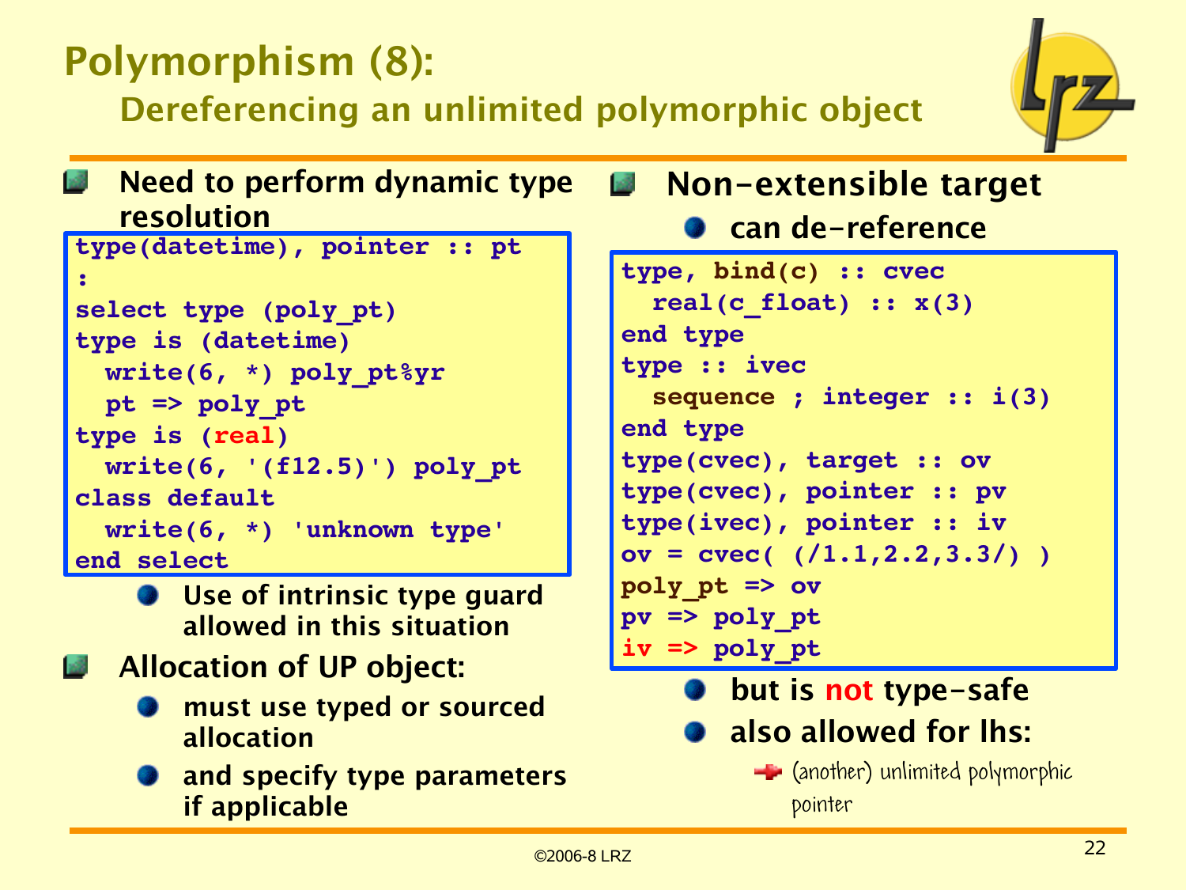# Polymorphism (8):

## Dereferencing an unlimited polymorphic object

- **Need to perform dynamic type resolution**

```
type(datetime), pointer :: pt
:
select type (poly_pt)
type is (datetime)
  write(6, *) poly_pt%yr
  pt => poly_pt
type is (real)
  write(6, '(f12.5)') poly_pt
class default
  write(6, *) 'unknown type'
end select
```

  - **Use of intrinsic type guard allowed in this situation**

- **Allocation of UP object:**
  - **must use typed or sourced allocation**
  - **and specify type parameters if applicable**

- **Non-extensible target**
  - **can de-reference**

```
type, bind(c) :: cvec
  real(c_float) :: x(3)
end type
type :: ivec
  sequence ; integer :: i(3)
end type
type(cvec), target :: ov
type(cvec), pointer :: pv
type(ivec), pointer :: iv
ov = cvec( (/1.1,2.2,3.3/) )
poly_pt => ov
pv => poly_pt
iv => poly_pt
```

  - **but is not type-safe**
  - **also allowed for lhs:**
    - (another) unlimited polymorphic pointer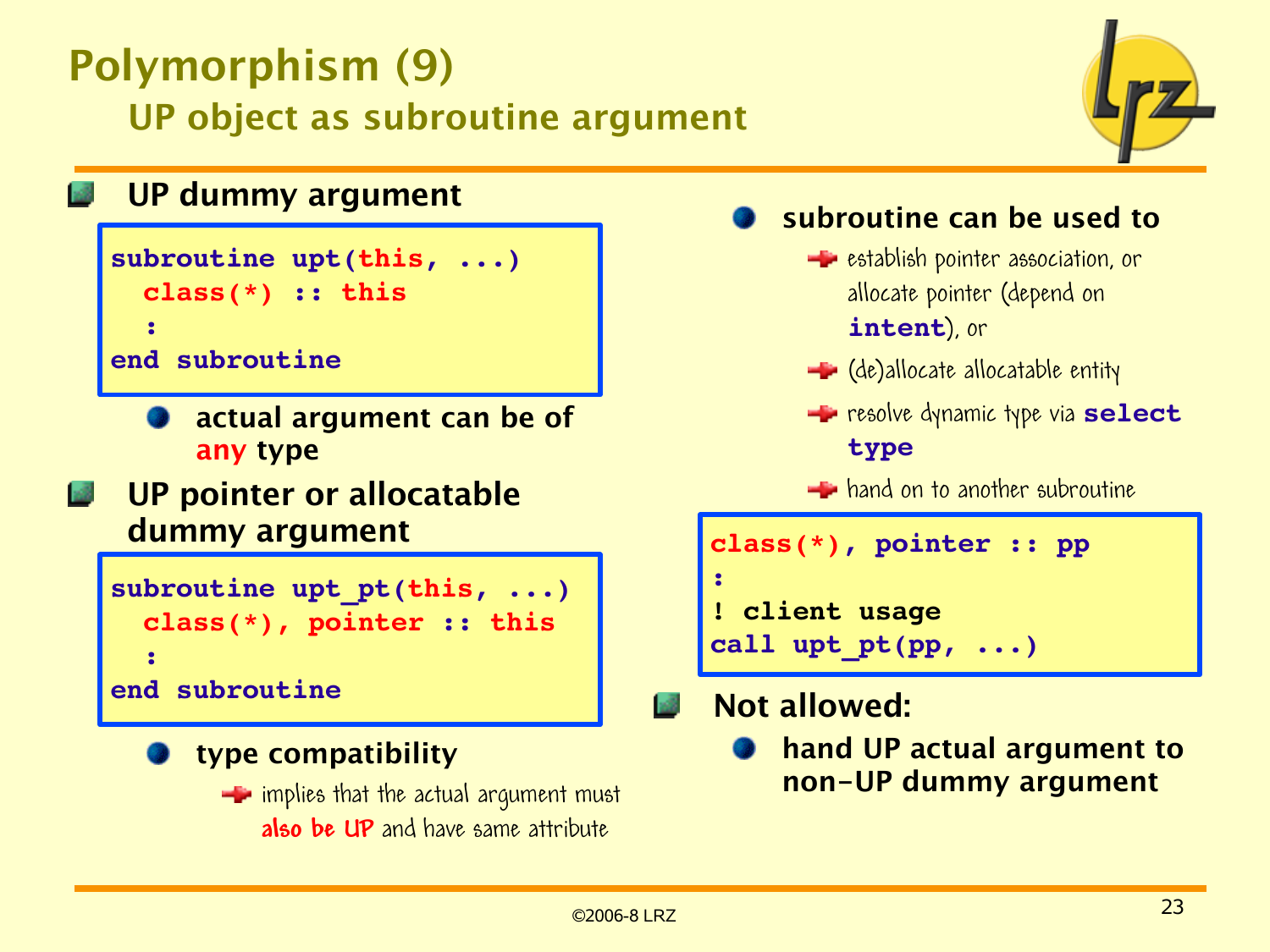# Polymorphism (9)

## UP object as subroutine argument

- **UP dummy argument**

```
subroutine upt(this, ...)
  class(*) :: this
  :
end subroutine
```

  - **actual argument can be of any type**

- **UP pointer or allocatable dummy argument**

```
subroutine upt_pt(this, ...)
  class(*), pointer :: this
  :
end subroutine
```

  - **type compatibility**
    - implies that the actual argument must **also be UP** and have same attribute
  - **subroutine can be used to**
    - establish pointer association, or allocate pointer (depend on **intent**), or
    - (de)allocate allocatable entity
    - resolve dynamic type via **select type**
    - hand on to another subroutine

```
class(*), pointer :: pp
:
! client usage
call upt_pt(pp, ...)
```

- **Not allowed:**
  - **hand UP actual argument to non-UP dummy argument**

©2006-8 LRZ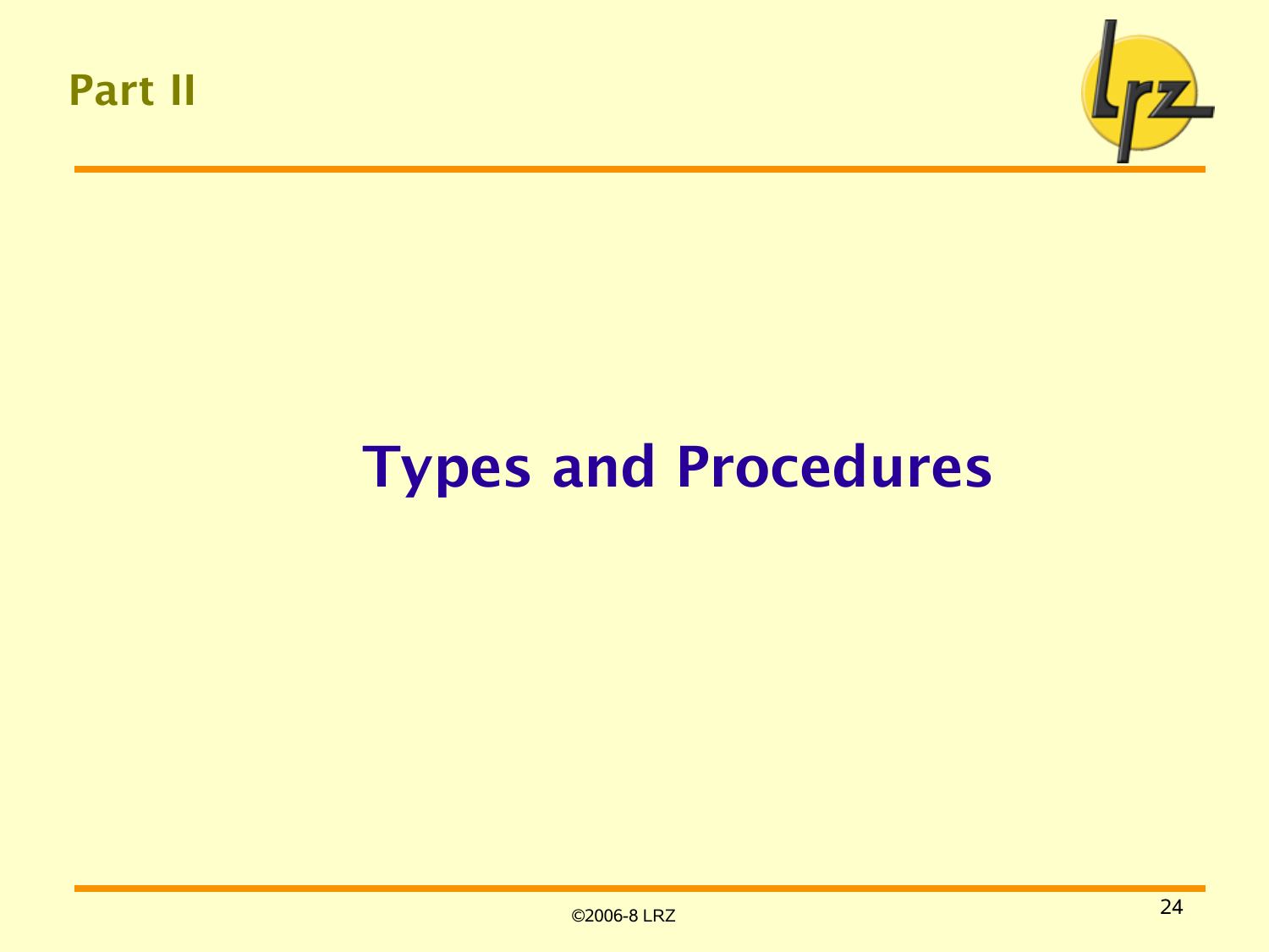## Part II

# Types and Procedures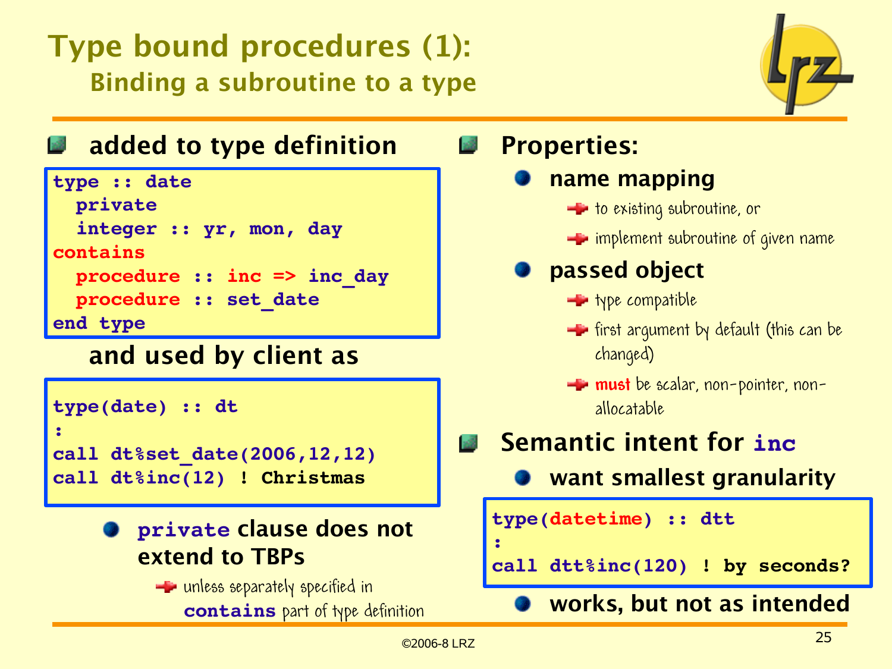# Type bound procedures (1):

## Binding a subroutine to a type

- **added to type definition**

```
type :: date
  private
  integer :: yr, mon, day
contains
  procedure :: inc => inc_day
  procedure :: set_date
end type
```

**and used by client as**

```
type(date) :: dt
:
call dt%set_date(2006,12,12)
call dt%inc(12) ! Christmas
```

  - **`private` clause does not extend to TBPs**
    - unless separately specified in `contains` part of type definition

- **Properties:**
  - **name mapping**
    - to existing subroutine, or
    - implement subroutine of given name
  - **passed object**
    - type compatible
    - first argument by default (this can be changed)
    - **must** be scalar, non-pointer, non-allocatable

- **Semantic intent for `inc`**
  - **want smallest granularity**

```
type(datetime) :: dtt
:
call dtt%inc(120) ! by seconds?
```

  - **works, but not as intended**

©2006-8 LRZ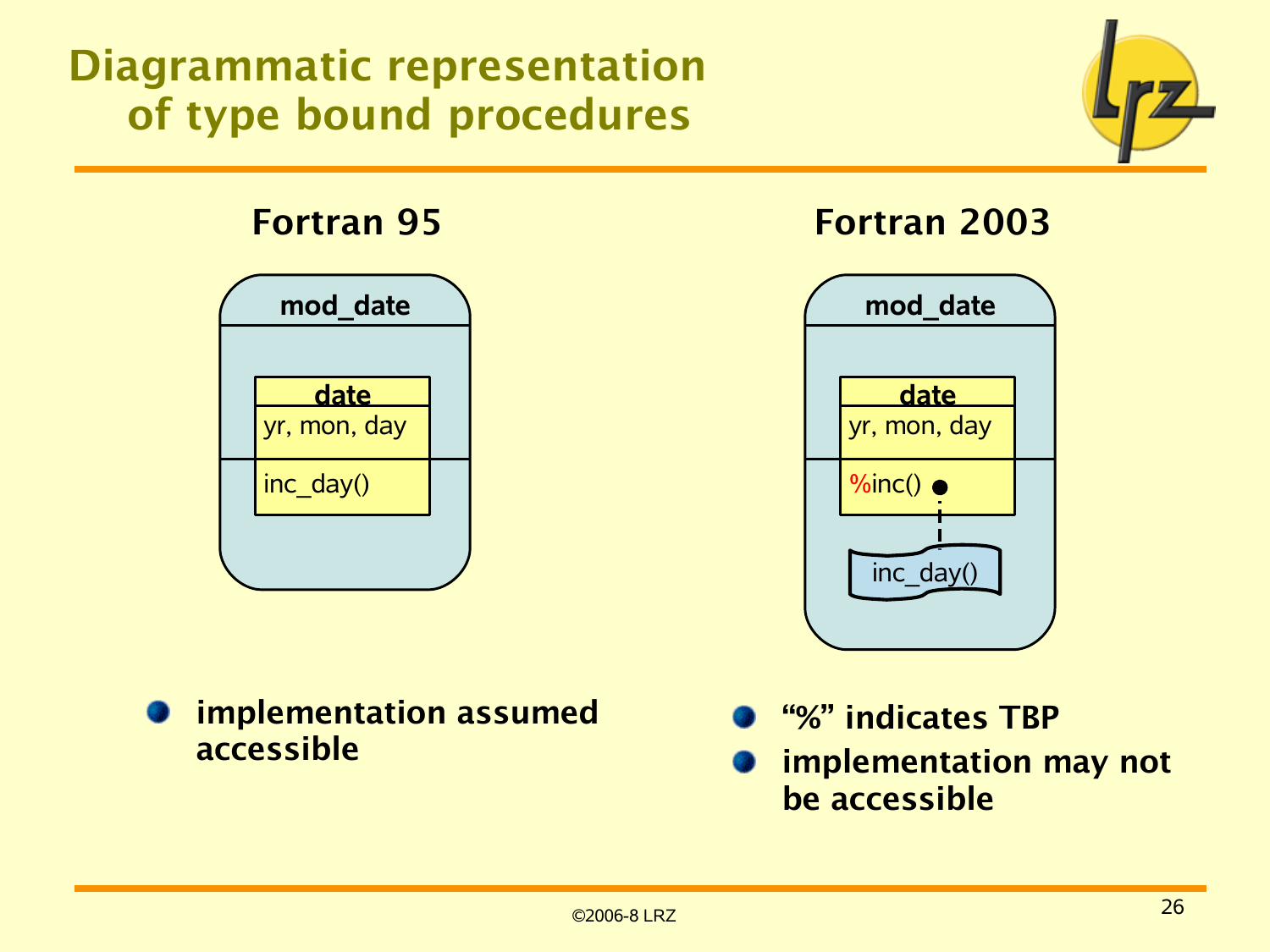# Diagrammatic representation of type bound procedures

**Fortran 95**

mod_date

date

yr, mon, day

inc_day()

- **implementation assumed accessible**

**Fortran 2003**

mod_date

date

yr, mon, day

%inc()

inc_day()

- **"%" indicates TBP**
- **implementation may not be accessible**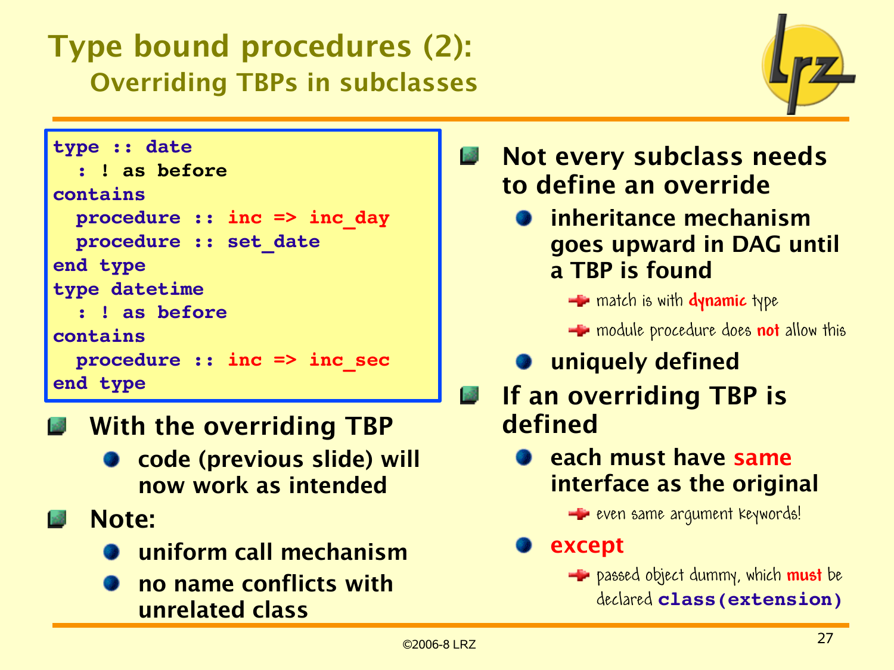# Type bound procedures (2):

## Overriding TBPs in subclasses

```
type :: date
  : ! as before
contains
  procedure :: inc => inc_day
  procedure :: set_date
end type
type datetime
  : ! as before
contains
  procedure :: inc => inc_sec
end type
```

- **With the overriding TBP**
  - code (previous slide) will now work as intended
- **Note:**
  - uniform call mechanism
  - no name conflicts with unrelated class

- **Not every subclass needs to define an override**
  - inheritance mechanism goes upward in DAG until a TBP is found
    - match is with **dynamic** type
    - module procedure does **not** allow this
  - uniquely defined
- **If an overriding TBP is defined**
  - each must have **same** interface as the original
    - even same argument keywords!
  - **except**
    - passed object dummy, which **must** be declared `class(extension)`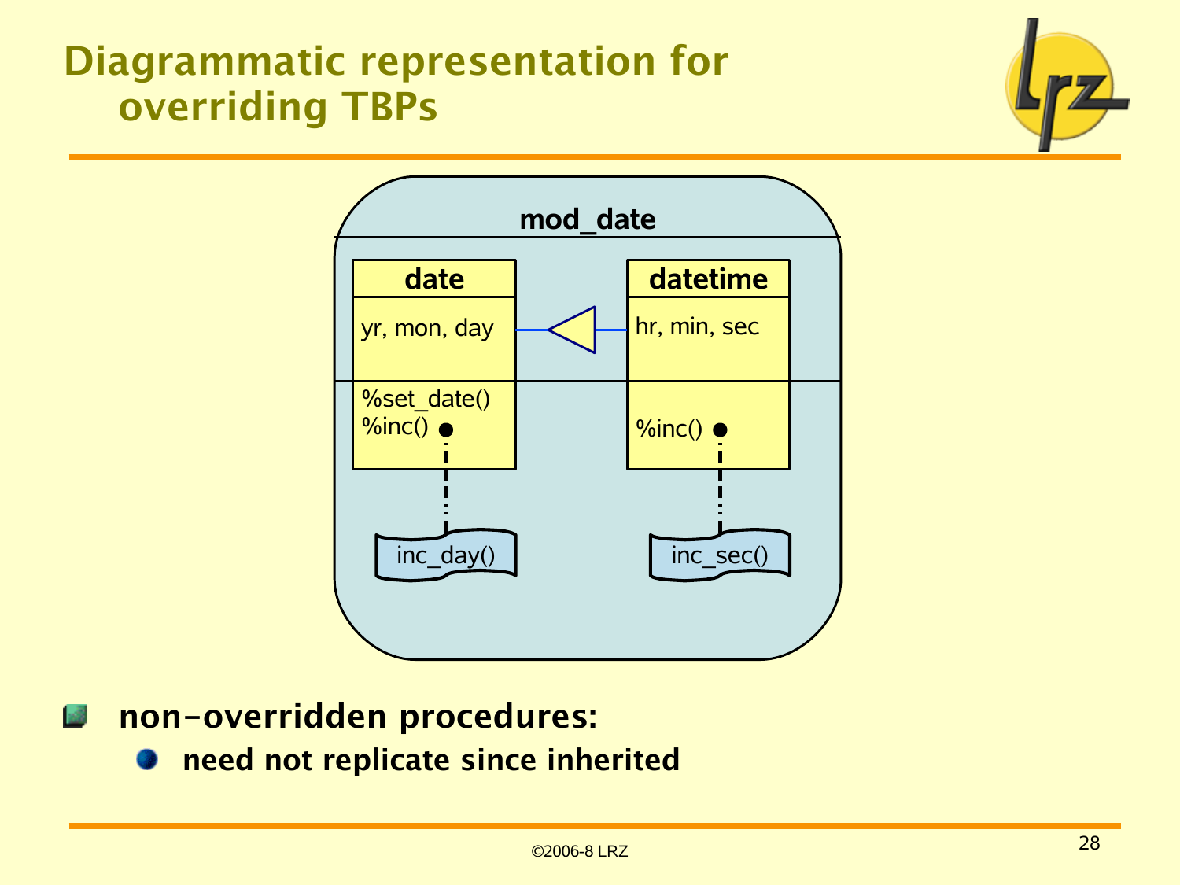# Diagrammatic representation for overriding TBPs

mod_date

date
yr, mon, day
%set_date()
%inc()

datetime
hr, min, sec
%inc()

inc_day()

inc_sec()

- **non-overridden procedures:**
  - **need not replicate since inherited**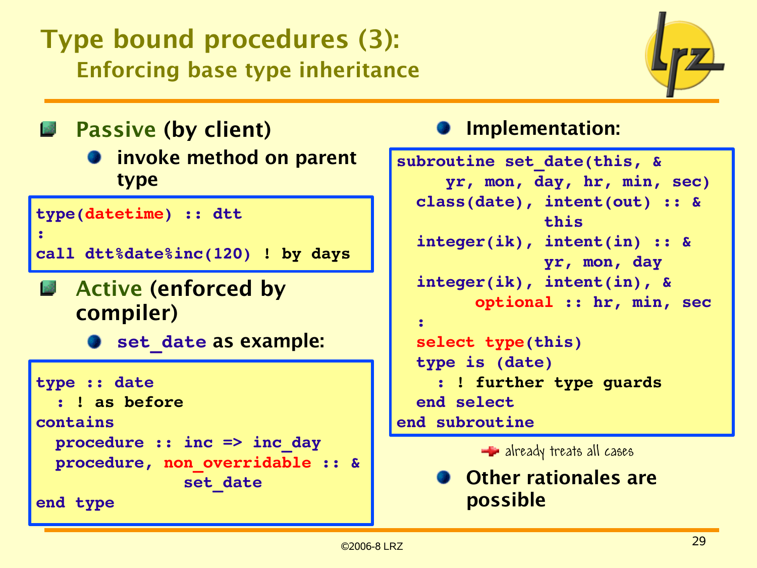# Type bound procedures (3):

## Enforcing base type inheritance

- **Passive** (by client)
  - invoke method on parent type

```
type(datetime) :: dtt
:
call dtt%date%inc(120) ! by days
```

- **Active** (enforced by compiler)
  - set_date as example:

```
type :: date
  : ! as before
contains
  procedure :: inc => inc_day
  procedure, non_overridable :: &
                 set_date
end type
```

- Implementation:

```
subroutine set_date(this, &
     yr, mon, day, hr, min, sec)
  class(date), intent(out) :: &
                 this
  integer(ik), intent(in) :: &
                 yr, mon, day
  integer(ik), intent(in), &
        optional :: hr, min, sec
  :
  select type(this)
  type is (date)
    : ! further type guards
  end select
end subroutine
```

already treats all cases

- Other rationales are possible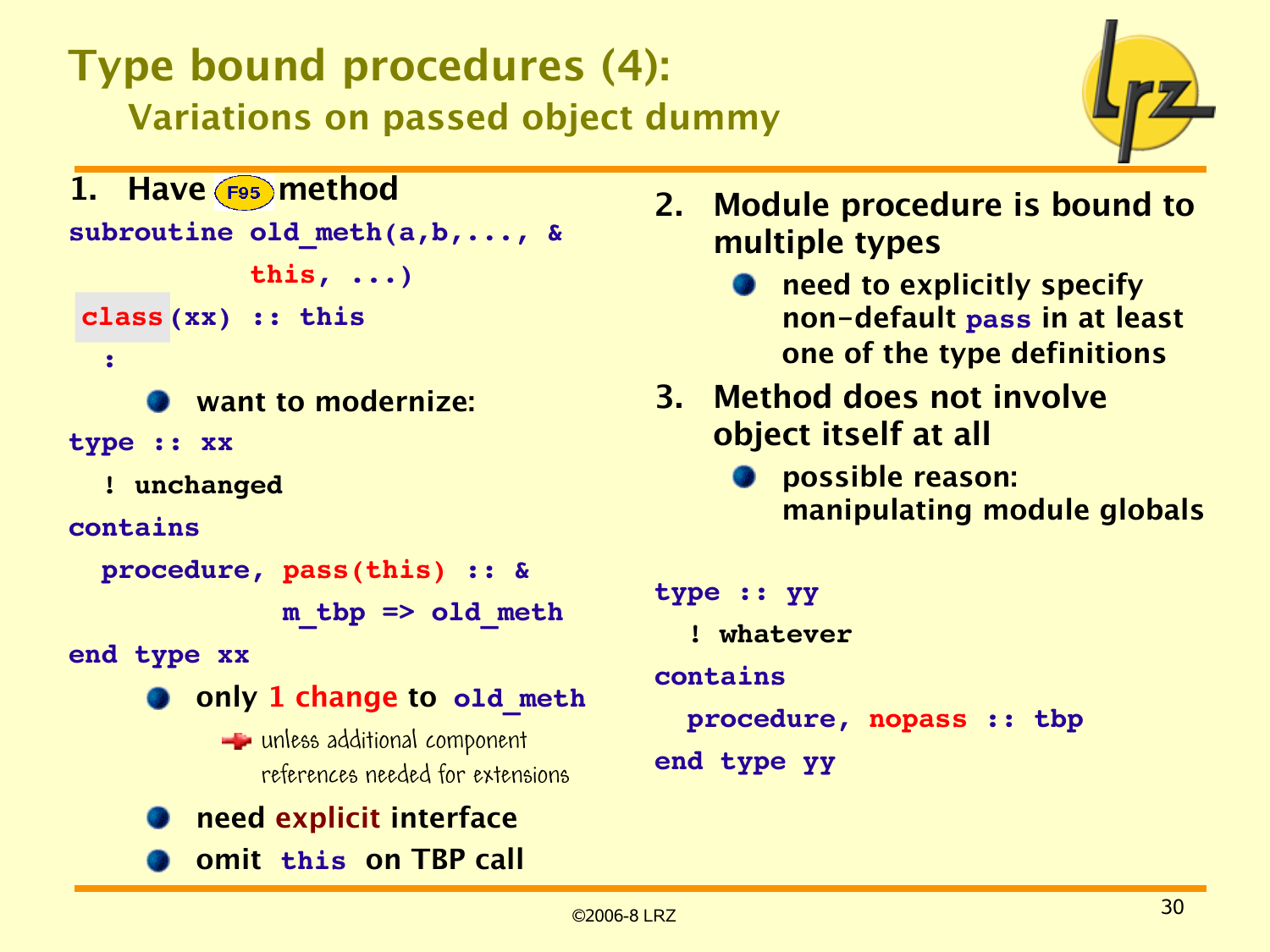# Type bound procedures (4):

## Variations on passed object dummy

1. Have F95 method

```
subroutine old_meth(a,b,..., &
           this, ...)
 class(xx) :: this
  :
```

- want to modernize:

```
type :: xx
  ! unchanged
contains
  procedure, pass(this) :: &
             m_tbp => old_meth
end type xx
```

- only 1 change to `old_meth`
  - unless additional component references needed for extensions
- need explicit interface
- omit `this` on TBP call

2. Module procedure is bound to multiple types
   - need to explicitly specify non-default `pass` in at least one of the type definitions
3. Method does not involve object itself at all
   - possible reason: manipulating module globals

```
type :: yy
  ! whatever
contains
  procedure, nopass :: tbp
end type yy
```

©2006-8 LRZ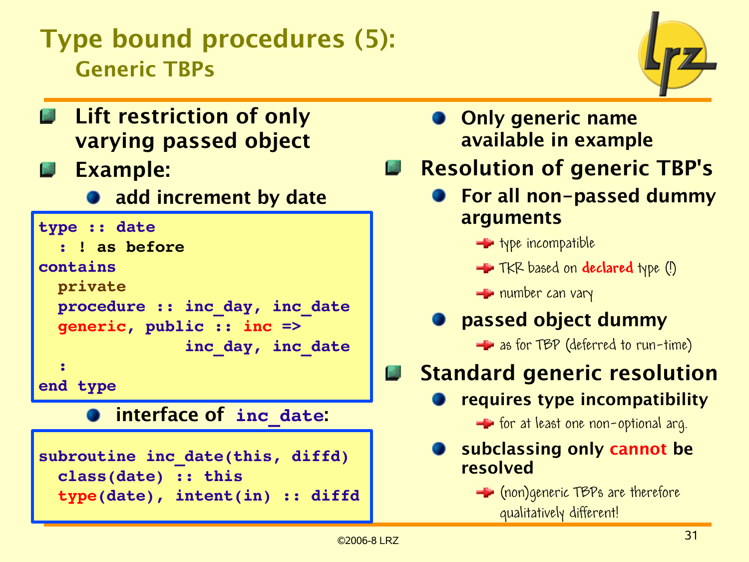# Type bound procedures (5):

## Generic TBPs

- Lift restriction of only varying passed object
- Example:
  - add increment by date

```
type :: date
  : ! as before
contains
  private
  procedure :: inc_day, inc_date
  generic, public :: inc =>
             inc_day, inc_date
  :
end type
```

  - interface of `inc_date`:

```
subroutine inc_date(this, diffd)
  class(date) :: this
  type(date), intent(in) :: diffd
```

  - Only generic name available in example
- Resolution of generic TBP's
  - For all non-passed dummy arguments
    - type incompatible
    - TKR based on **declared** type (!)
    - number can vary
  - passed object dummy
    - as for TBP (deferred to run-time)
- Standard generic resolution
  - requires type incompatibility
    - for at least one non-optional arg.
  - subclassing only **cannot** be resolved
    - (non)generic TBPs are therefore qualitatively different!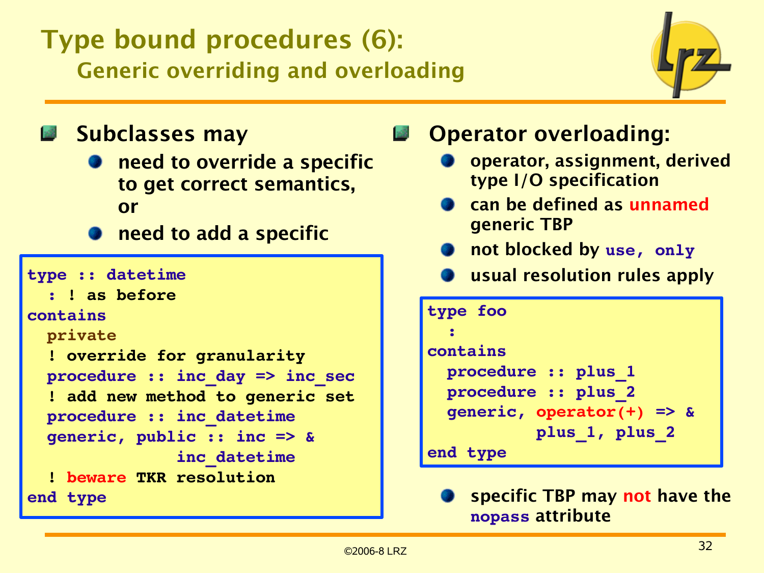# Type bound procedures (6):
## Generic overriding and overloading

- **Subclasses may**
  - need to override a specific to get correct semantics, or
  - need to add a specific

```
type :: datetime
  : ! as before
contains
  private
  ! override for granularity
  procedure :: inc_day => inc_sec
  ! add new method to generic set
  procedure :: inc_datetime
  generic, public :: inc => &
             inc_datetime
  ! beware TKR resolution
end type
```

- **Operator overloading:**
  - operator, assignment, derived type I/O specification
  - can be defined as unnamed generic TBP
  - not blocked by `use, only`
  - usual resolution rules apply

```
type foo
  :
contains
  procedure :: plus_1
  procedure :: plus_2
  generic, operator(+) => &
          plus_1, plus_2
end type
```

  - specific TBP may not have the `nopass` attribute

©2006-8 LRZ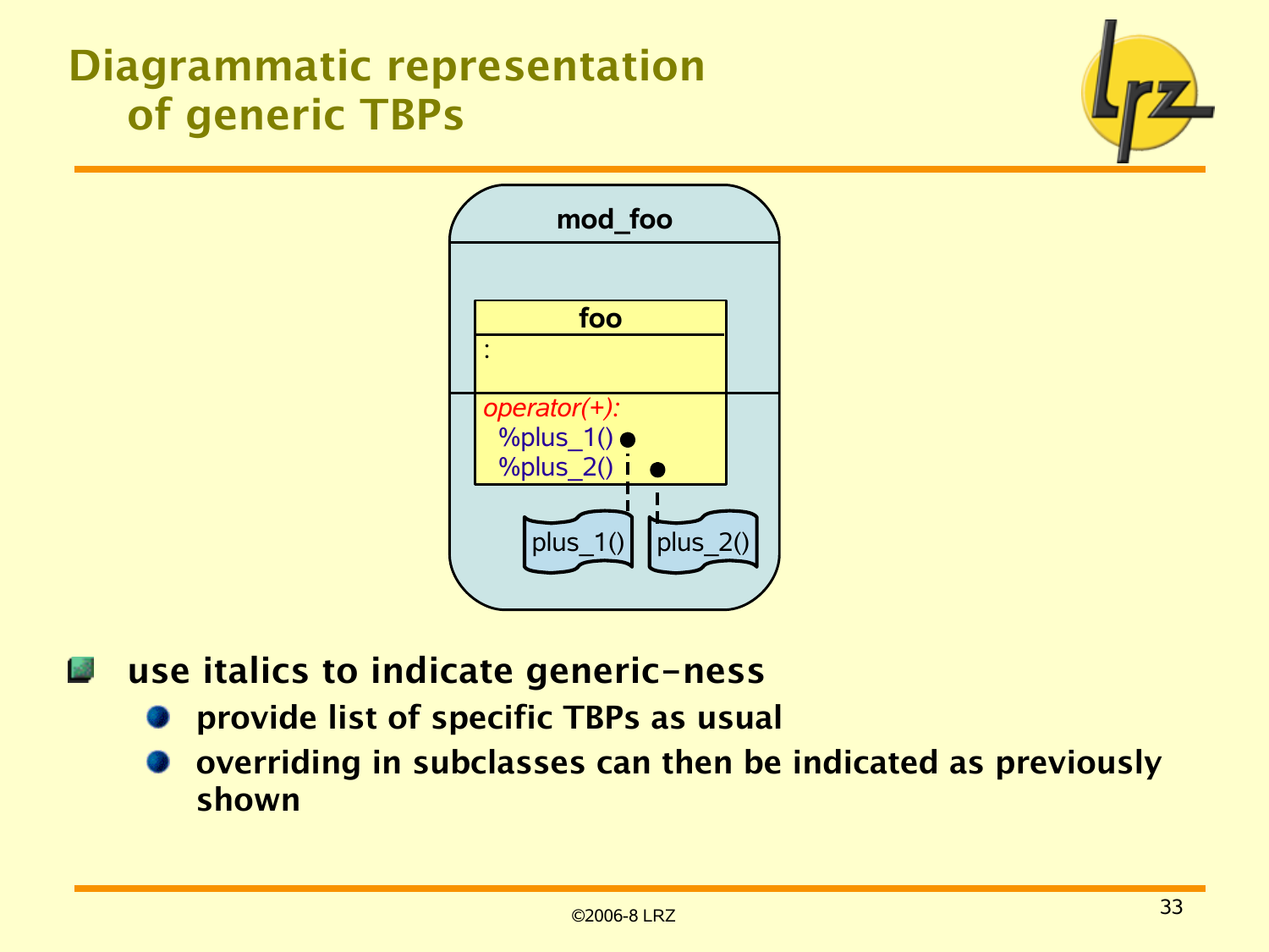# Diagrammatic representation of generic TBPs

mod_foo

foo

:

*operator(+):*
%plus_1()
%plus_2()

plus_1()  plus_2()

- **use italics to indicate generic-ness**
  - **provide list of specific TBPs as usual**
  - **overriding in subclasses can then be indicated as previously shown**

©2006-8 LRZ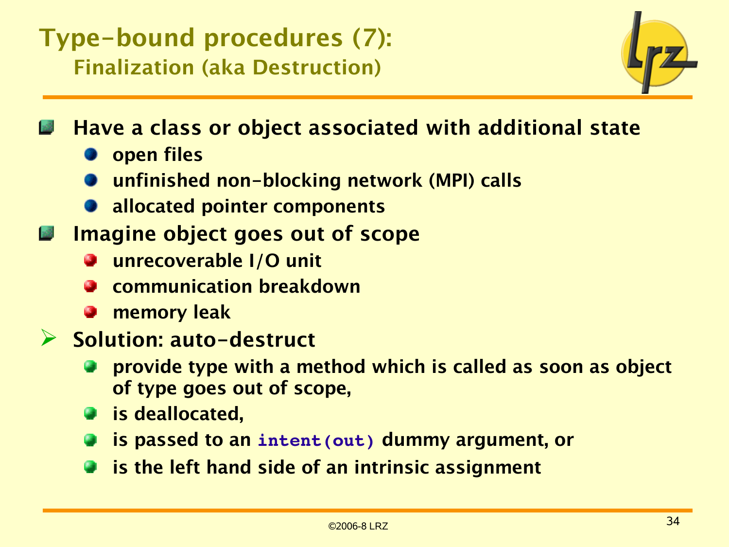# Type-bound procedures (7):

## Finalization (aka Destruction)

- **Have a class or object associated with additional state**
  - **open files**
  - **unfinished non-blocking network (MPI) calls**
  - **allocated pointer components**
- **Imagine object goes out of scope**
  - **unrecoverable I/O unit**
  - **communication breakdown**
  - **memory leak**
- **Solution: auto-destruct**
  - **provide type with a method which is called as soon as object of type goes out of scope,**
  - **is deallocated,**
  - **is passed to an `intent(out)` dummy argument, or**
  - **is the left hand side of an intrinsic assignment**

©2006-8 LRZ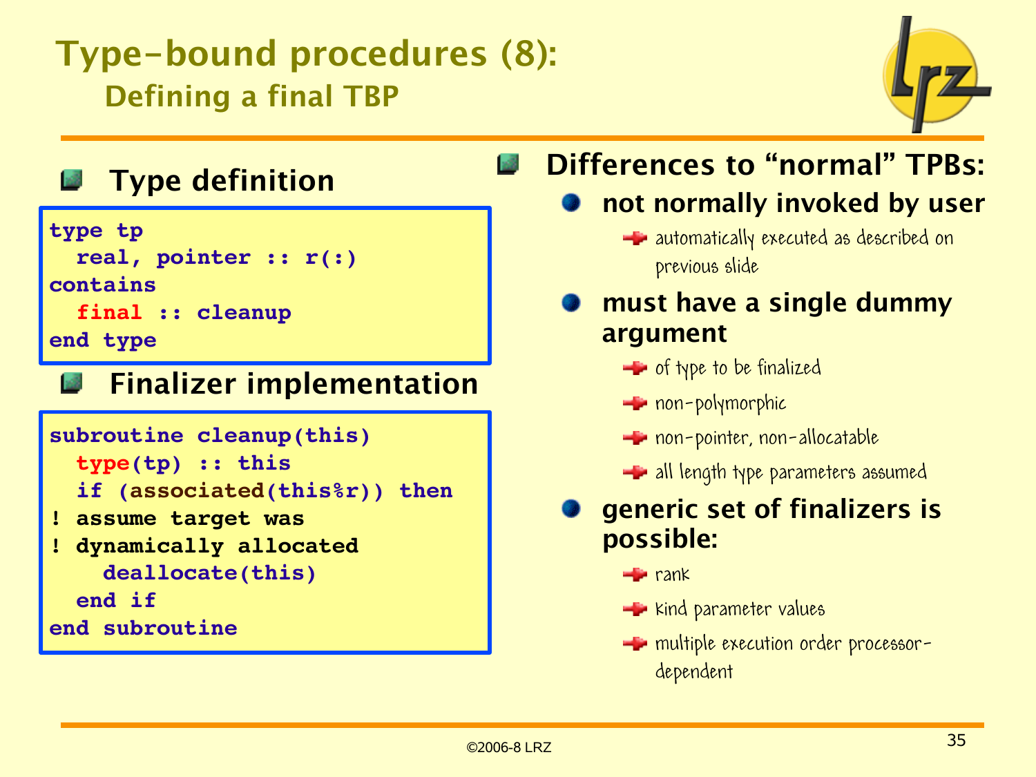# Type-bound procedures (8):

## Defining a final TBP

- **Type definition**

```
type tp
  real, pointer :: r(:)
contains
  final :: cleanup
end type
```

- **Finalizer implementation**

```
subroutine cleanup(this)
  type(tp) :: this
  if (associated(this%r)) then
! assume target was
! dynamically allocated
    deallocate(this)
  end if
end subroutine
```

- **Differences to "normal" TPBs:**
  - **not normally invoked by user**
    - automatically executed as described on previous slide
  - **must have a single dummy argument**
    - of type to be finalized
    - non-polymorphic
    - non-pointer, non-allocatable
    - all length type parameters assumed
  - **generic set of finalizers is possible:**
    - rank
    - kind parameter values
    - multiple execution order processor-dependent

©2006-8 LRZ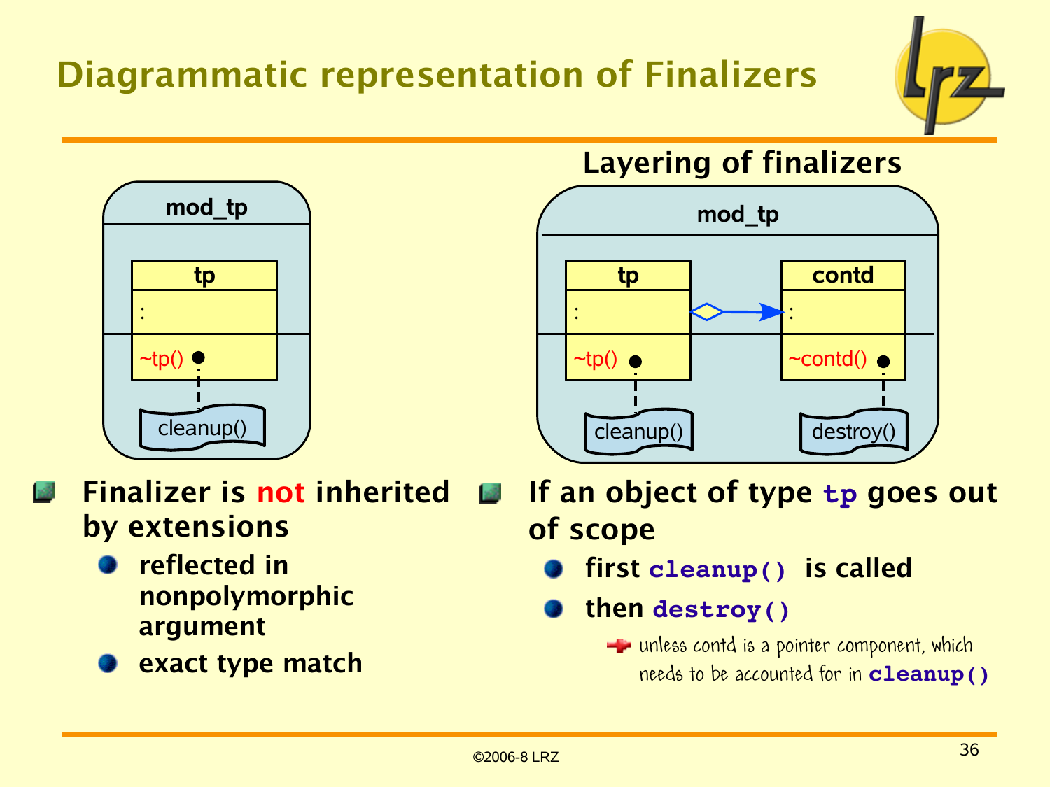# Diagrammatic representation of Finalizers

## Layering of finalizers

- **Finalizer is not inherited by extensions**
  - reflected in nonpolymorphic argument
  - exact type match

- **If an object of type `tp` goes out of scope**
  - first `cleanup()` is called
  - then `destroy()`
    - unless contd is a pointer component, which needs to be accounted for in `cleanup()`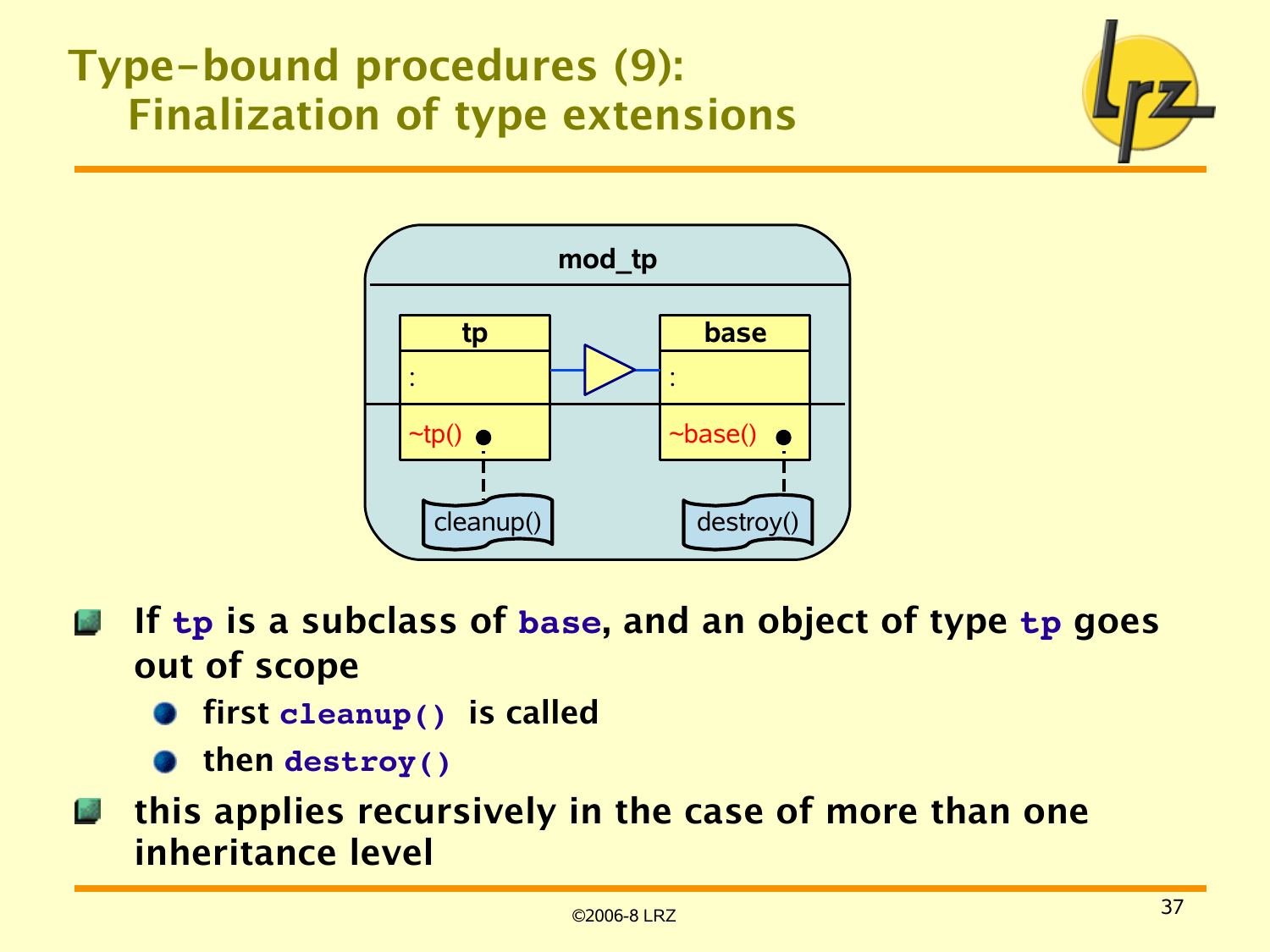# Type-bound procedures (9): Finalization of type extensions

- If `tp` is a subclass of `base`, and an object of type `tp` goes out of scope
  - first `cleanup()` is called
  - then `destroy()`
- this applies recursively in the case of more than one inheritance level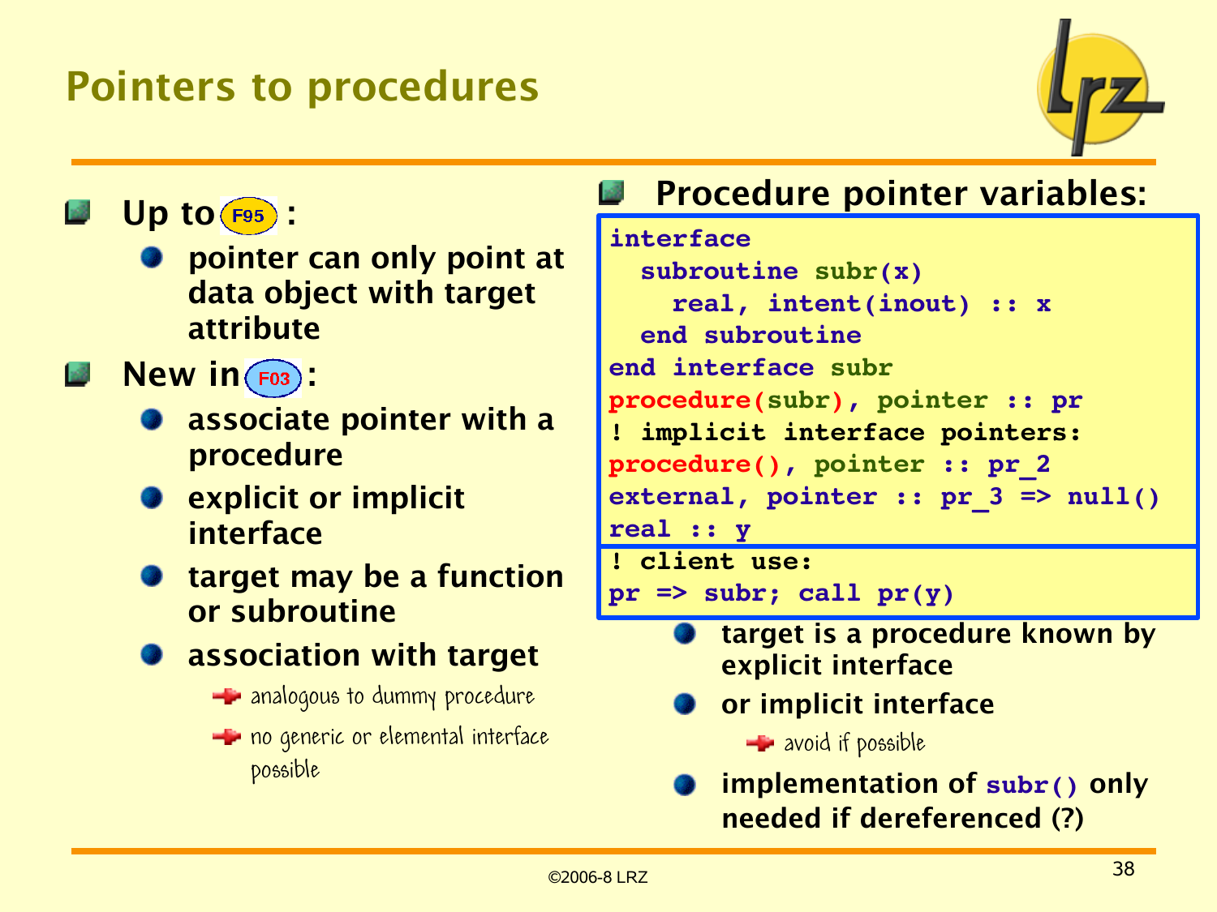# Pointers to procedures

- **Up to F95:**
  - pointer can only point at data object with target attribute
- **New in F03:**
  - associate pointer with a procedure
  - explicit or implicit interface
  - target may be a function or subroutine
  - association with target
    - analogous to dummy procedure
    - no generic or elemental interface possible

- **Procedure pointer variables:**

```
interface
  subroutine subr(x)
    real, intent(inout) :: x
  end subroutine
end interface subr
procedure(subr), pointer :: pr
! implicit interface pointers:
procedure(), pointer :: pr_2
external, pointer :: pr_3 => null()
real :: y
```

```
! client use:
pr => subr; call pr(y)
```

  - target is a procedure known by explicit interface
  - or implicit interface
    - avoid if possible
  - implementation of `subr()` only needed if dereferenced (?)

©2006-8 LRZ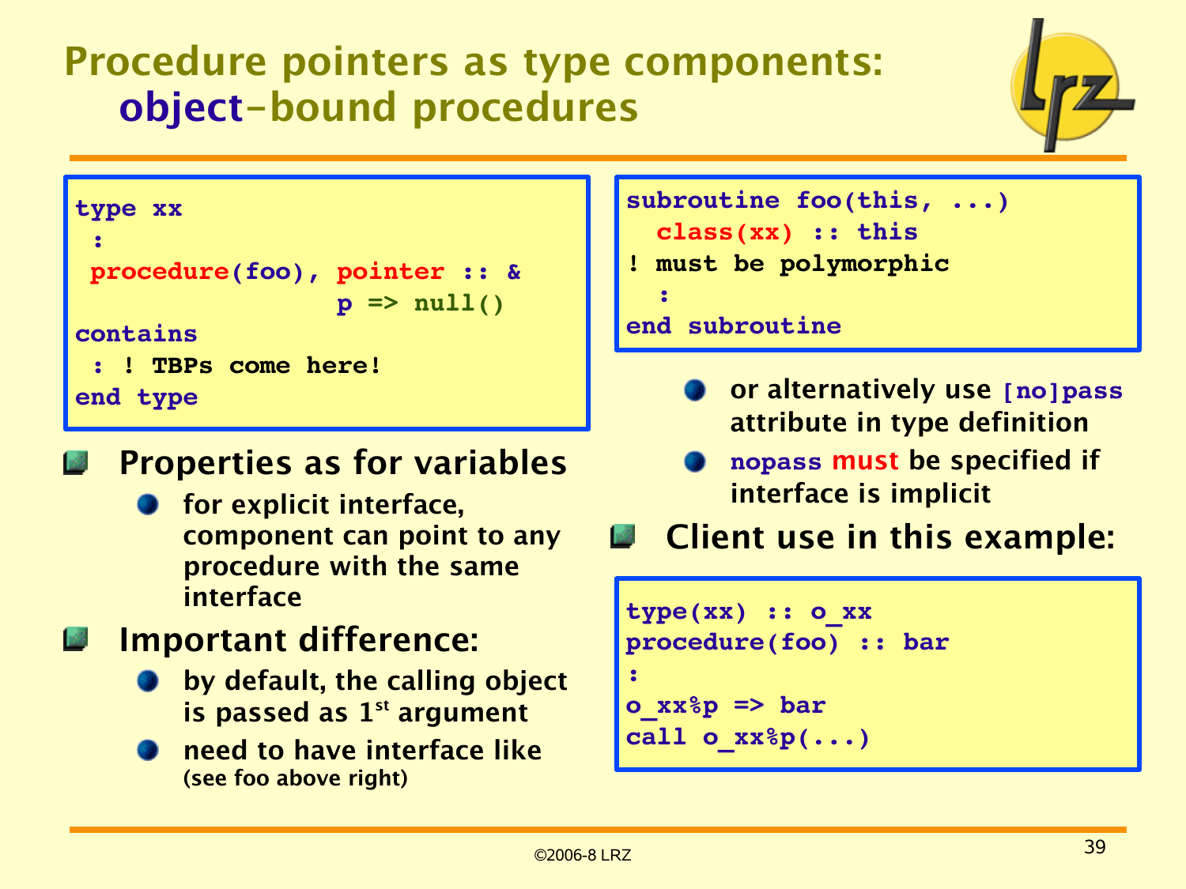# Procedure pointers as type components: object-bound procedures

```
type xx
 :
 procedure(foo), pointer :: &
                 p => null()
contains
 : ! TBPs come here!
end type
```

- **Properties as for variables**
  - for explicit interface, component can point to any procedure with the same interface
- **Important difference:**
  - by default, the calling object is passed as 1st argument
  - need to have interface like (see foo above right)

```
subroutine foo(this, ...)
  class(xx) :: this
! must be polymorphic
  :
end subroutine
```

  - or alternatively use `[no]pass` attribute in type definition
  - `nopass` must be specified if interface is implicit

- **Client use in this example:**

```
type(xx) :: o_xx
procedure(foo) :: bar
:
o_xx%p => bar
call o_xx%p(...)
```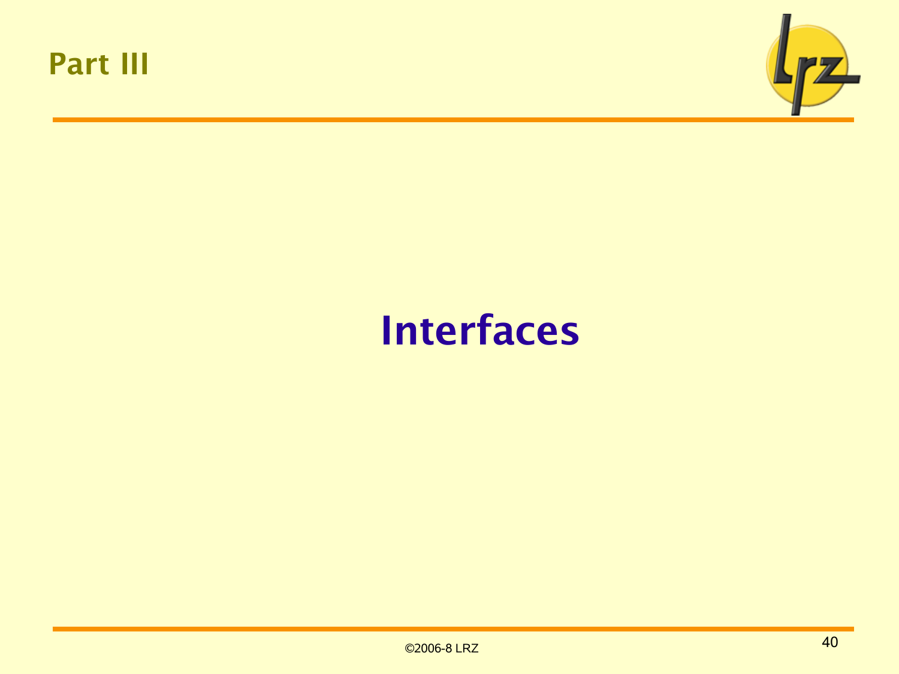## Part III

# Interfaces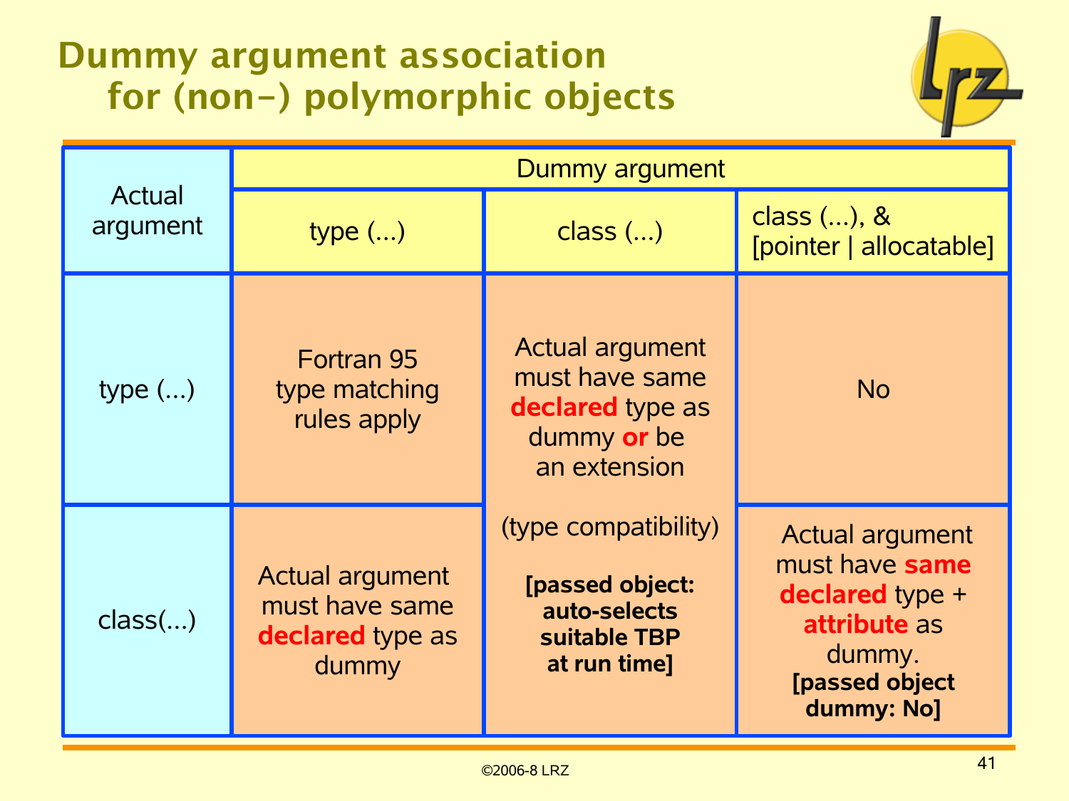# Dummy argument association for (non-) polymorphic objects

| Actual argument | Dummy argument | | |
|---|---|---|---|
| | type (...) | class (...) | class (...), & [pointer \| allocatable] |
| type (...) | Fortran 95 type matching rules apply | Actual argument must have same **declared** type as dummy **or** be an extension (type compatibility) **[passed object: auto-selects suitable TBP at run time]** | No |
| class(...) | Actual argument must have same **declared** type as dummy | | Actual argument must have **same declared** type + **attribute** as dummy. **[passed object dummy: No]** |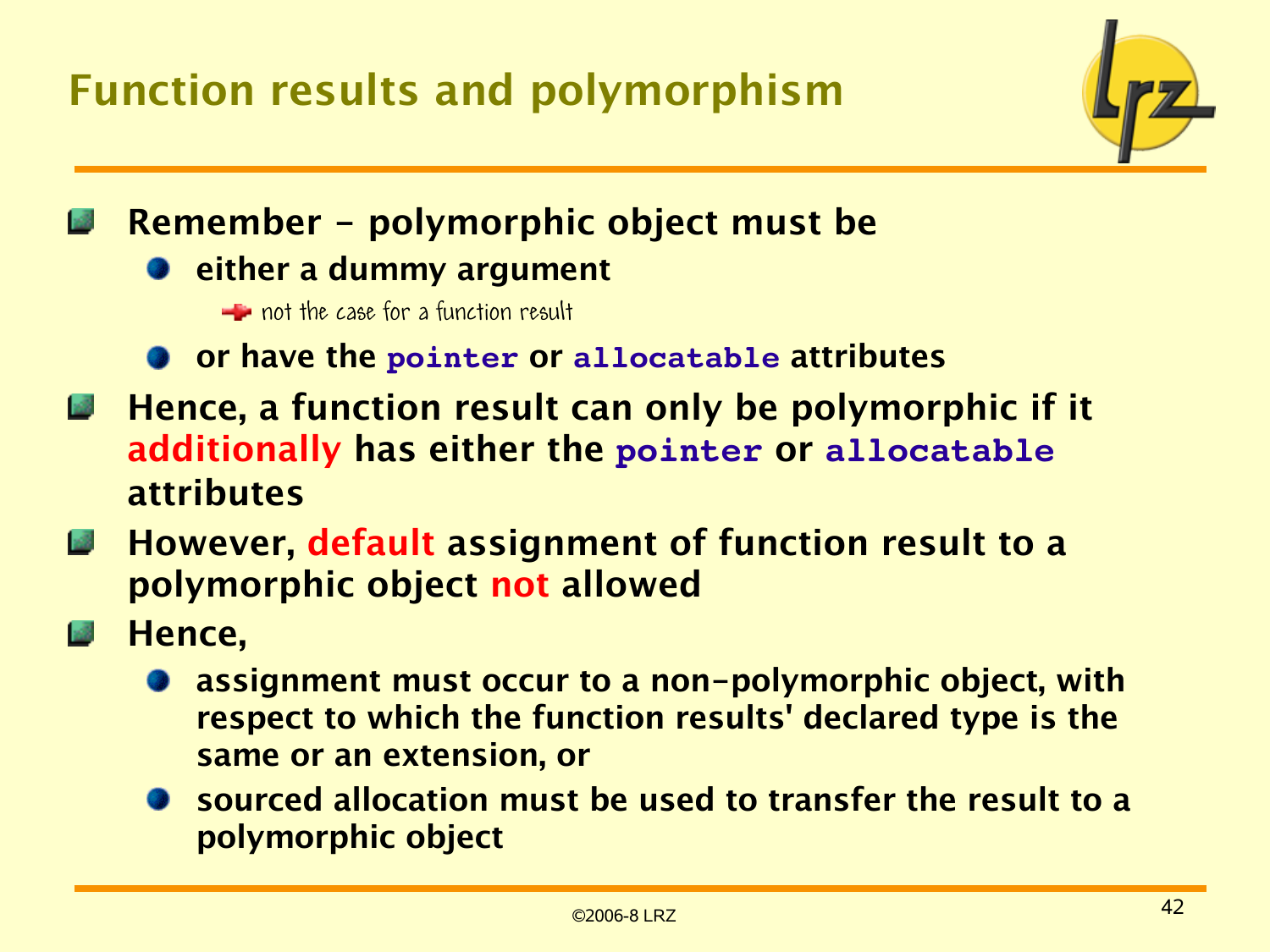# Function results and polymorphism

- **Remember – polymorphic object must be**
  - **either a dummy argument**
    - not the case for a function result
  - **or have the `pointer` or `allocatable` attributes**
- **Hence, a function result can only be polymorphic if it additionally has either the `pointer` or `allocatable` attributes**
- **However, default assignment of function result to a polymorphic object not allowed**
- **Hence,**
  - **assignment must occur to a non-polymorphic object, with respect to which the function results' declared type is the same or an extension, or**
  - **sourced allocation must be used to transfer the result to a polymorphic object**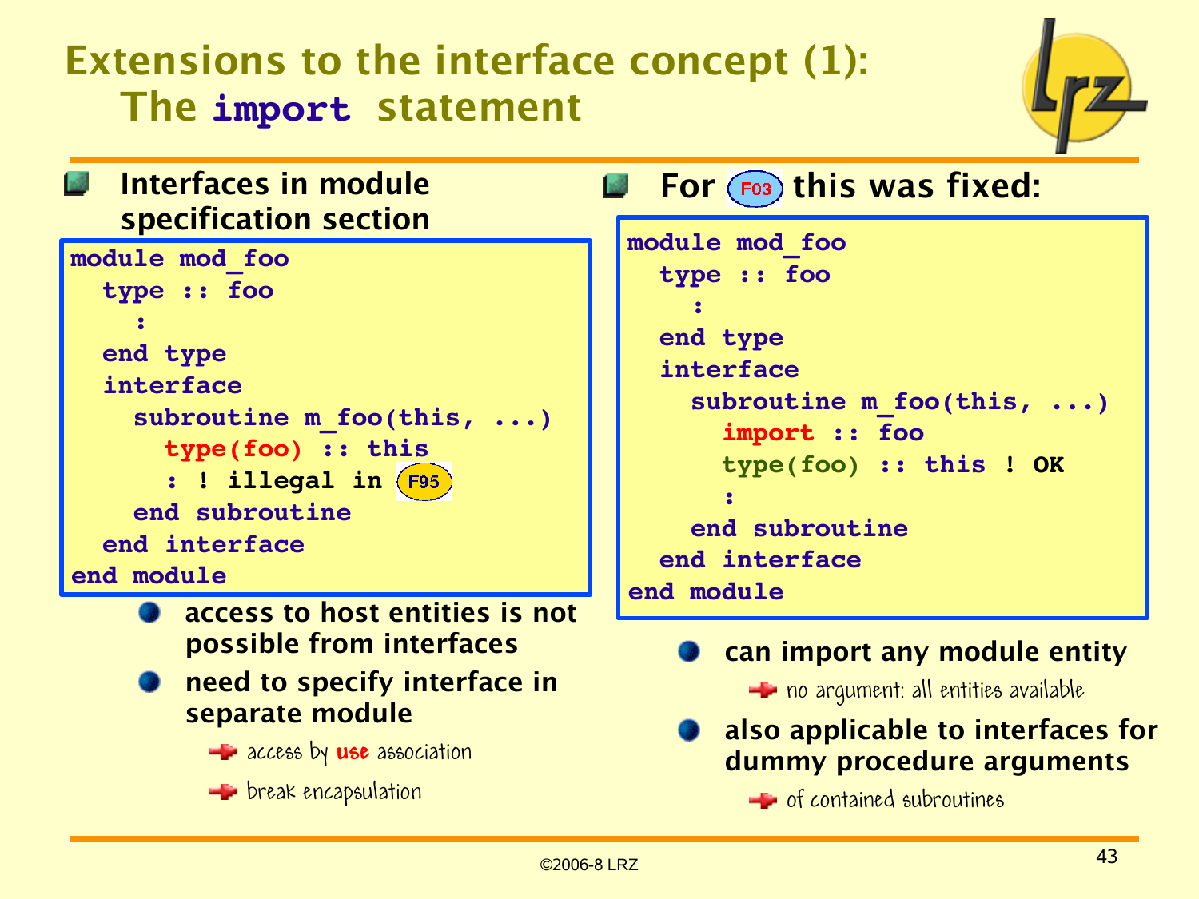# Extensions to the interface concept (1): The `import` statement

- **Interfaces in module specification section**

```
module mod_foo
  type :: foo
    :
  end type
  interface
    subroutine m_foo(this, ...)
      type(foo) :: this
      : ! illegal in F95
    end subroutine
  end interface
end module
```

  - access to host entities is not possible from interfaces
  - need to specify interface in separate module
    - access by **use** association
    - break encapsulation

- **For F03 this was fixed:**

```
module mod_foo
  type :: foo
    :
  end type
  interface
    subroutine m_foo(this, ...)
      import :: foo
      type(foo) :: this ! OK
      :
    end subroutine
  end interface
end module
```

  - can import any module entity
    - no argument: all entities available
  - also applicable to interfaces for dummy procedure arguments
    - of contained subroutines

©2006-8 LRZ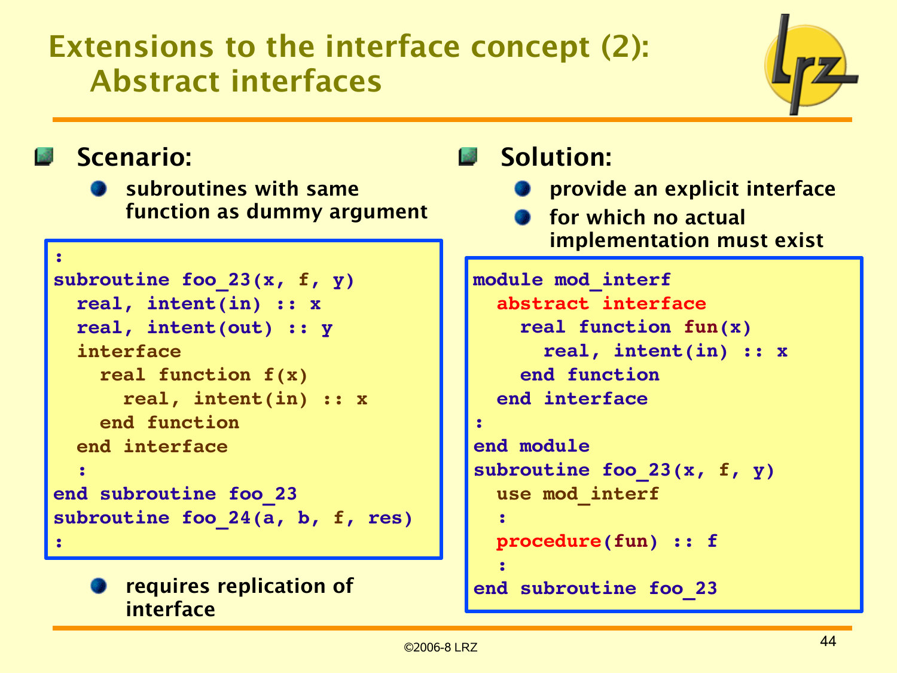# Extensions to the interface concept (2): Abstract interfaces

- **Scenario:**
  - subroutines with same function as dummy argument

```
:
subroutine foo_23(x, f, y)
  real, intent(in) :: x
  real, intent(out) :: y
  interface
    real function f(x)
      real, intent(in) :: x
    end function
  end interface
  :
end subroutine foo_23
subroutine foo_24(a, b, f, res)
:
```

  - requires replication of interface

- **Solution:**
  - provide an explicit interface
  - for which no actual implementation must exist

```
module mod_interf
  abstract interface
    real function fun(x)
      real, intent(in) :: x
    end function
  end interface
:
end module
subroutine foo_23(x, f, y)
  use mod_interf
  :
  procedure(fun) :: f
  :
end subroutine foo_23
```

©2006-8 LRZ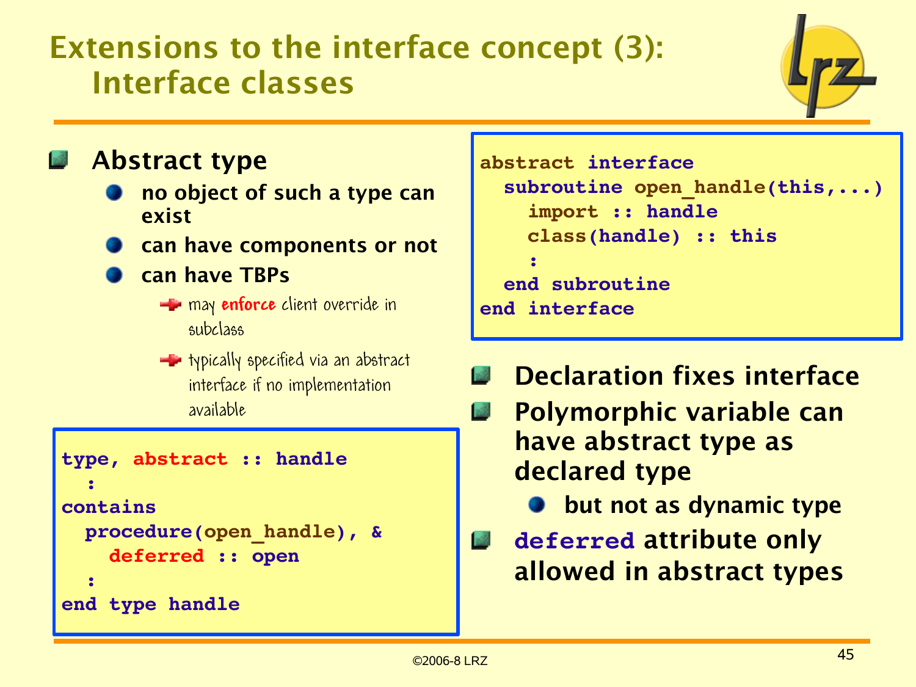# Extensions to the interface concept (3): Interface classes

- **Abstract type**
  - no object of such a type can exist
  - can have components or not
  - can have TBPs
    - may **enforce** client override in subclass
    - typically specified via an abstract interface if no implementation available

```
type, abstract :: handle
  :
contains
  procedure(open_handle), &
    deferred :: open
  :
end type handle
```

```
abstract interface
  subroutine open_handle(this,...)
    import :: handle
    class(handle) :: this
    :
  end subroutine
end interface
```

- **Declaration fixes interface**
- **Polymorphic variable can have abstract type as declared type**
  - but not as dynamic type
- **`deferred` attribute only allowed in abstract types**

©2006-8 LRZ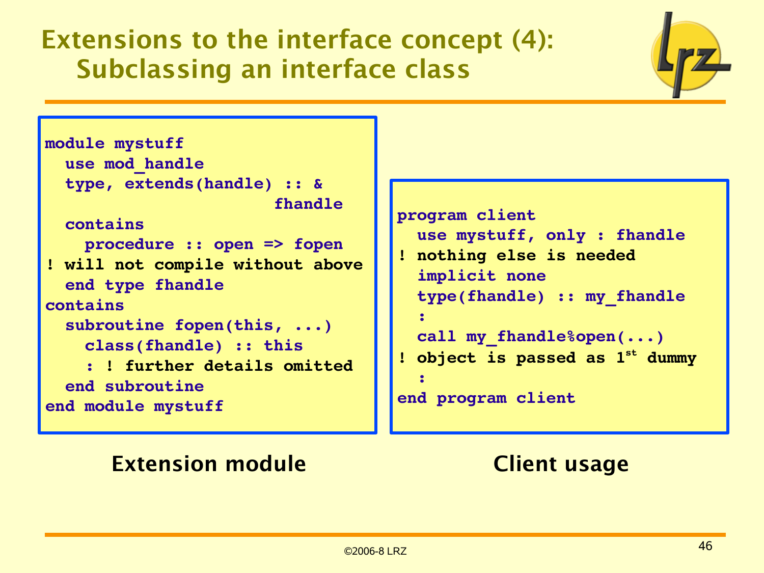# Extensions to the interface concept (4): Subclassing an interface class

```
module mystuff
  use mod_handle
  type, extends(handle) :: &
                          fhandle
  contains
    procedure :: open => fopen
! will not compile without above
  end type fhandle
contains
  subroutine fopen(this, ...)
    class(fhandle) :: this
    : ! further details omitted
  end subroutine
end module mystuff
```

**Extension module**

```
program client
  use mystuff, only : fhandle
! nothing else is needed
  implicit none
  type(fhandle) :: my_fhandle
  :
  call my_fhandle%open(...)
! object is passed as 1st dummy
  :
end program client
```

**Client usage**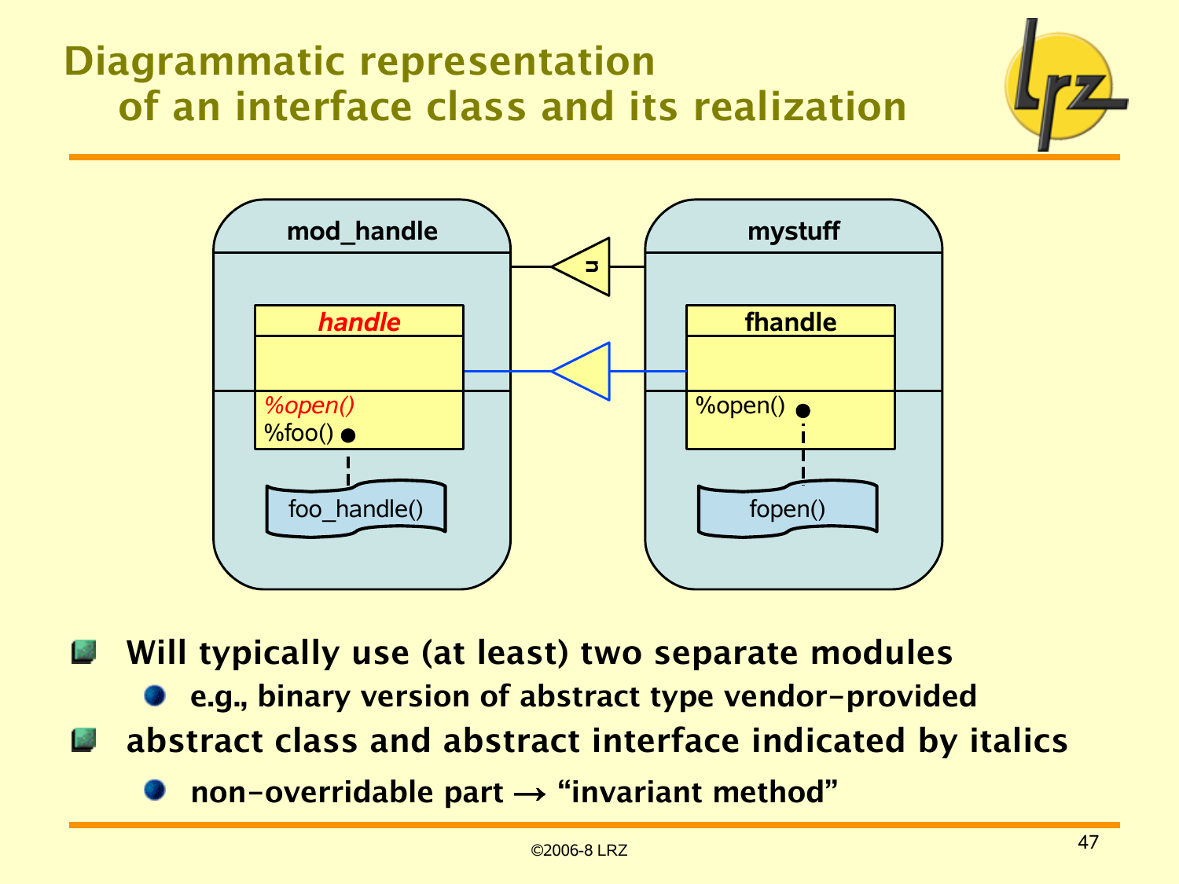# Diagrammatic representation of an interface class and its realization

mod_handle

*handle*

*%open()*

%foo()

foo_handle()

mystuff

fhandle

%open()

fopen()

- **Will typically use (at least) two separate modules**
  - **e.g., binary version of abstract type vendor-provided**
- **abstract class and abstract interface indicated by italics**
  - **non-overridable part → “invariant method”**

©2006-8 LRZ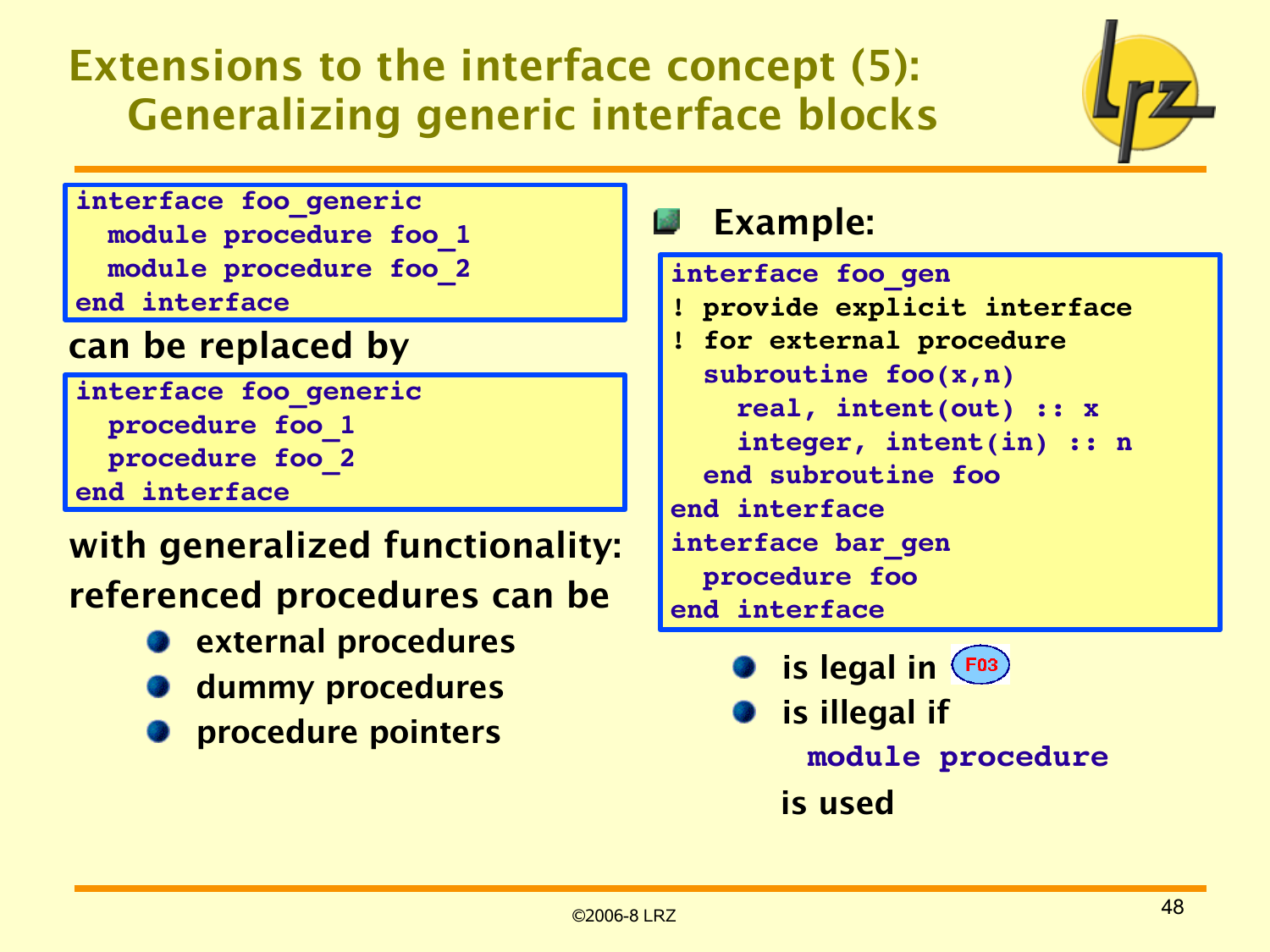# Extensions to the interface concept (5): Generalizing generic interface blocks

```
interface foo_generic
  module procedure foo_1
  module procedure foo_2
end interface
```

can be replaced by

```
interface foo_generic
  procedure foo_1
  procedure foo_2
end interface
```

with generalized functionality: referenced procedures can be

- external procedures
- dummy procedures
- procedure pointers

- **Example:**

```
interface foo_gen
! provide explicit interface
! for external procedure
  subroutine foo(x,n)
    real, intent(out) :: x
    integer, intent(in) :: n
  end subroutine foo
end interface
interface bar_gen
  procedure foo
end interface
```

- is legal in F03
- is illegal if `module procedure` is used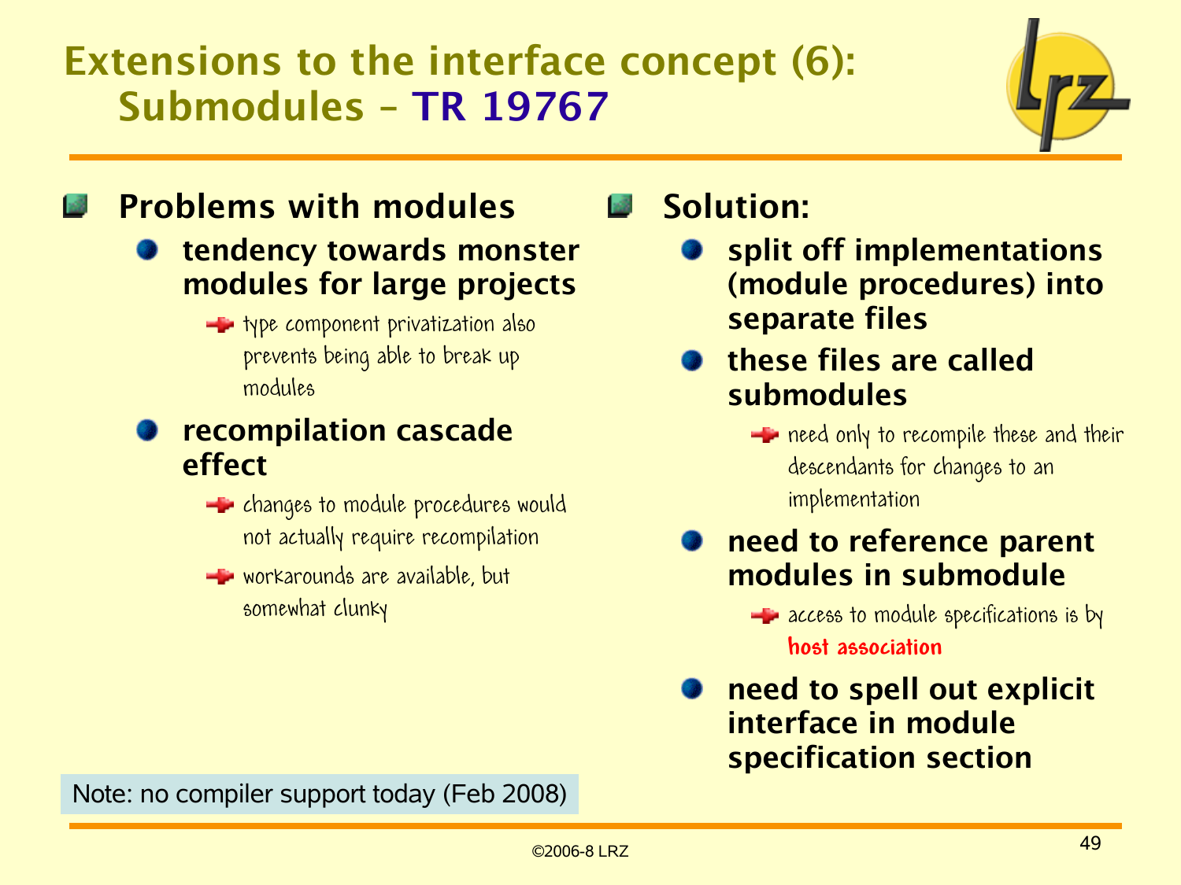# Extensions to the interface concept (6): Submodules – TR 19767

- **Problems with modules**
  - **tendency towards monster modules for large projects**
    - type component privatization also prevents being able to break up modules
  - **recompilation cascade effect**
    - changes to module procedures would not actually require recompilation
    - workarounds are available, but somewhat clunky

- **Solution:**
  - **split off implementations (module procedures) into separate files**
  - **these files are called submodules**
    - need only to recompile these and their descendants for changes to an implementation
  - **need to reference parent modules in submodule**
    - access to module specifications is by **host association**
  - **need to spell out explicit interface in module specification section**

Note: no compiler support today (Feb 2008)

©2006-8 LRZ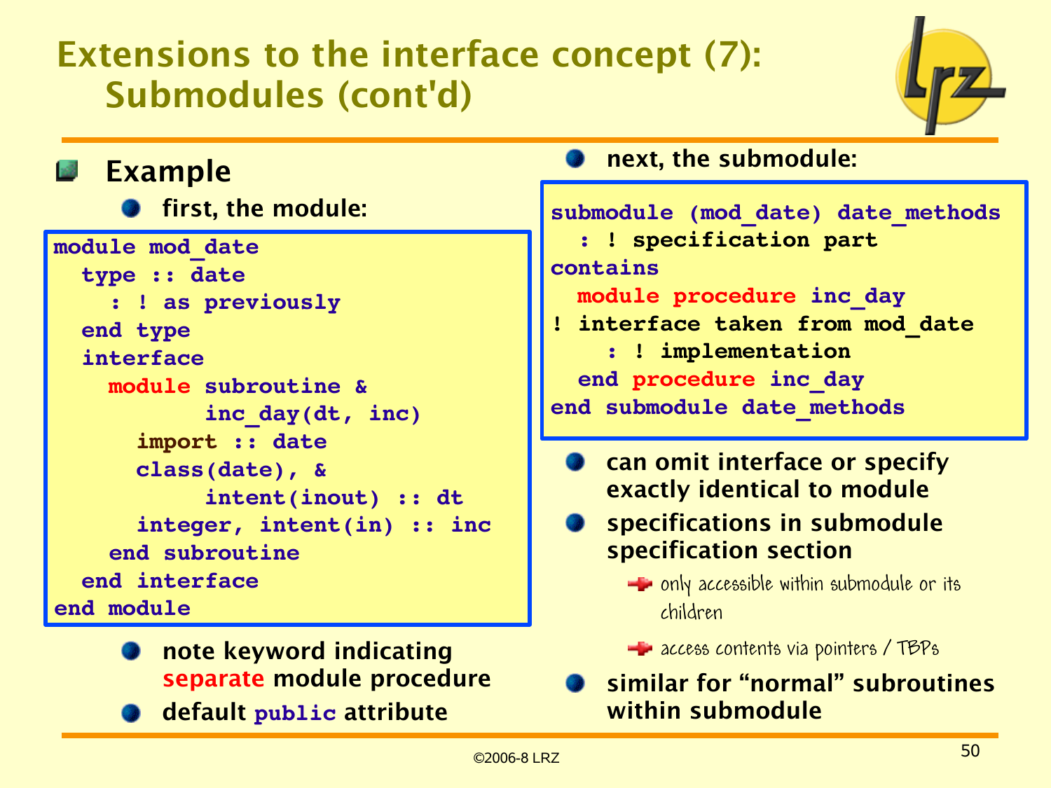# Extensions to the interface concept (7): Submodules (cont'd)

- **Example**
  - **first, the module:**

```
module mod_date
  type :: date
    : ! as previously
  end type
  interface
    module subroutine &
           inc_day(dt, inc)
      import :: date
      class(date), &
           intent(inout) :: dt
      integer, intent(in) :: inc
    end subroutine
  end interface
end module
```

  - **note keyword indicating separate module procedure**
  - **default `public` attribute**

  - **next, the submodule:**

```
submodule (mod_date) date_methods
  : ! specification part
contains
  module procedure inc_day
! interface taken from mod_date
    : ! implementation
  end procedure inc_day
end submodule date_methods
```

  - **can omit interface or specify exactly identical to module**
  - **specifications in submodule specification section**
    - only accessible within submodule or its children
    - access contents via pointers / TBPs
  - **similar for "normal" subroutines within submodule**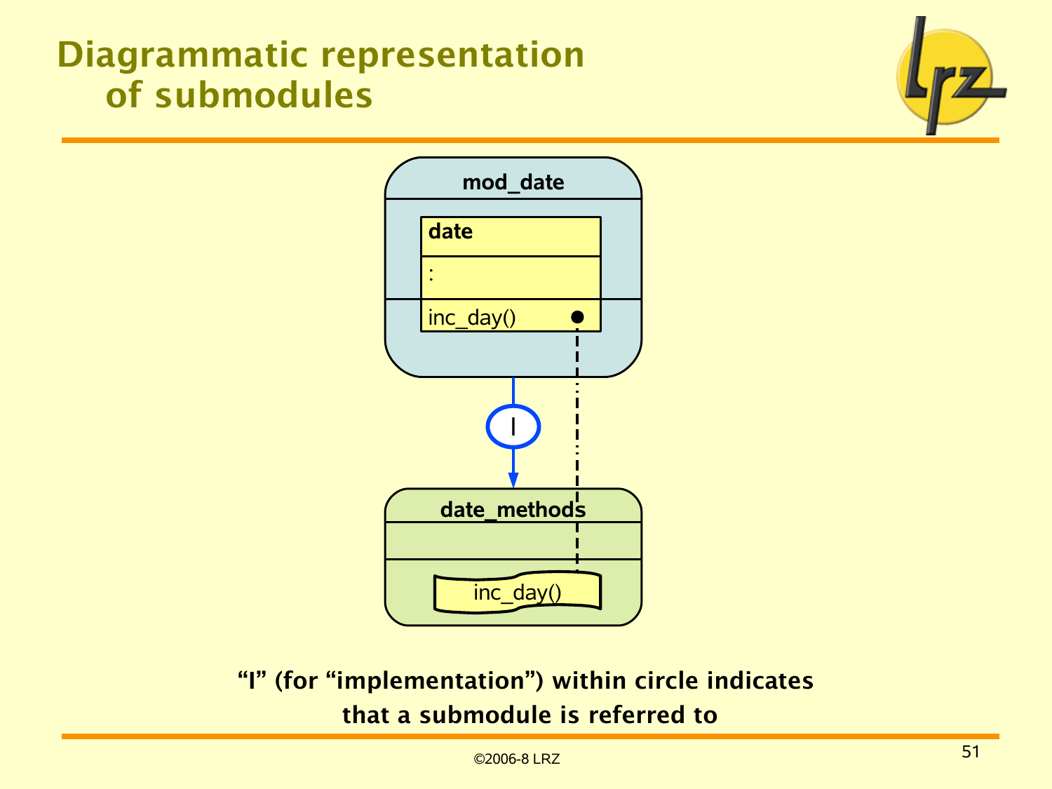# Diagrammatic representation of submodules

mod_date

date

:

inc_day()

I

date_methods

inc_day()

**"I" (for "implementation") within circle indicates that a submodule is referred to**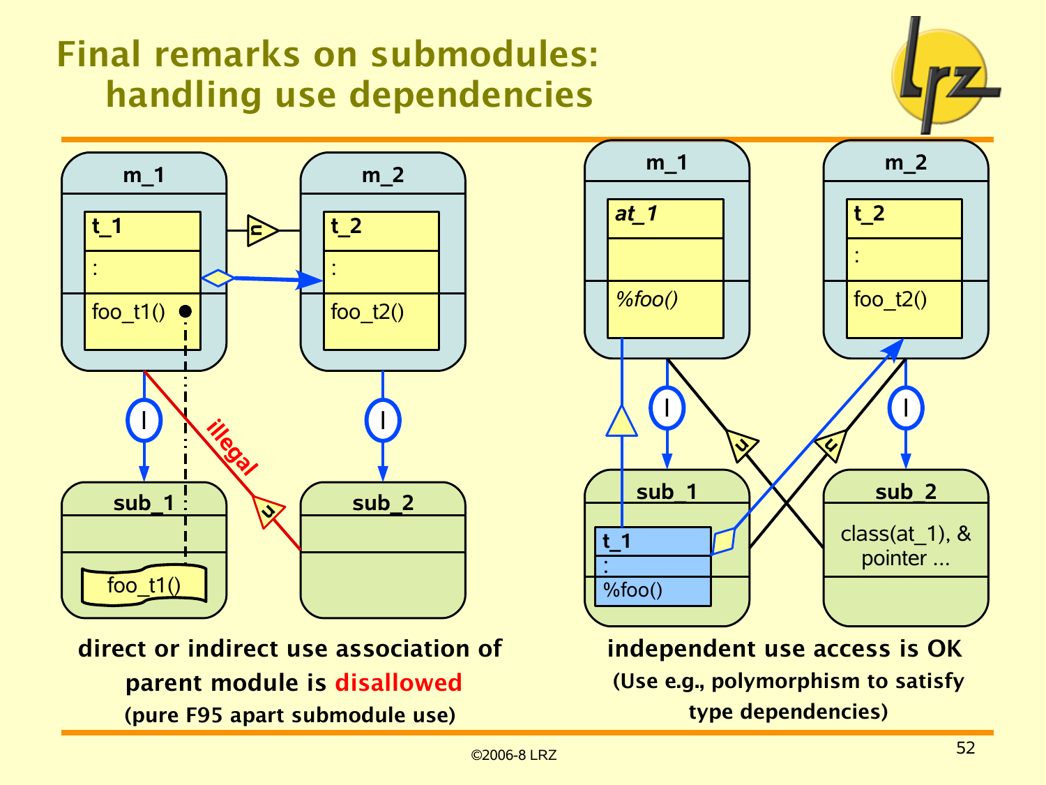# Final remarks on submodules: handling use dependencies

m_1

t_1

:

foo_t1()

m_2

t_2

:

foo_t2()

sub_1

foo_t1()

sub_2

illegal

m_1

at_1

%foo()

m_2

t_2

:

foo_t2()

sub_1

t_1

:

%foo()

sub_2

class(at_1), & pointer ...

**direct or indirect use association of parent module is <span style="color:red">disallowed</span>**

**(pure F95 apart submodule use)**

**independent use access is OK**

**(Use e.g., polymorphism to satisfy type dependencies)**

©2006-8 LRZ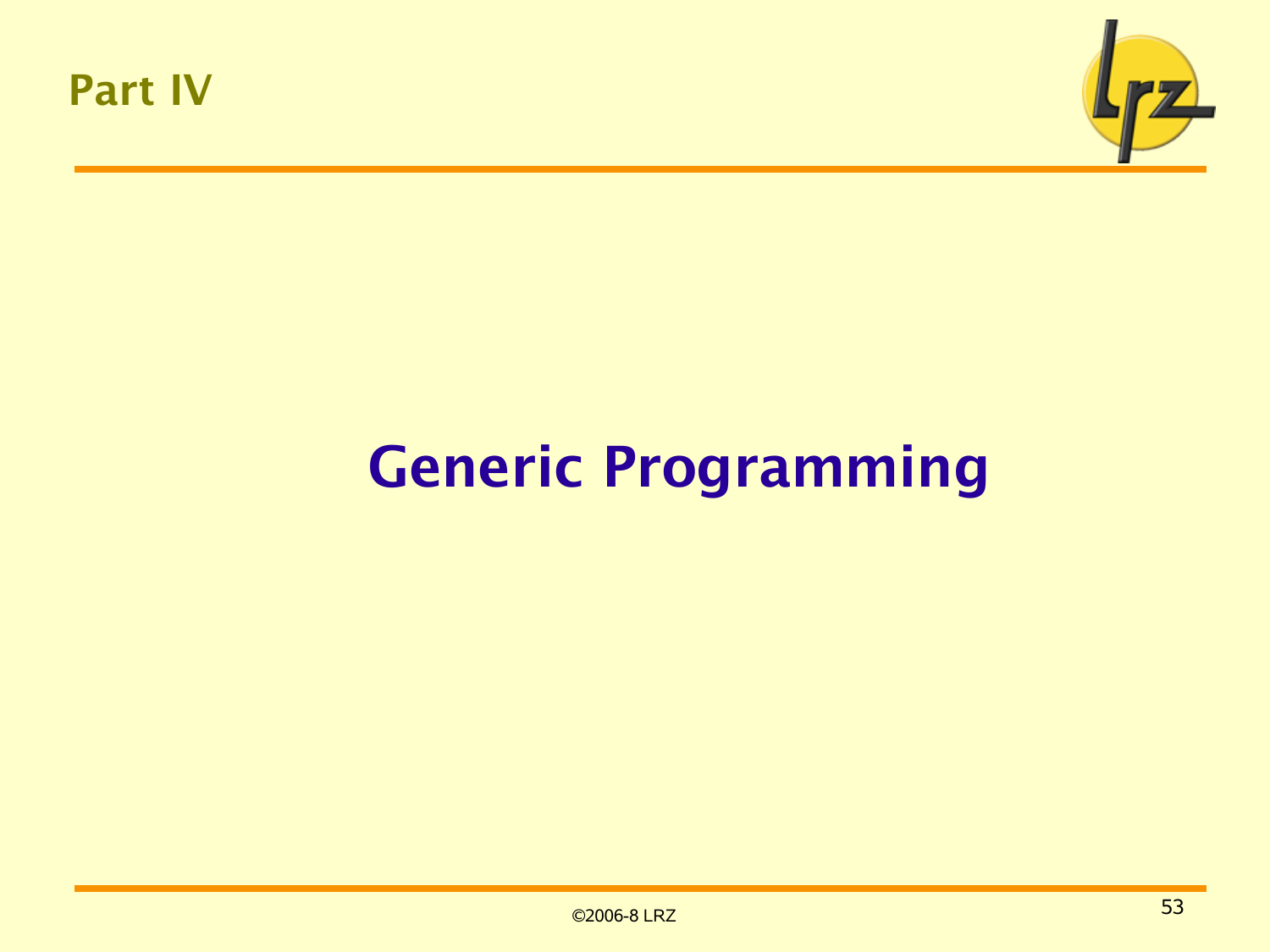## Part IV

# Generic Programming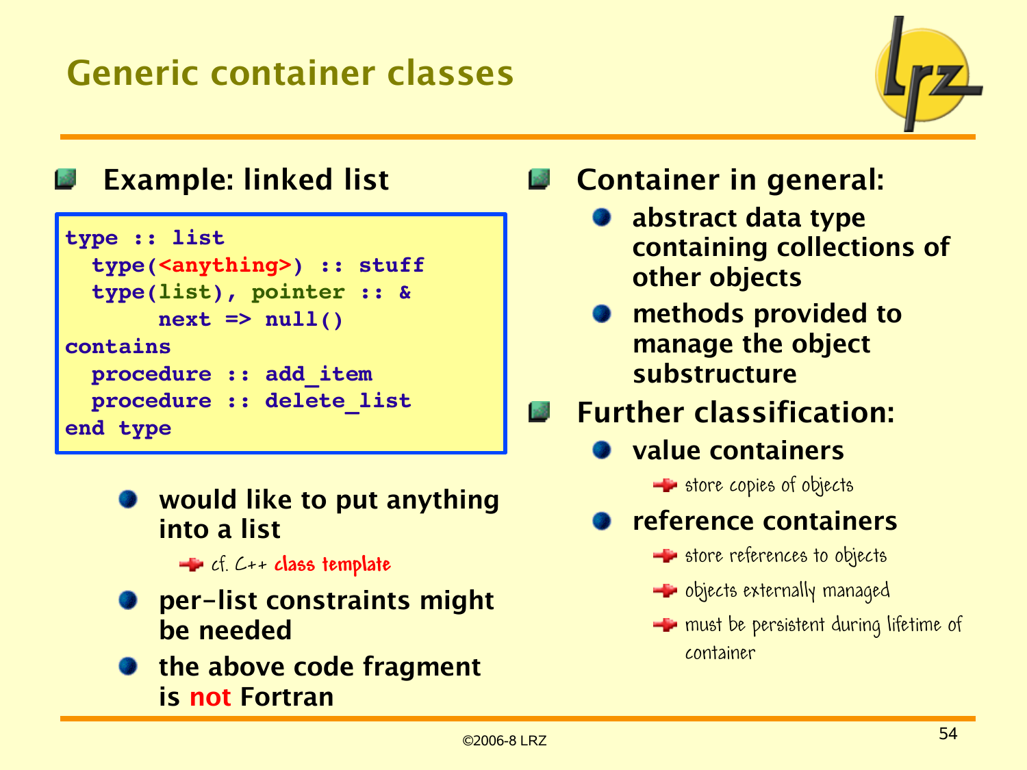# Generic container classes

- **Example: linked list**

```
type :: list
  type(<anything>) :: stuff
  type(list), pointer :: &
       next => null()
contains
  procedure :: add_item
  procedure :: delete_list
end type
```

  - **would like to put anything into a list**
    - cf. C++ class template
  - **per-list constraints might be needed**
  - **the above code fragment is not Fortran**

- **Container in general:**
  - **abstract data type containing collections of other objects**
  - **methods provided to manage the object substructure**
- **Further classification:**
  - **value containers**
    - store copies of objects
  - **reference containers**
    - store references to objects
    - objects externally managed
    - must be persistent during lifetime of container

©2006-8 LRZ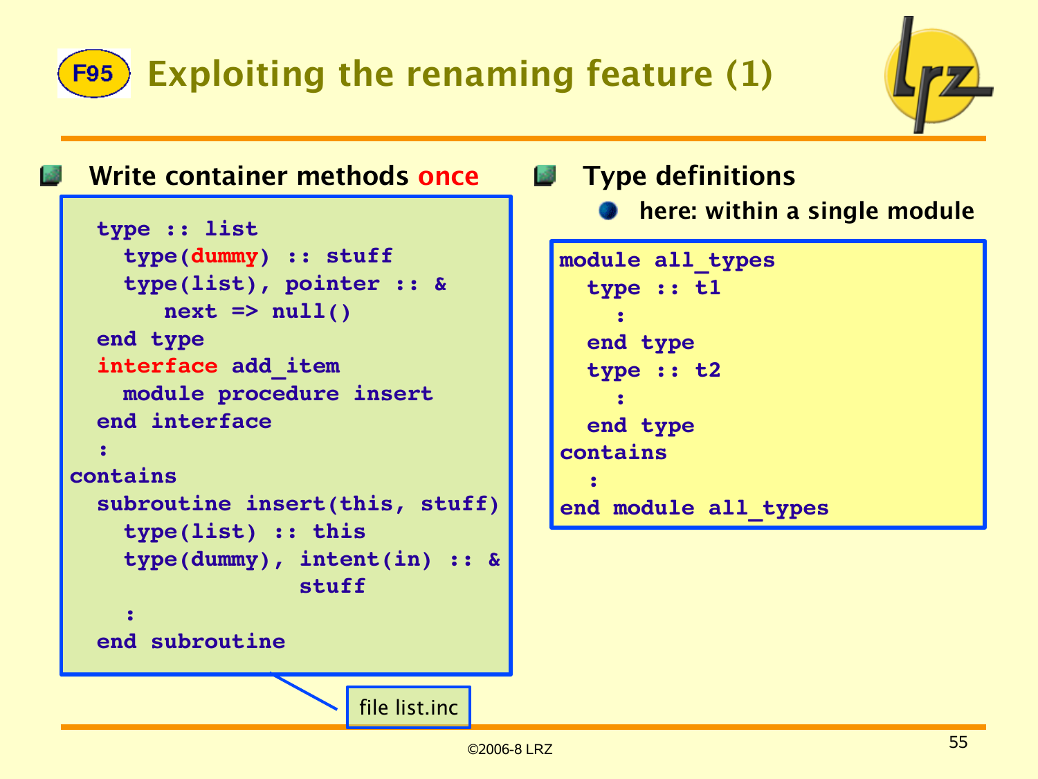# F95 Exploiting the renaming feature (1)

- **Write container methods once**

```
  type :: list
    type(dummy) :: stuff
    type(list), pointer :: &
       next => null()
  end type
  interface add_item
    module procedure insert
  end interface
  :
contains
  subroutine insert(this, stuff)
    type(list) :: this
    type(dummy), intent(in) :: &
                    stuff
    :
  end subroutine
```

file list.inc

- **Type definitions**
  - here: within a single module

```
module all_types
  type :: t1
    :
  end type
  type :: t2
    :
  end type
contains
  :
end module all_types
```

©2006-8 LRZ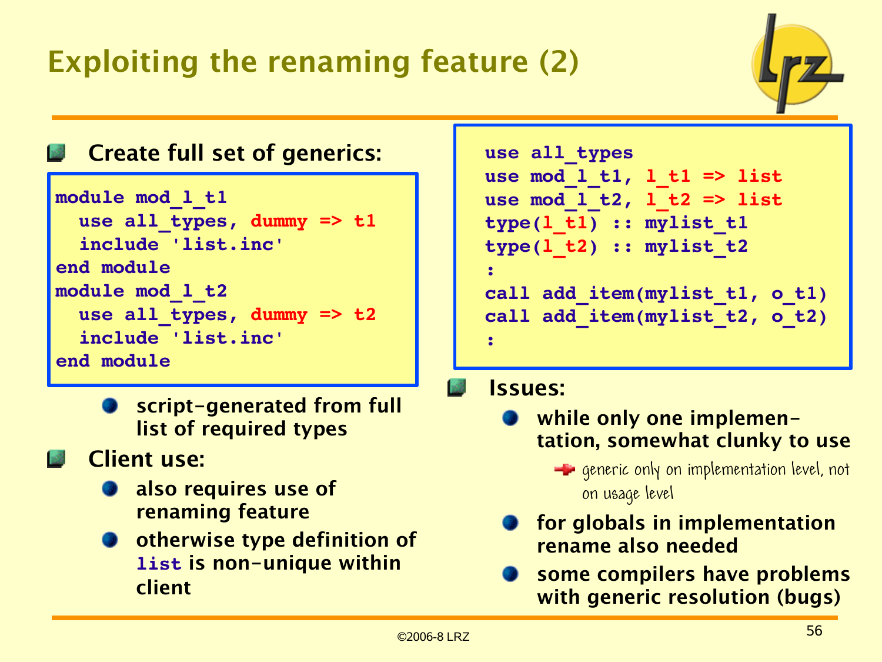# Exploiting the renaming feature (2)

- **Create full set of generics:**

```
module mod_l_t1
  use all_types, dummy => t1
  include 'list.inc'
end module
module mod_l_t2
  use all_types, dummy => t2
  include 'list.inc'
end module
```

  - script-generated from full list of required types

- **Client use:**
  - also requires use of renaming feature
  - otherwise type definition of `list` is non-unique within client

```
use all_types
use mod_l_t1, l_t1 => list
use mod_l_t2, l_t2 => list
type(l_t1) :: mylist_t1
type(l_t2) :: mylist_t2
:
call add_item(mylist_t1, o_t1)
call add_item(mylist_t2, o_t2)
:
```

- **Issues:**
  - while only one implementation, somewhat clunky to use
    - generic only on implementation level, not on usage level
  - for globals in implementation rename also needed
  - some compilers have problems with generic resolution (bugs)

©2006-8 LRZ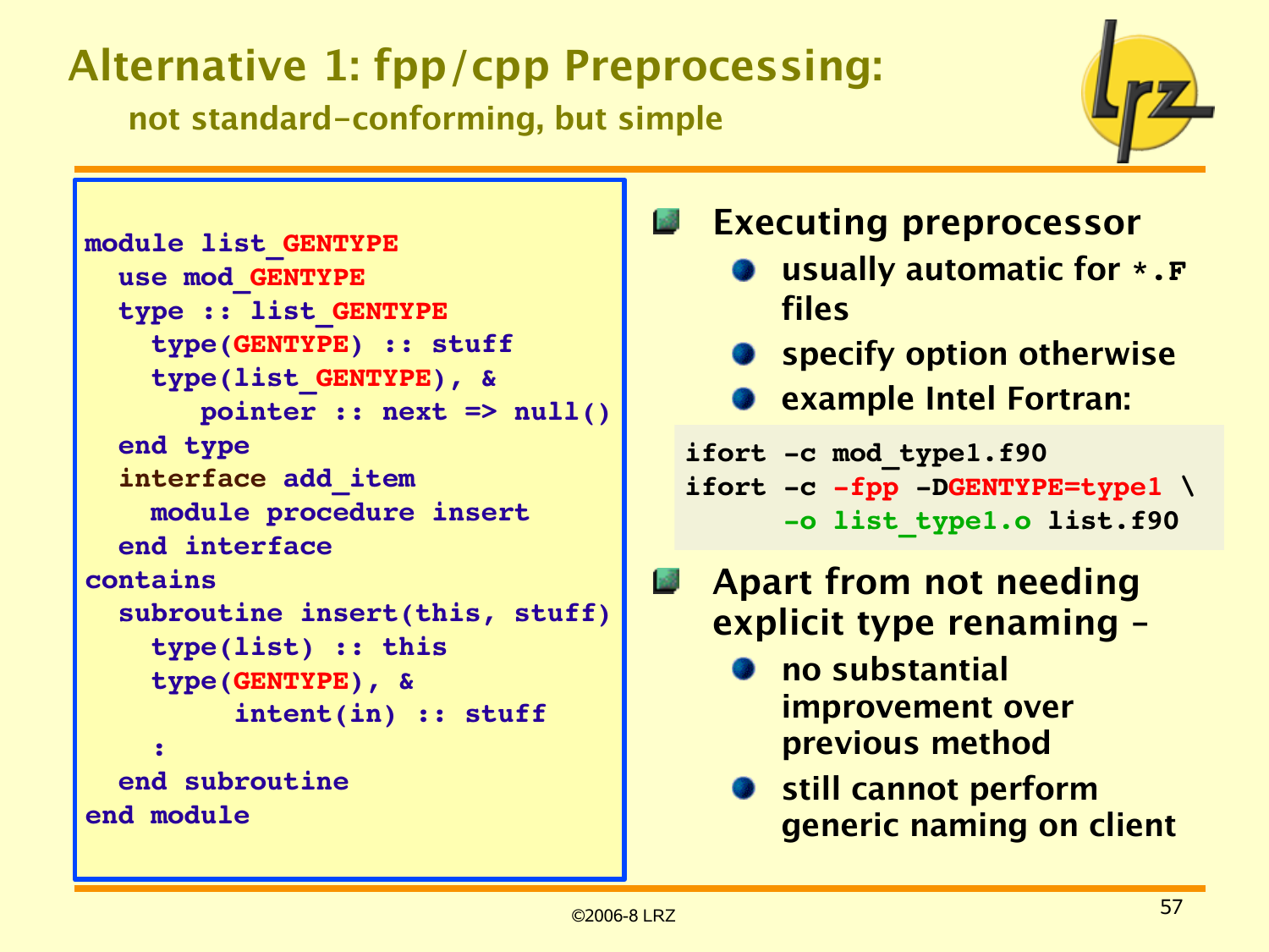# Alternative 1: fpp/cpp Preprocessing:

## not standard-conforming, but simple

```
module list_GENTYPE
  use mod_GENTYPE
  type :: list_GENTYPE
    type(GENTYPE) :: stuff
    type(list_GENTYPE), &
       pointer :: next => null()
  end type
  interface add_item
    module procedure insert
  end interface
contains
  subroutine insert(this, stuff)
    type(list) :: this
    type(GENTYPE), &
         intent(in) :: stuff
    :
  end subroutine
end module
```

- **Executing preprocessor**
  - usually automatic for `*.F` files
  - specify option otherwise
  - example Intel Fortran:

```
ifort -c mod_type1.f90
ifort -c -fpp -DGENTYPE=type1 \
     -o list_type1.o list.f90
```

- **Apart from not needing explicit type renaming –**
  - no substantial improvement over previous method
  - still cannot perform generic naming on client

©2006-8 LRZ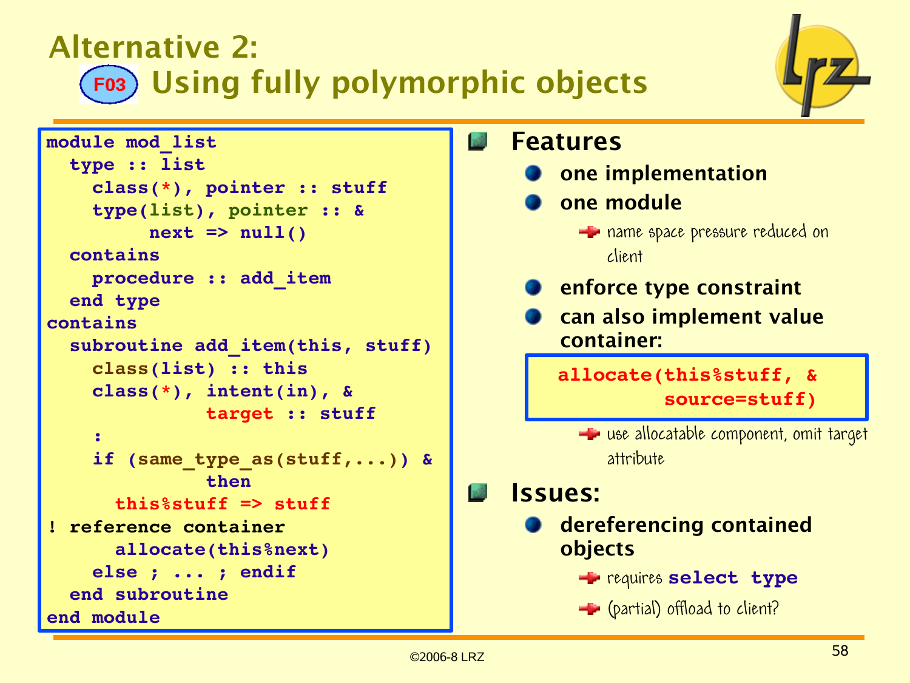# Alternative 2: F03 Using fully polymorphic objects

```
module mod_list
  type :: list
    class(*), pointer :: stuff
    type(list), pointer :: &
         next => null()
  contains
    procedure :: add_item
  end type
contains
  subroutine add_item(this, stuff)
    class(list) :: this
    class(*), intent(in), &
              target :: stuff
    :
    if (same_type_as(stuff,...)) &
              then
      this%stuff => stuff
! reference container
      allocate(this%next)
    else ; ... ; endif
  end subroutine
end module
```

- **Features**
  - one implementation
  - one module
    - name space pressure reduced on client
  - enforce type constraint
  - can also implement value container:

    ```
    allocate(this%stuff, &
             source=stuff)
    ```

    - use allocatable component, omit target attribute
- **Issues:**
  - dereferencing contained objects
    - requires `select type`
    - (partial) offload to client?

©2006-8 LRZ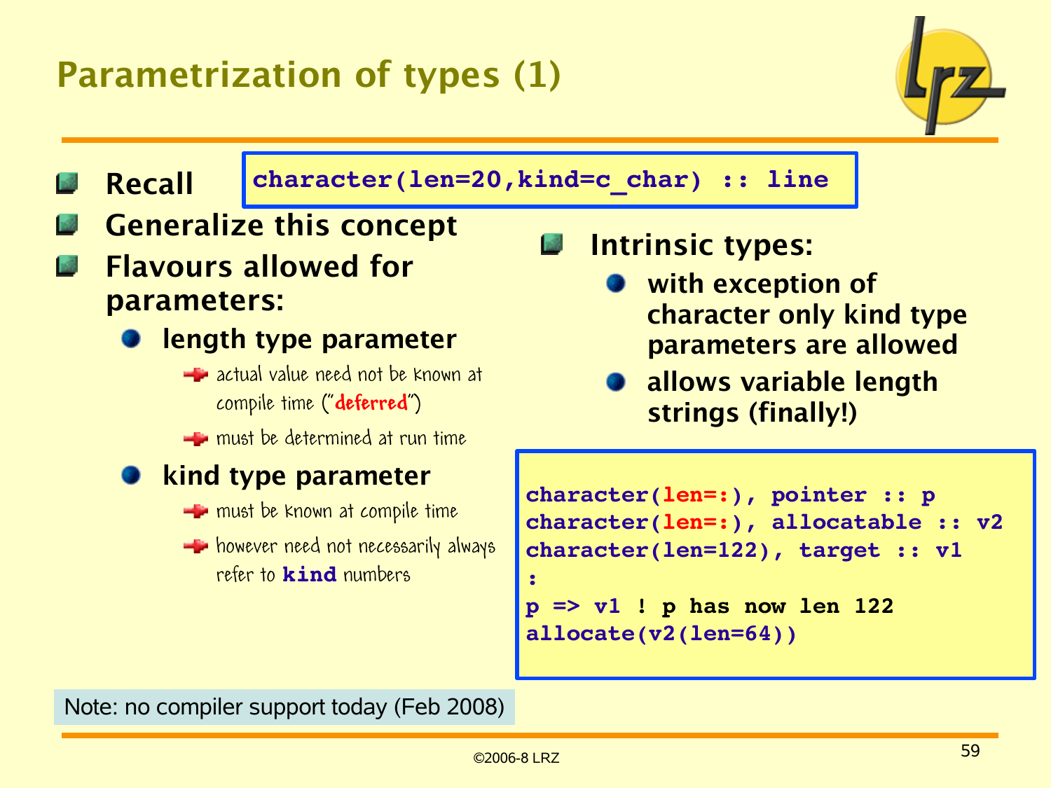# Parametrization of types (1)

- **Recall**

```
character(len=20,kind=c_char) :: line
```

- **Generalize this concept**
- **Flavours allowed for parameters:**
  - **length type parameter**
    - actual value need not be known at compile time ("**deferred**")
    - must be determined at run time
  - **kind type parameter**
    - must be known at compile time
    - however need not necessarily always refer to **kind** numbers

- **Intrinsic types:**
  - **with exception of character only kind type parameters are allowed**
  - **allows variable length strings (finally!)**

```
character(len=:), pointer :: p
character(len=:), allocatable :: v2
character(len=122), target :: v1
:
p => v1 ! p has now len 122
allocate(v2(len=64))
```

Note: no compiler support today (Feb 2008)

©2006-8 LRZ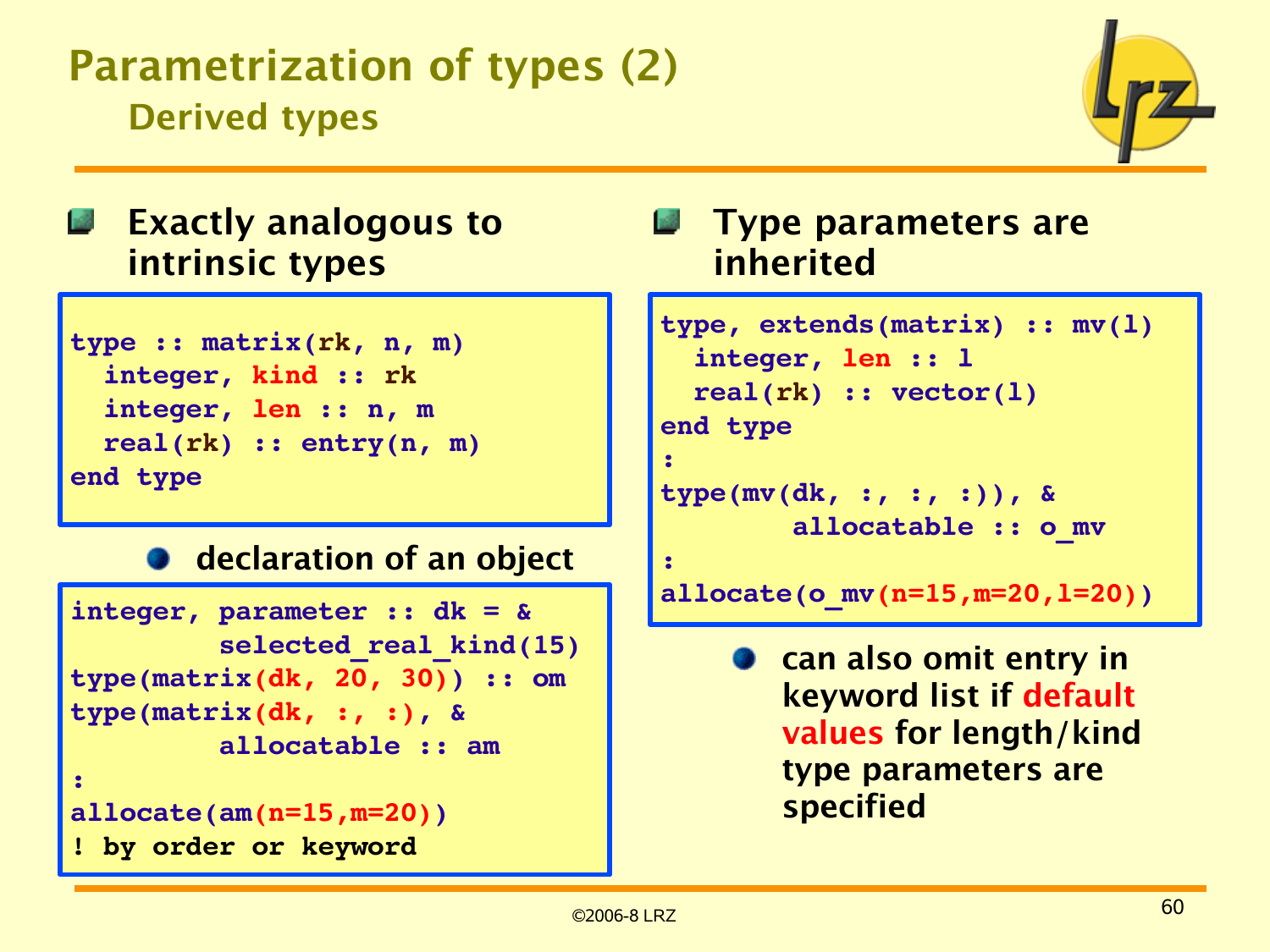# Parametrization of types (2)

## Derived types

- **Exactly analogous to intrinsic types**

```
type :: matrix(rk, n, m)
  integer, kind :: rk
  integer, len :: n, m
  real(rk) :: entry(n, m)
end type
```

- **declaration of an object**

```
integer, parameter :: dk = &
        selected_real_kind(15)
type(matrix(dk, 20, 30)) :: om
type(matrix(dk, :, :), &
        allocatable :: am
:
allocate(am(n=15,m=20))
! by order or keyword
```

- **Type parameters are inherited**

```
type, extends(matrix) :: mv(l)
  integer, len :: l
  real(rk) :: vector(l)
end type
:
type(mv(dk, :, :, :)), &
       allocatable :: o_mv
:
allocate(o_mv(n=15,m=20,l=20))
```

- **can also omit entry in keyword list if default values for length/kind type parameters are specified**

©2006-8 LRZ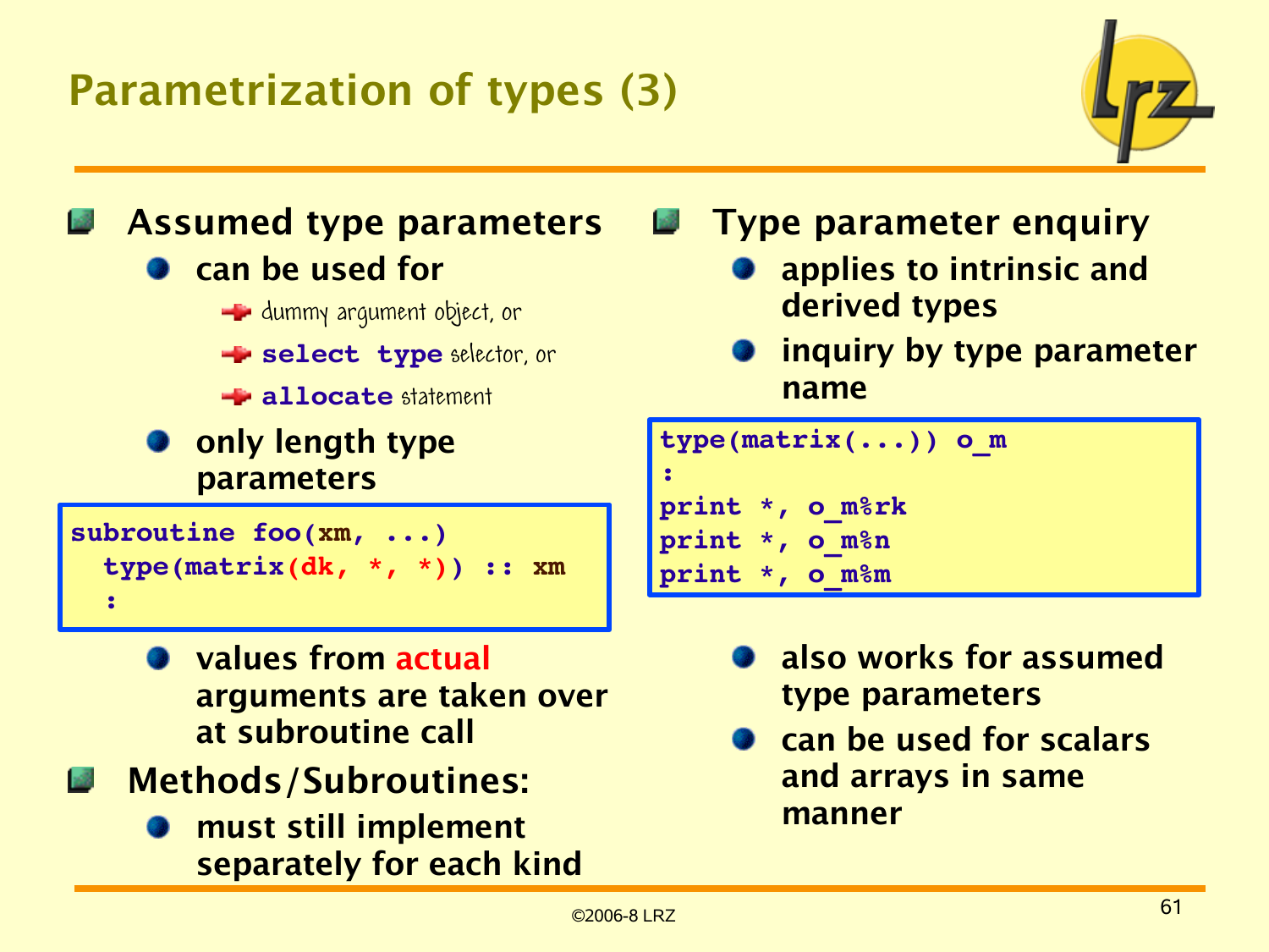# Parametrization of types (3)

- **Assumed type parameters**
  - **can be used for**
    - dummy argument object, or
    - **select type** selector, or
    - **allocate** statement
  - **only length type parameters**

```
subroutine foo(xm, ...)
  type(matrix(dk, *, *)) :: xm
  :
```

  - **values from actual arguments are taken over at subroutine call**
- **Methods/Subroutines:**
  - **must still implement separately for each kind**

- **Type parameter enquiry**
  - **applies to intrinsic and derived types**
  - **inquiry by type parameter name**

```
type(matrix(...)) o_m
:
print *, o_m%rk
print *, o_m%n
print *, o_m%m
```

  - **also works for assumed type parameters**
  - **can be used for scalars and arrays in same manner**

©2006-8 LRZ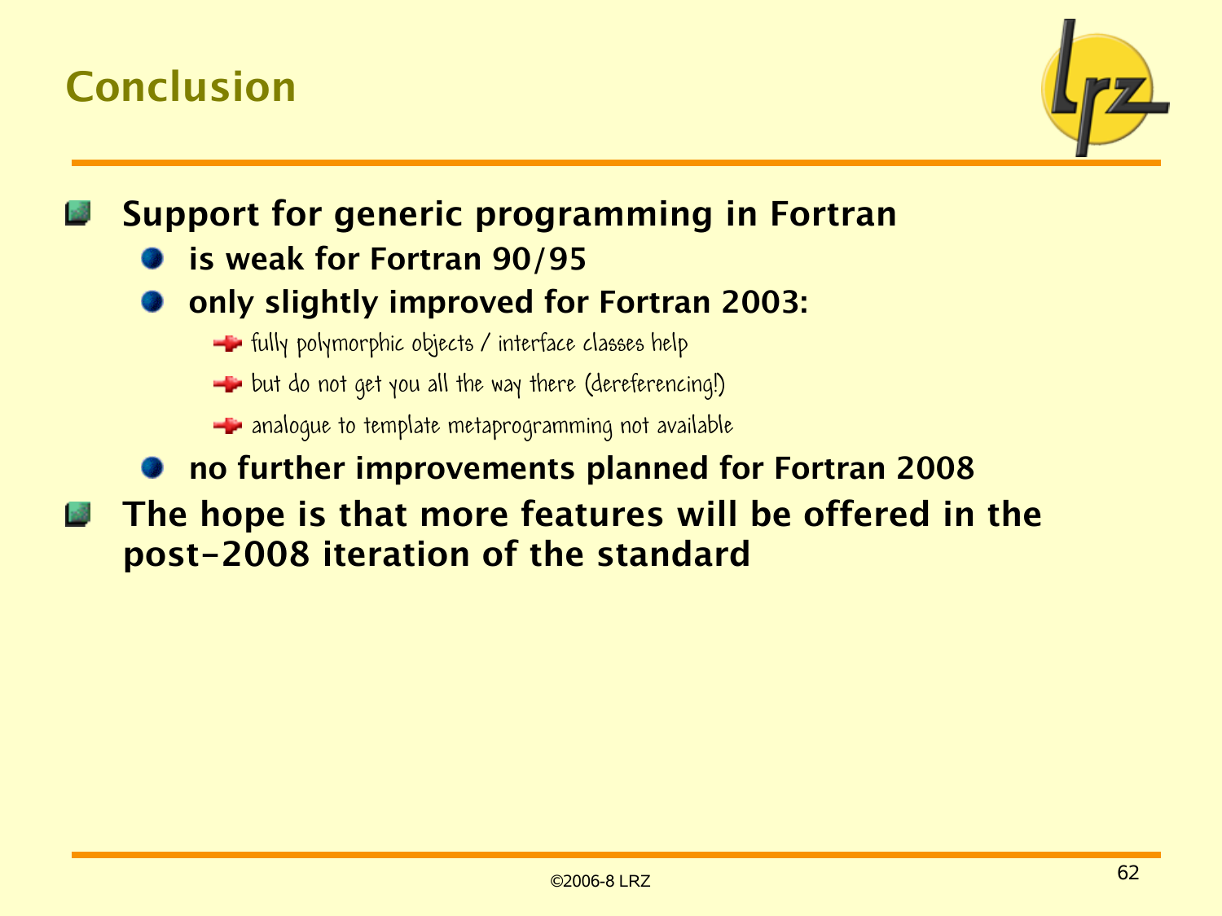# Conclusion

- **Support for generic programming in Fortran**
  - **is weak for Fortran 90/95**
  - **only slightly improved for Fortran 2003:**
    - fully polymorphic objects / interface classes help
    - but do not get you all the way there (dereferencing!)
    - analogue to template metaprogramming not available
  - **no further improvements planned for Fortran 2008**
- **The hope is that more features will be offered in the post-2008 iteration of the standard**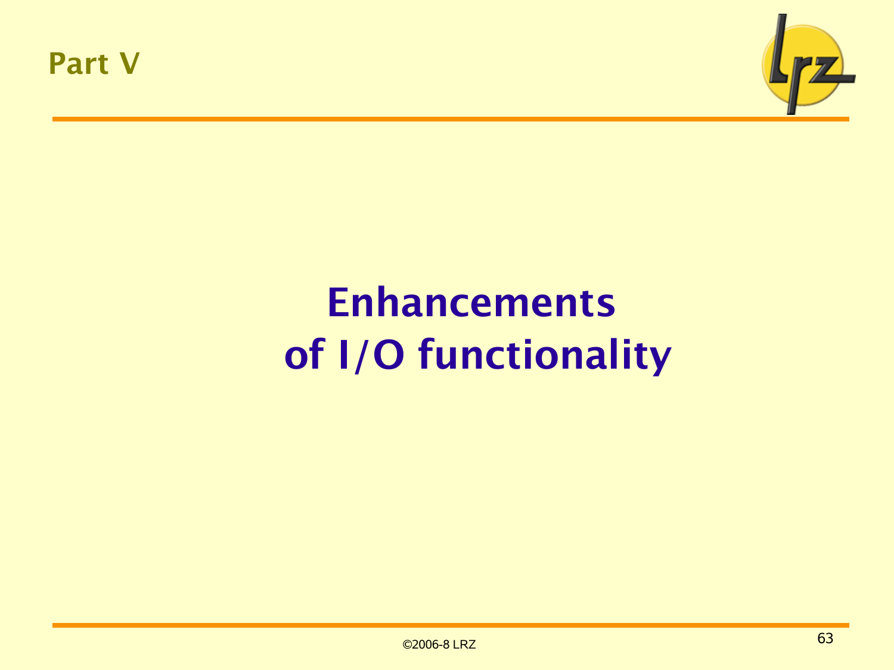## Part V

# Enhancements of I/O functionality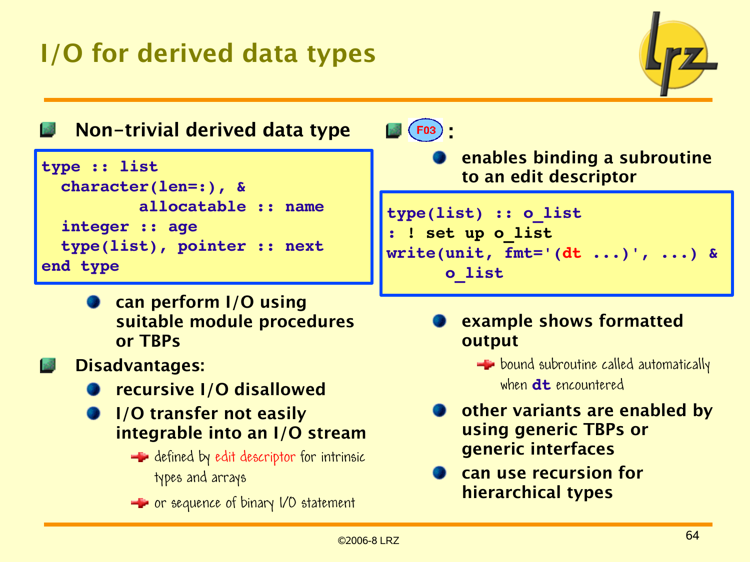# I/O for derived data types

- **Non-trivial derived data type**

```
type :: list
  character(len=:), &
          allocatable :: name
  integer :: age
  type(list), pointer :: next
end type
```

  - can perform I/O using suitable module procedures or TBPs
- **Disadvantages:**
  - recursive I/O disallowed
  - I/O transfer not easily integrable into an I/O stream
    - defined by edit descriptor for intrinsic types and arrays
    - or sequence of binary I/O statement

- **F03:**
  - enables binding a subroutine to an edit descriptor

```
type(list) :: o_list
: ! set up o_list
write(unit, fmt='(dt ...)', ...) &
      o_list
```

  - example shows formatted output
    - bound subroutine called automatically when **dt** encountered
  - other variants are enabled by using generic TBPs or generic interfaces
  - can use recursion for hierarchical types

©2006-8 LRZ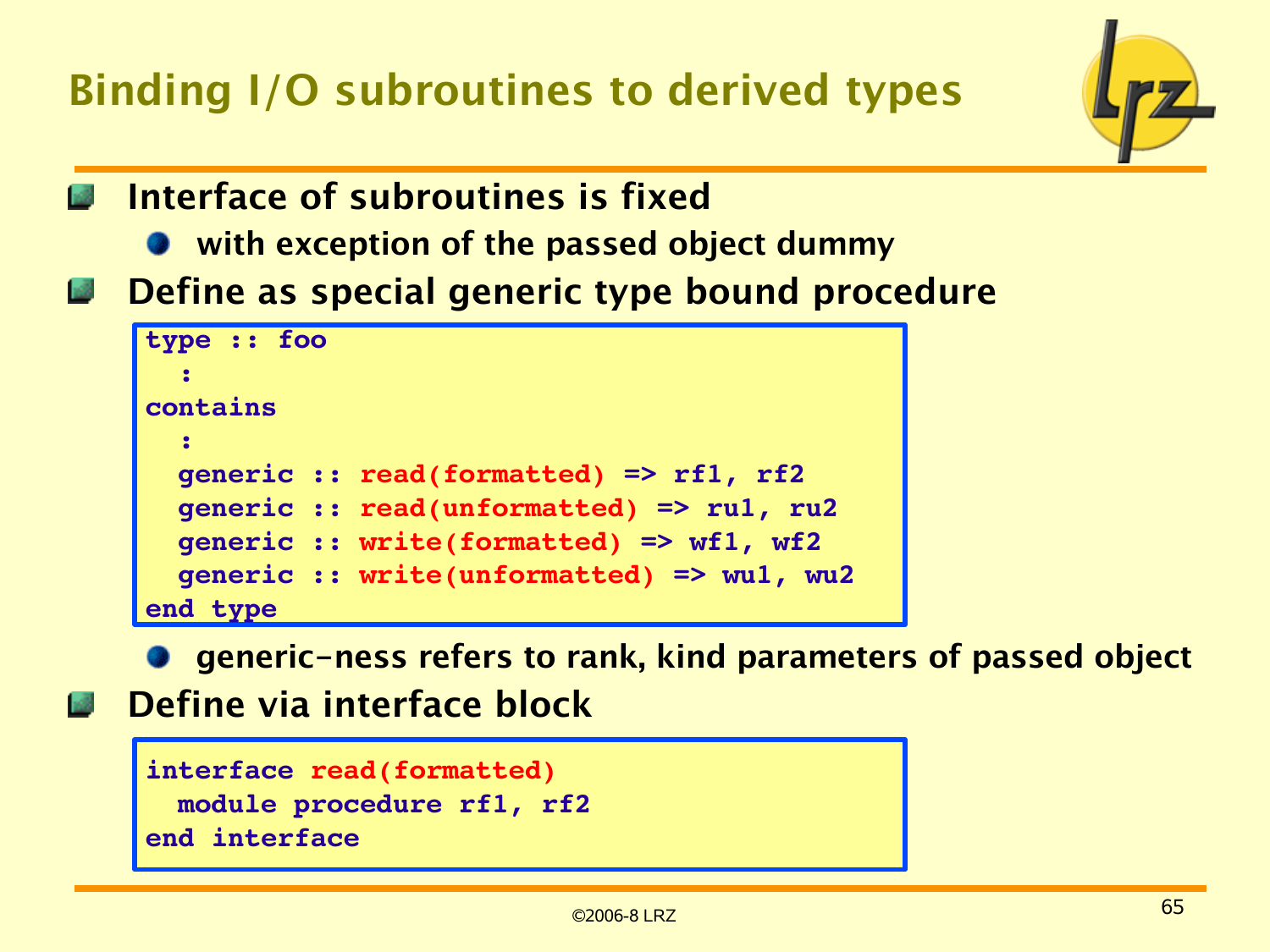# Binding I/O subroutines to derived types

- **Interface of subroutines is fixed**
  - **with exception of the passed object dummy**
- **Define as special generic type bound procedure**

```
type :: foo
  :
contains
  :
  generic :: read(formatted) => rf1, rf2
  generic :: read(unformatted) => ru1, ru2
  generic :: write(formatted) => wf1, wf2
  generic :: write(unformatted) => wu1, wu2
end type
```

  - **generic-ness refers to rank, kind parameters of passed object**
- **Define via interface block**

```
interface read(formatted)
  module procedure rf1, rf2
end interface
```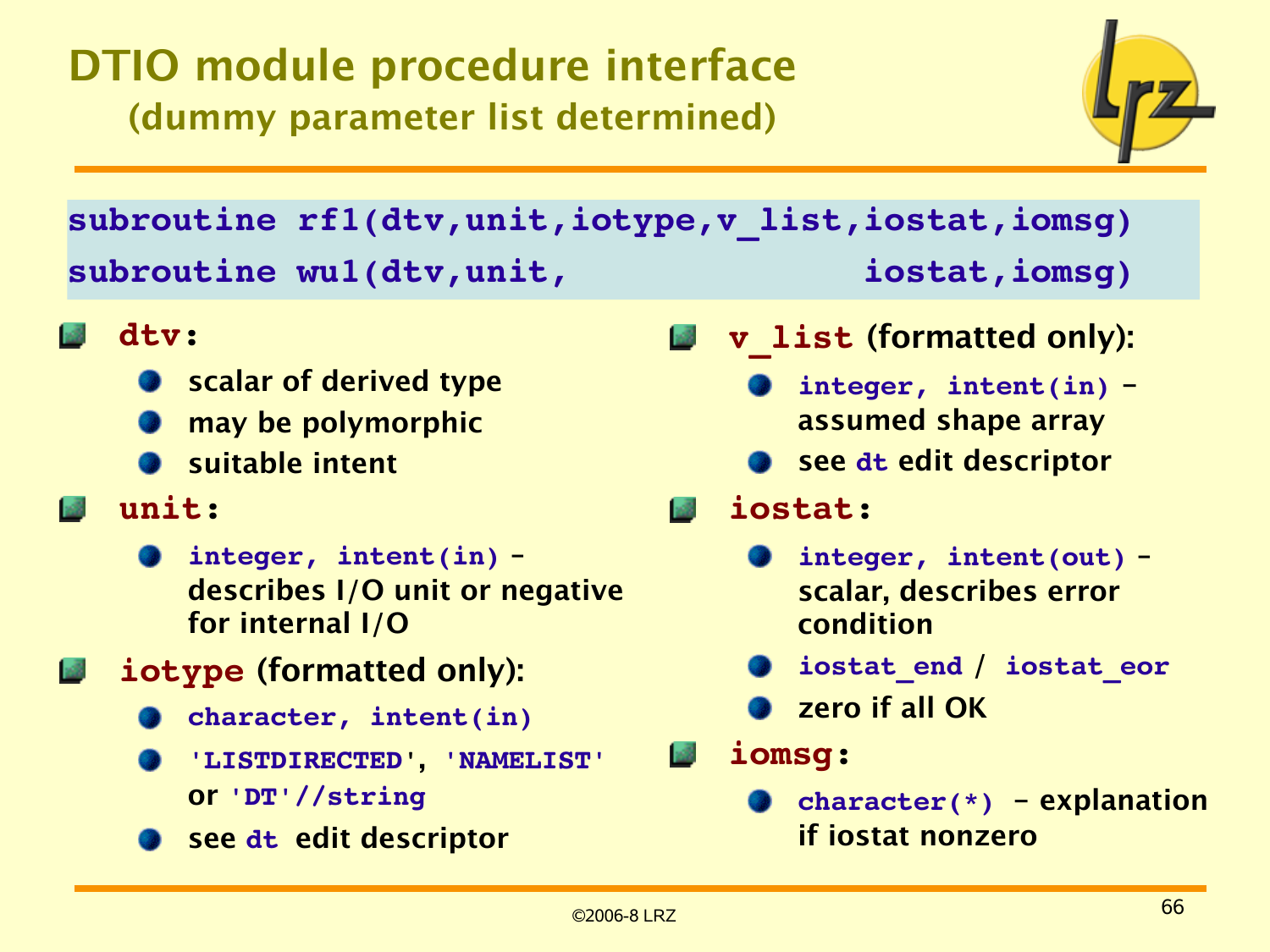# DTIO module procedure interface

## (dummy parameter list determined)

```
subroutine rf1(dtv,unit,iotype,v_list,iostat,iomsg)
subroutine wu1(dtv,unit,                iostat,iomsg)
```

- **dtv**:
  - scalar of derived type
  - may be polymorphic
  - suitable intent
- **unit**:
  - `integer, intent(in)` – describes I/O unit or negative for internal I/O
- **iotype** (formatted only):
  - `character, intent(in)`
  - `'LISTDIRECTED'`, `'NAMELIST'` or `'DT'//string`
  - see `dt` edit descriptor
- **v_list** (formatted only):
  - `integer, intent(in)` – assumed shape array
  - see `dt` edit descriptor
- **iostat**:
  - `integer, intent(out)` – scalar, describes error condition
  - `iostat_end` / `iostat_eor`
  - zero if all OK
- **iomsg**:
  - `character(*)` – explanation if iostat nonzero

©2006-8 LRZ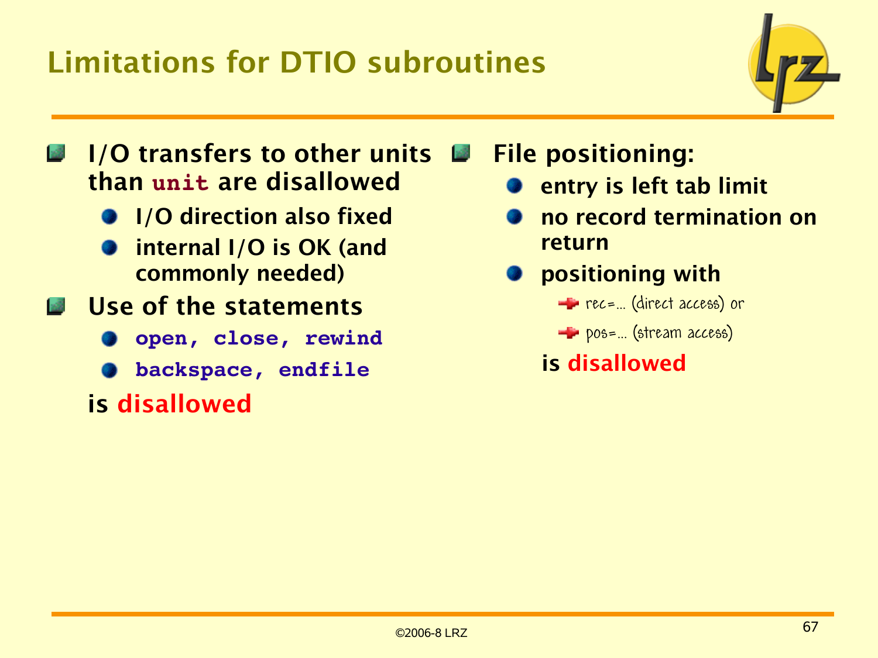# Limitations for DTIO subroutines

- **I/O transfers to other units than `unit` are disallowed**
  - **I/O direction also fixed**
  - **internal I/O is OK (and commonly needed)**
- **Use of the statements**
  - **`open, close, rewind`**
  - **`backspace, endfile`**

  **is disallowed**

- **File positioning:**
  - **entry is left tab limit**
  - **no record termination on return**
  - **positioning with**
    - rec=... (direct access) or
    - pos=... (stream access)

    **is disallowed**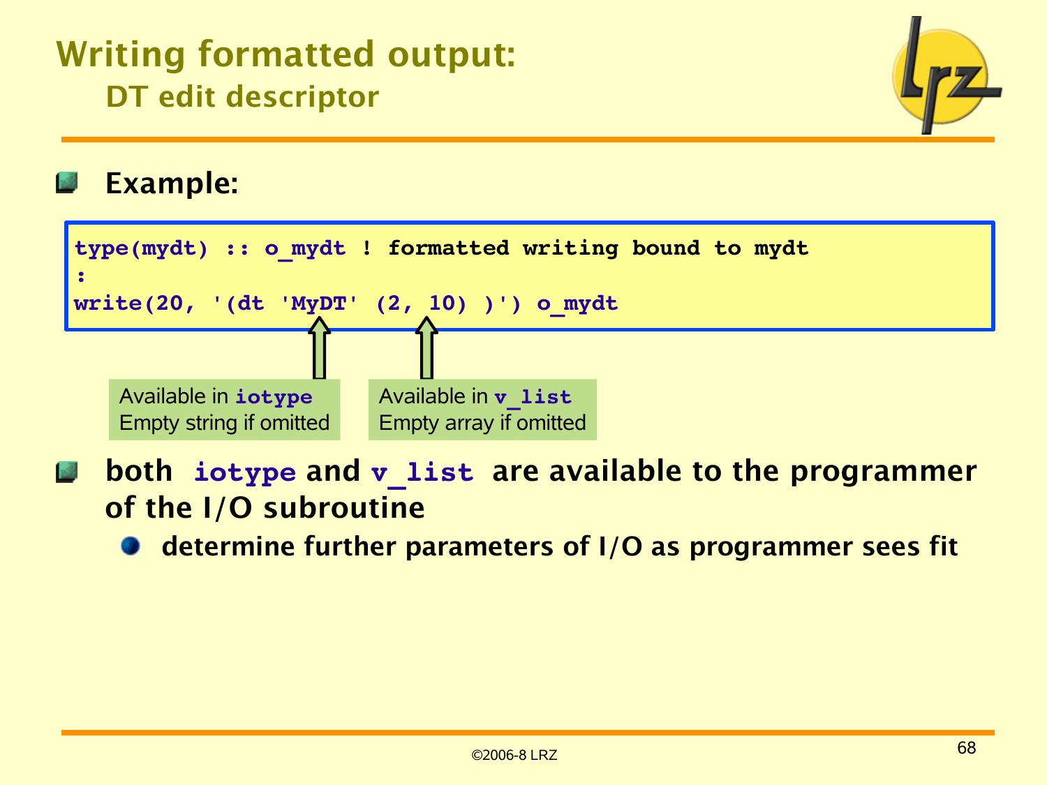# Writing formatted output:

## DT edit descriptor

- **Example:**

```
type(mydt) :: o_mydt ! formatted writing bound to mydt
:
write(20, '(dt 'MyDT' (2, 10) )') o_mydt
```

Available in **iotype**
Empty string if omitted

Available in **v_list**
Empty array if omitted

- **both iotype and v_list are available to the programmer of the I/O subroutine**
  - **determine further parameters of I/O as programmer sees fit**

©2006-8 LRZ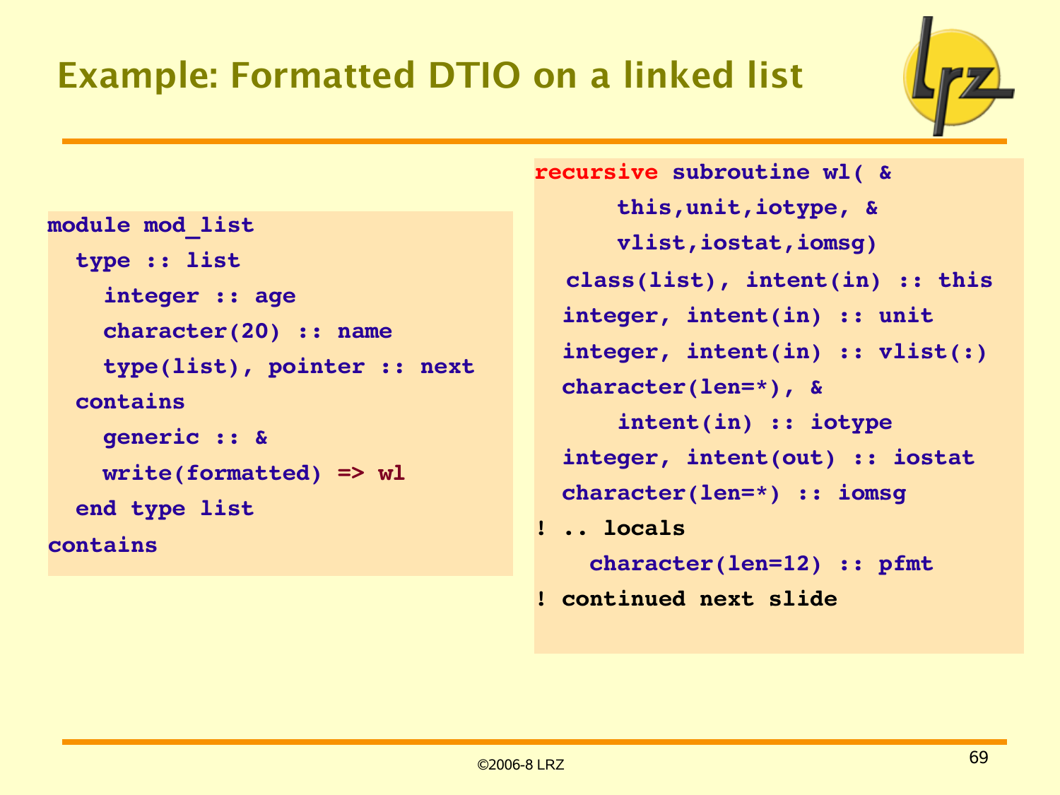# Example: Formatted DTIO on a linked list

```
module mod_list
  type :: list
    integer :: age
    character(20) :: name
    type(list), pointer :: next
  contains
    generic :: &
    write(formatted) => wl
  end type list
contains
```

```
recursive subroutine wl( &
      this,unit,iotype, &
      vlist,iostat,iomsg)
   class(list), intent(in) :: this
  integer, intent(in) :: unit
  integer, intent(in) :: vlist(:)
  character(len=*), &
      intent(in) :: iotype
  integer, intent(out) :: iostat
  character(len=*) :: iomsg
! .. locals
    character(len=12) :: pfmt
! continued next slide
```

©2006-8 LRZ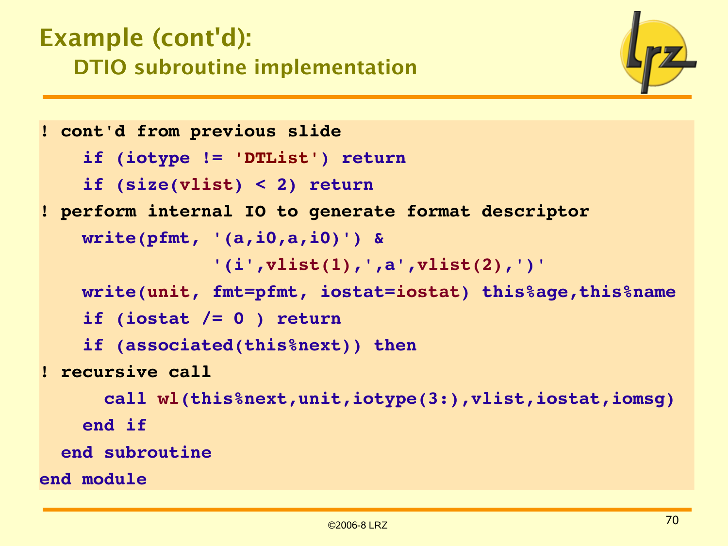# Example (cont'd):

## DTIO subroutine implementation

```
! cont'd from previous slide
    if (iotype != 'DTList') return
    if (size(vlist) < 2) return
! perform internal IO to generate format descriptor
    write(pfmt, '(a,i0,a,i0)') &
                '(i',vlist(1),',a',vlist(2),')'
    write(unit, fmt=pfmt, iostat=iostat) this%age,this%name
    if (iostat /= 0 ) return
    if (associated(this%next)) then
! recursive call
      call wl(this%next,unit,iotype(3:),vlist,iostat,iomsg)
    end if
  end subroutine
end module
```

©2006-8 LRZ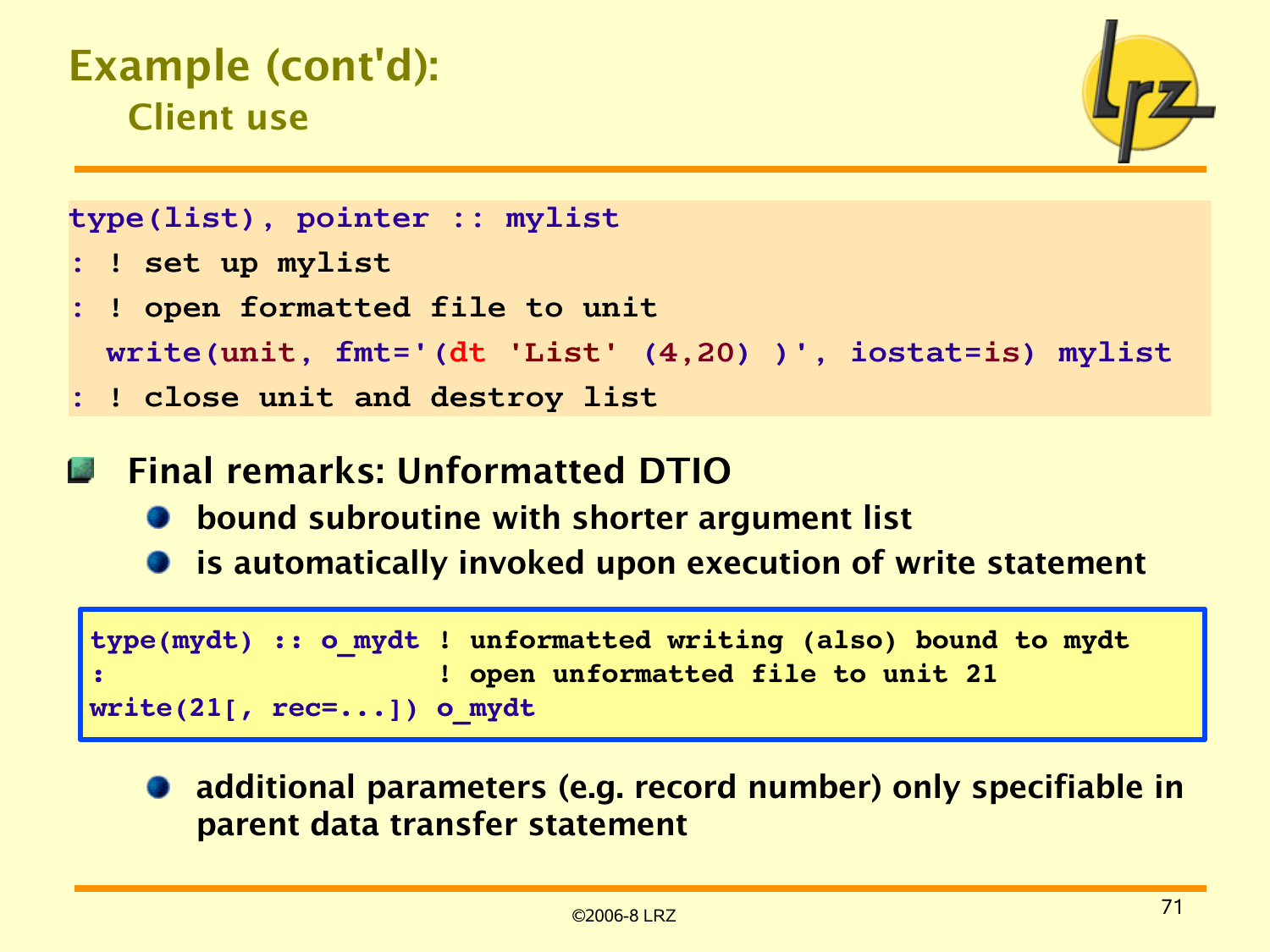# Example (cont'd):

## Client use

```
type(list), pointer :: mylist
: ! set up mylist
: ! open formatted file to unit
  write(unit, fmt='(dt 'List' (4,20) )', iostat=is) mylist
: ! close unit and destroy list
```

- **Final remarks: Unformatted DTIO**
  - **bound subroutine with shorter argument list**
  - **is automatically invoked upon execution of write statement**

```
type(mydt) :: o_mydt ! unformatted writing (also) bound to mydt
:                    ! open unformatted file to unit 21
write(21[, rec=...]) o_mydt
```

  - **additional parameters (e.g. record number) only specifiable in parent data transfer statement**

©2006-8 LRZ